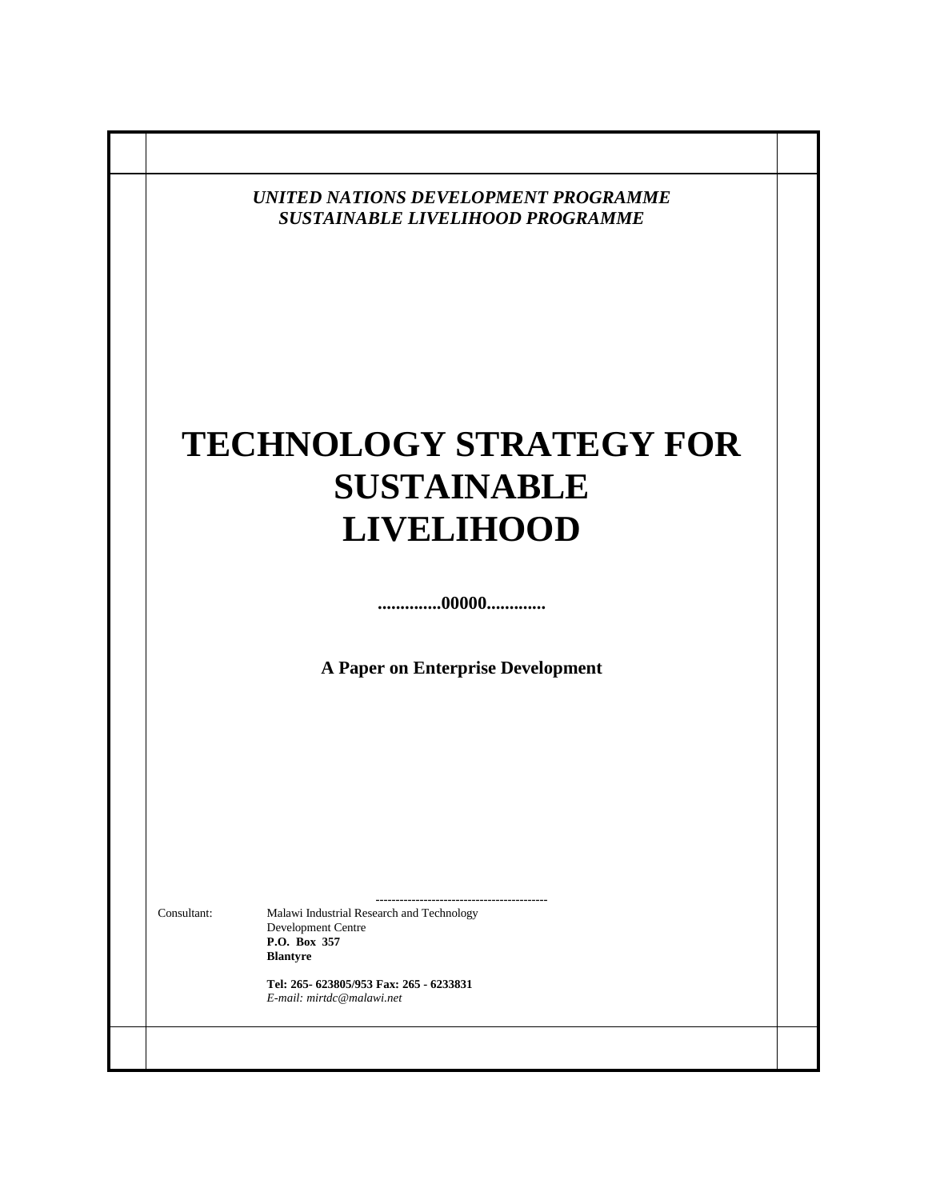*UNITED NATIONS DEVELOPMENT PROGRAMME*
*SUSTAINABLE LIVELIHOOD PROGRAMME*

# TECHNOLOGY STRATEGY FOR SUSTAINABLE LIVELIHOOD

**.............00000............**

**A Paper on Enterprise Development**

-------------------------------------------

Consultant: Malawi Industrial Research and Technology Development Centre
**P.O. Box 357**
**Blantyre**

**Tel: 265- 623805/953 Fax: 265 - 6233831**
*E-mail: mirtdc@malawi.net*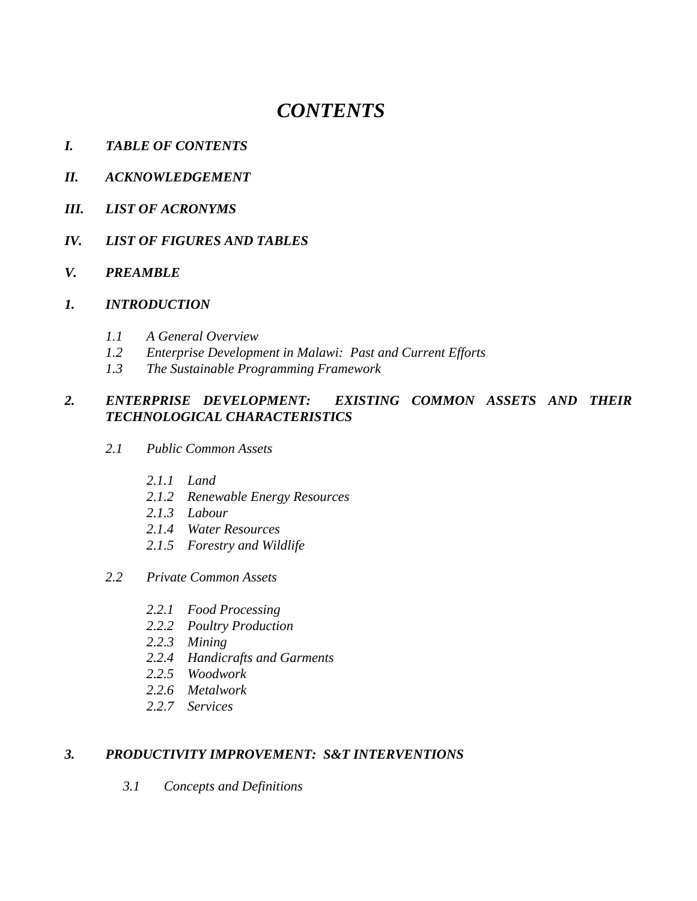# *CONTENTS*

***I. TABLE OF CONTENTS***

***II. ACKNOWLEDGEMENT***

***III. LIST OF ACRONYMS***

***IV. LIST OF FIGURES AND TABLES***

***V. PREAMBLE***

***1. INTRODUCTION***

- *1.1 A General Overview*
- *1.2 Enterprise Development in Malawi: Past and Current Efforts*
- *1.3 The Sustainable Programming Framework*

***2. ENTERPRISE DEVELOPMENT: EXISTING COMMON ASSETS AND THEIR TECHNOLOGICAL CHARACTERISTICS***

- *2.1 Public Common Assets*
  - *2.1.1 Land*
  - *2.1.2 Renewable Energy Resources*
  - *2.1.3 Labour*
  - *2.1.4 Water Resources*
  - *2.1.5 Forestry and Wildlife*
- *2.2 Private Common Assets*
  - *2.2.1 Food Processing*
  - *2.2.2 Poultry Production*
  - *2.2.3 Mining*
  - *2.2.4 Handicrafts and Garments*
  - *2.2.5 Woodwork*
  - *2.2.6 Metalwork*
  - *2.2.7 Services*

***3. PRODUCTIVITY IMPROVEMENT: S&T INTERVENTIONS***

- *3.1 Concepts and Definitions*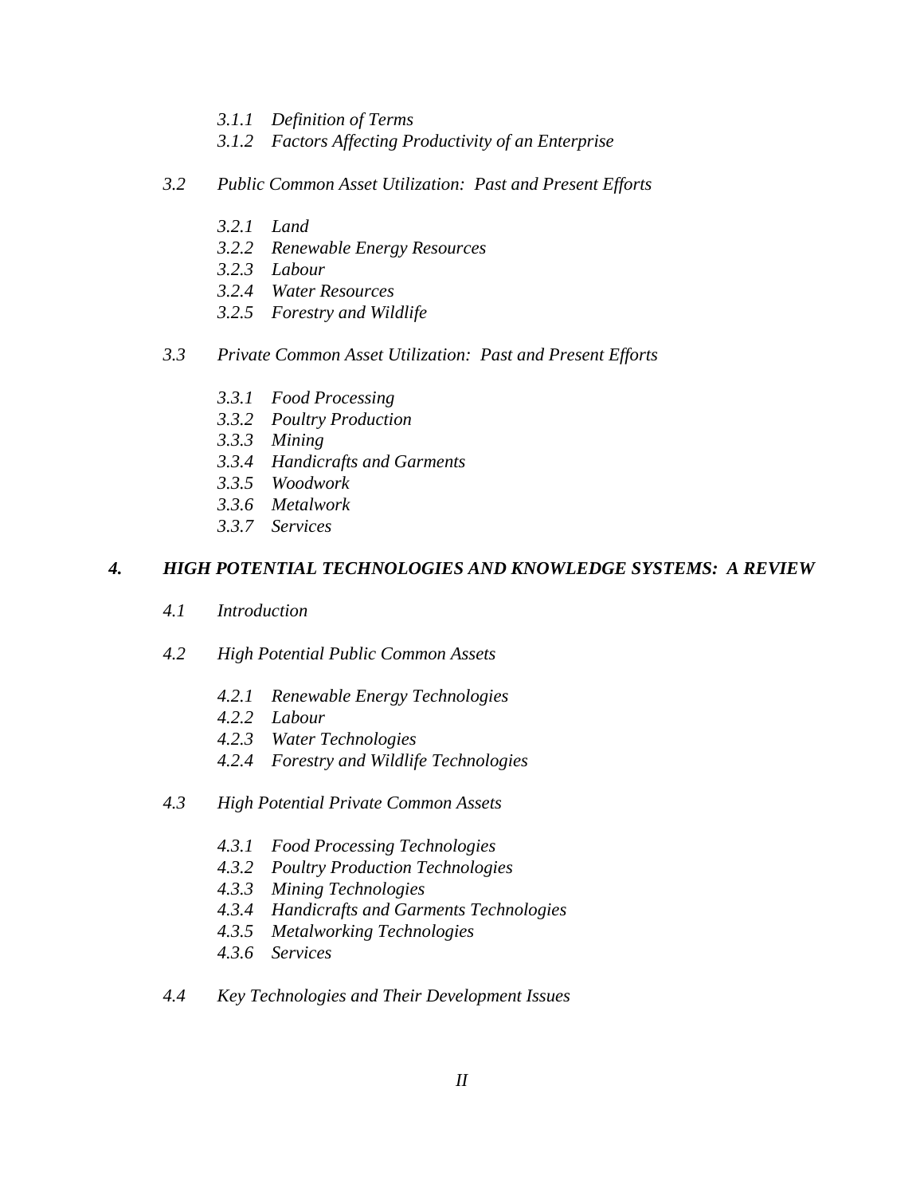*3.1.1 Definition of Terms*
*3.1.2 Factors Affecting Productivity of an Enterprise*

*3.2 Public Common Asset Utilization: Past and Present Efforts*

*3.2.1 Land*
*3.2.2 Renewable Energy Resources*
*3.2.3 Labour*
*3.2.4 Water Resources*
*3.2.5 Forestry and Wildlife*

*3.3 Private Common Asset Utilization: Past and Present Efforts*

*3.3.1 Food Processing*
*3.3.2 Poultry Production*
*3.3.3 Mining*
*3.3.4 Handicrafts and Garments*
*3.3.5 Woodwork*
*3.3.6 Metalwork*
*3.3.7 Services*

***4. HIGH POTENTIAL TECHNOLOGIES AND KNOWLEDGE SYSTEMS: A REVIEW***

*4.1 Introduction*

*4.2 High Potential Public Common Assets*

*4.2.1 Renewable Energy Technologies*
*4.2.2 Labour*
*4.2.3 Water Technologies*
*4.2.4 Forestry and Wildlife Technologies*

*4.3 High Potential Private Common Assets*

*4.3.1 Food Processing Technologies*
*4.3.2 Poultry Production Technologies*
*4.3.3 Mining Technologies*
*4.3.4 Handicrafts and Garments Technologies*
*4.3.5 Metalworking Technologies*
*4.3.6 Services*

*4.4 Key Technologies and Their Development Issues*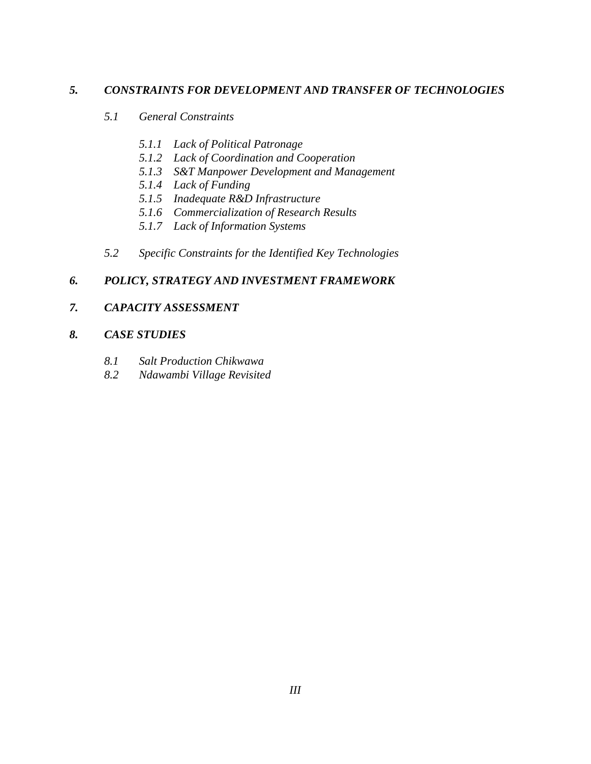***5. CONSTRAINTS FOR DEVELOPMENT AND TRANSFER OF TECHNOLOGIES***

- *5.1 General Constraints*
  - *5.1.1 Lack of Political Patronage*
  - *5.1.2 Lack of Coordination and Cooperation*
  - *5.1.3 S&T Manpower Development and Management*
  - *5.1.4 Lack of Funding*
  - *5.1.5 Inadequate R&D Infrastructure*
  - *5.1.6 Commercialization of Research Results*
  - *5.1.7 Lack of Information Systems*
- *5.2 Specific Constraints for the Identified Key Technologies*

***6. POLICY, STRATEGY AND INVESTMENT FRAMEWORK***

***7. CAPACITY ASSESSMENT***

***8. CASE STUDIES***

- *8.1 Salt Production Chikwawa*
- *8.2 Ndawambi Village Revisited*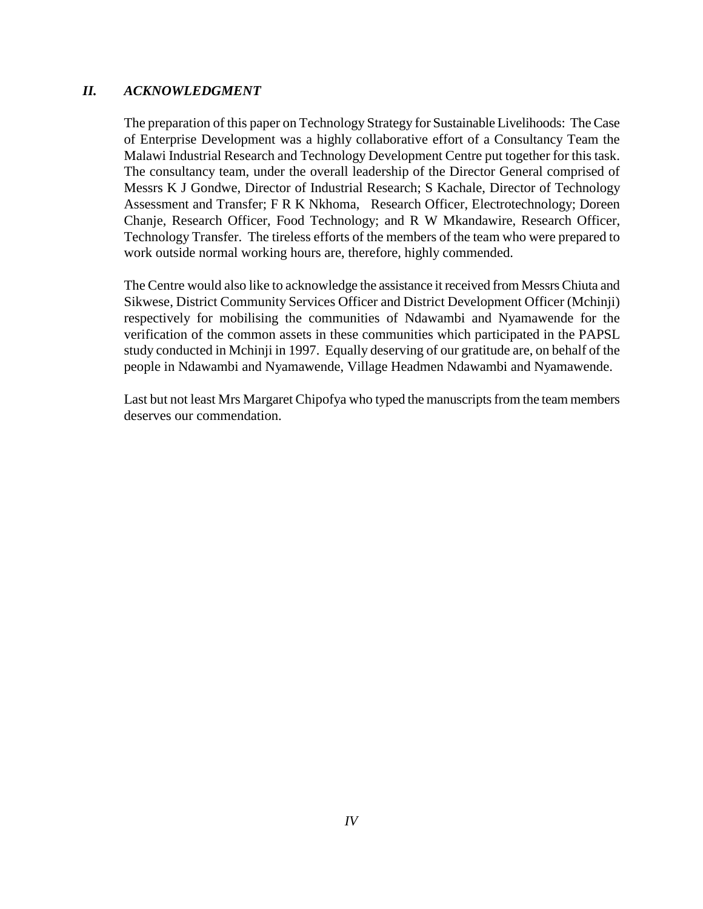## *II. ACKNOWLEDGMENT*

The preparation of this paper on Technology Strategy for Sustainable Livelihoods: The Case of Enterprise Development was a highly collaborative effort of a Consultancy Team the Malawi Industrial Research and Technology Development Centre put together for this task. The consultancy team, under the overall leadership of the Director General comprised of Messrs K J Gondwe, Director of Industrial Research; S Kachale, Director of Technology Assessment and Transfer; F R K Nkhoma, Research Officer, Electrotechnology; Doreen Chanje, Research Officer, Food Technology; and R W Mkandawire, Research Officer, Technology Transfer. The tireless efforts of the members of the team who were prepared to work outside normal working hours are, therefore, highly commended.

The Centre would also like to acknowledge the assistance it received from Messrs Chiuta and Sikwese, District Community Services Officer and District Development Officer (Mchinji) respectively for mobilising the communities of Ndawambi and Nyamawende for the verification of the common assets in these communities which participated in the PAPSL study conducted in Mchinji in 1997. Equally deserving of our gratitude are, on behalf of the people in Ndawambi and Nyamawende, Village Headmen Ndawambi and Nyamawende.

Last but not least Mrs Margaret Chipofya who typed the manuscripts from the team members deserves our commendation.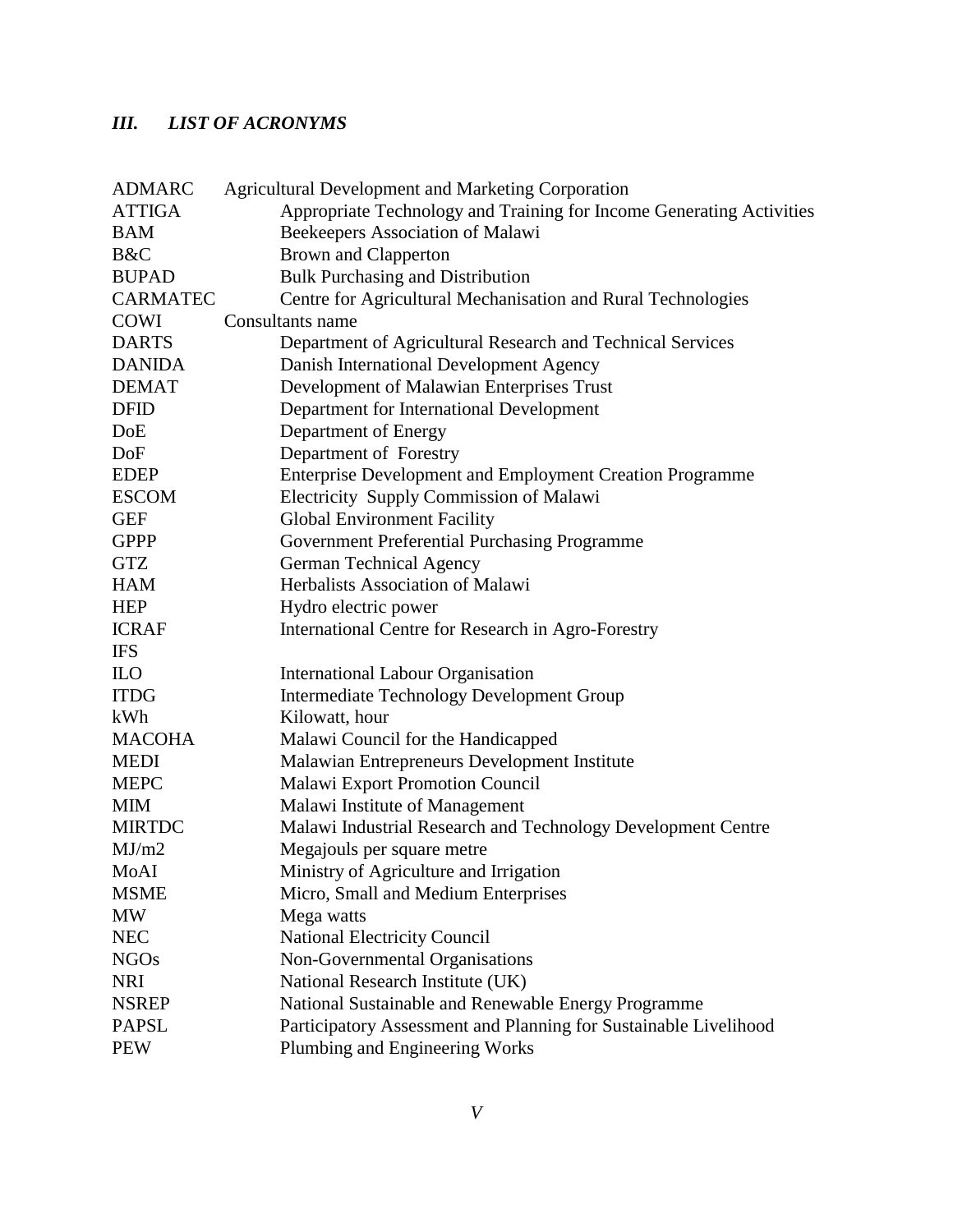## *III. LIST OF ACRONYMS*

| | |
|---|---|
| ADMARC | Agricultural Development and Marketing Corporation |
| ATTIGA | Appropriate Technology and Training for Income Generating Activities |
| BAM | Beekeepers Association of Malawi |
| B&C | Brown and Clapperton |
| BUPAD | Bulk Purchasing and Distribution |
| CARMATEC | Centre for Agricultural Mechanisation and Rural Technologies |
| COWI | Consultants name |
| DARTS | Department of Agricultural Research and Technical Services |
| DANIDA | Danish International Development Agency |
| DEMAT | Development of Malawian Enterprises Trust |
| DFID | Department for International Development |
| DoE | Department of Energy |
| DoF | Department of Forestry |
| EDEP | Enterprise Development and Employment Creation Programme |
| ESCOM | Electricity Supply Commission of Malawi |
| GEF | Global Environment Facility |
| GPPP | Government Preferential Purchasing Programme |
| GTZ | German Technical Agency |
| HAM | Herbalists Association of Malawi |
| HEP | Hydro electric power |
| ICRAF | International Centre for Research in Agro-Forestry |
| IFS | |
| ILO | International Labour Organisation |
| ITDG | Intermediate Technology Development Group |
| kWh | Kilowatt, hour |
| MACOHA | Malawi Council for the Handicapped |
| MEDI | Malawian Entrepreneurs Development Institute |
| MEPC | Malawi Export Promotion Council |
| MIM | Malawi Institute of Management |
| MIRTDC | Malawi Industrial Research and Technology Development Centre |
| MJ/m2 | Megajouls per square metre |
| MoAI | Ministry of Agriculture and Irrigation |
| MSME | Micro, Small and Medium Enterprises |
| MW | Mega watts |
| NEC | National Electricity Council |
| NGOs | Non-Governmental Organisations |
| NRI | National Research Institute (UK) |
| NSREP | National Sustainable and Renewable Energy Programme |
| PAPSL | Participatory Assessment and Planning for Sustainable Livelihood |
| PEW | Plumbing and Engineering Works |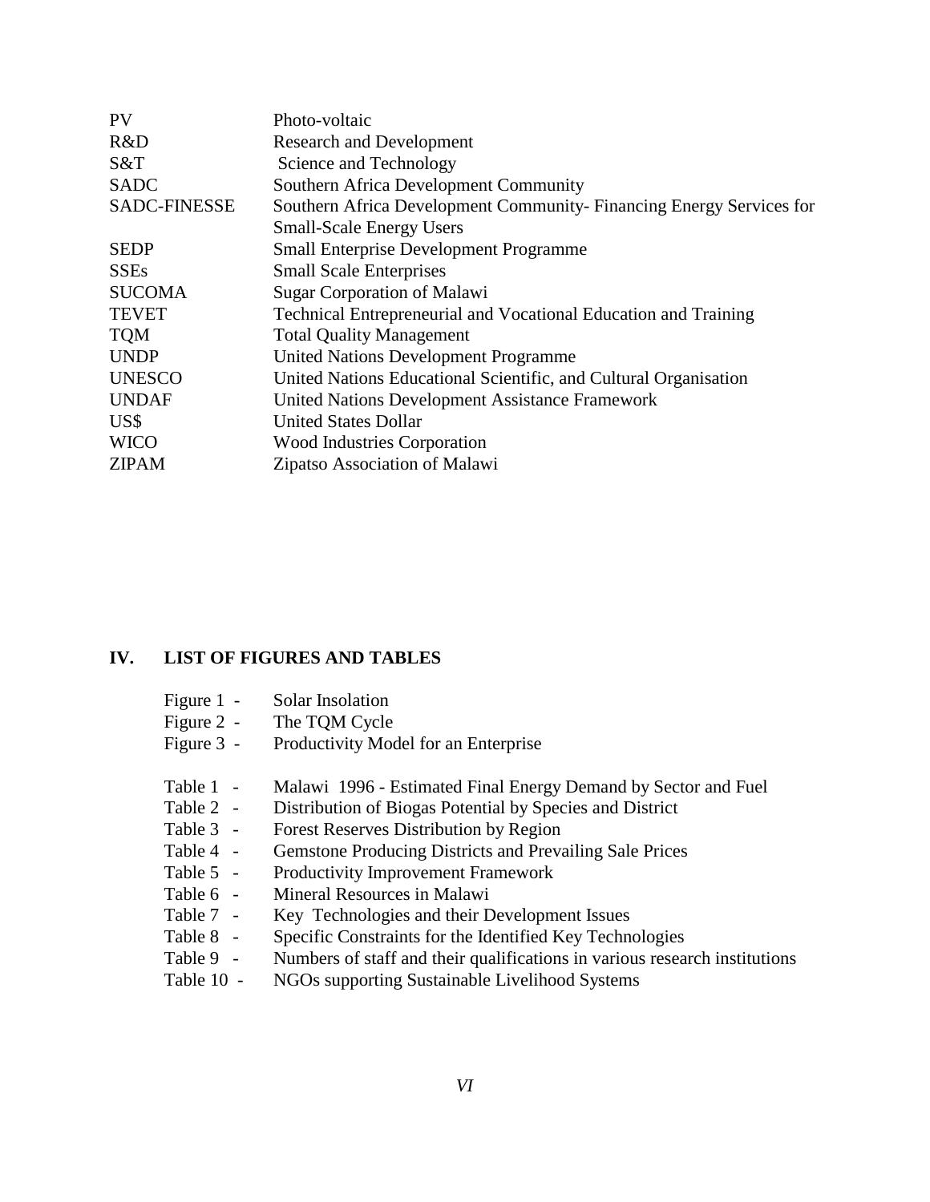| | |
|---|---|
| PV | Photo-voltaic |
| R&D | Research and Development |
| S&T | Science and Technology |
| SADC | Southern Africa Development Community |
| SADC-FINESSE | Southern Africa Development Community- Financing Energy Services for Small-Scale Energy Users |
| SEDP | Small Enterprise Development Programme |
| SSEs | Small Scale Enterprises |
| SUCOMA | Sugar Corporation of Malawi |
| TEVET | Technical Entrepreneurial and Vocational Education and Training |
| TQM | Total Quality Management |
| UNDP | United Nations Development Programme |
| UNESCO | United Nations Educational Scientific, and Cultural Organisation |
| UNDAF | United Nations Development Assistance Framework |
| US$ | United States Dollar |
| WICO | Wood Industries Corporation |
| ZIPAM | Zipatso Association of Malawi |

## IV. LIST OF FIGURES AND TABLES

- Figure 1 - Solar Insolation
- Figure 2 - The TQM Cycle
- Figure 3 - Productivity Model for an Enterprise

- Table 1 - Malawi 1996 - Estimated Final Energy Demand by Sector and Fuel
- Table 2 - Distribution of Biogas Potential by Species and District
- Table 3 - Forest Reserves Distribution by Region
- Table 4 - Gemstone Producing Districts and Prevailing Sale Prices
- Table 5 - Productivity Improvement Framework
- Table 6 - Mineral Resources in Malawi
- Table 7 - Key Technologies and their Development Issues
- Table 8 - Specific Constraints for the Identified Key Technologies
- Table 9 - Numbers of staff and their qualifications in various research institutions
- Table 10 - NGOs supporting Sustainable Livelihood Systems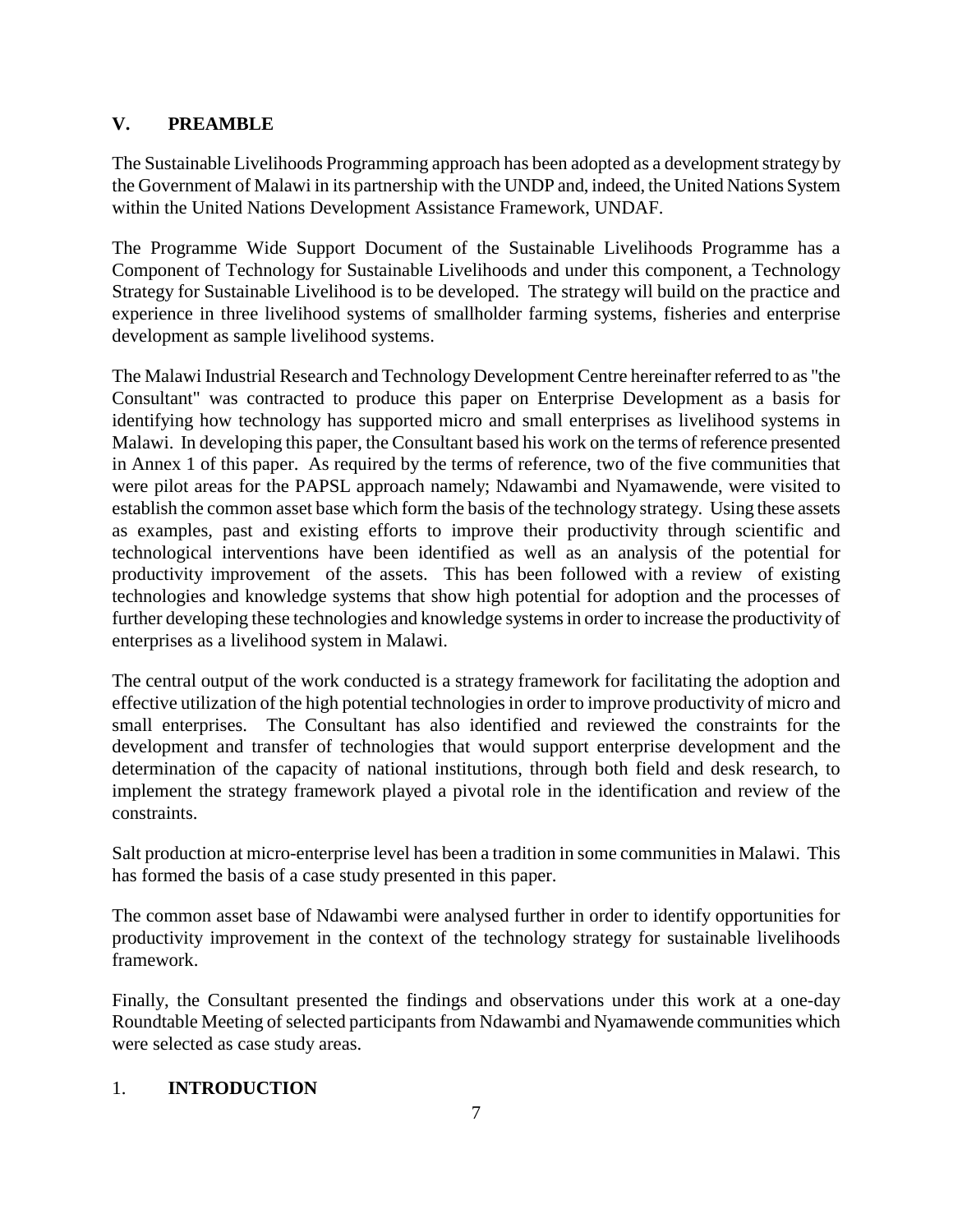## V. PREAMBLE

The Sustainable Livelihoods Programming approach has been adopted as a development strategy by the Government of Malawi in its partnership with the UNDP and, indeed, the United Nations System within the United Nations Development Assistance Framework, UNDAF.

The Programme Wide Support Document of the Sustainable Livelihoods Programme has a Component of Technology for Sustainable Livelihoods and under this component, a Technology Strategy for Sustainable Livelihood is to be developed. The strategy will build on the practice and experience in three livelihood systems of smallholder farming systems, fisheries and enterprise development as sample livelihood systems.

The Malawi Industrial Research and Technology Development Centre hereinafter referred to as "the Consultant" was contracted to produce this paper on Enterprise Development as a basis for identifying how technology has supported micro and small enterprises as livelihood systems in Malawi. In developing this paper, the Consultant based his work on the terms of reference presented in Annex 1 of this paper. As required by the terms of reference, two of the five communities that were pilot areas for the PAPSL approach namely; Ndawambi and Nyamawende, were visited to establish the common asset base which form the basis of the technology strategy. Using these assets as examples, past and existing efforts to improve their productivity through scientific and technological interventions have been identified as well as an analysis of the potential for productivity improvement of the assets. This has been followed with a review of existing technologies and knowledge systems that show high potential for adoption and the processes of further developing these technologies and knowledge systems in order to increase the productivity of enterprises as a livelihood system in Malawi.

The central output of the work conducted is a strategy framework for facilitating the adoption and effective utilization of the high potential technologies in order to improve productivity of micro and small enterprises. The Consultant has also identified and reviewed the constraints for the development and transfer of technologies that would support enterprise development and the determination of the capacity of national institutions, through both field and desk research, to implement the strategy framework played a pivotal role in the identification and review of the constraints.

Salt production at micro-enterprise level has been a tradition in some communities in Malawi. This has formed the basis of a case study presented in this paper.

The common asset base of Ndawambi were analysed further in order to identify opportunities for productivity improvement in the context of the technology strategy for sustainable livelihoods framework.

Finally, the Consultant presented the findings and observations under this work at a one-day Roundtable Meeting of selected participants from Ndawambi and Nyamawende communities which were selected as case study areas.

## 1. INTRODUCTION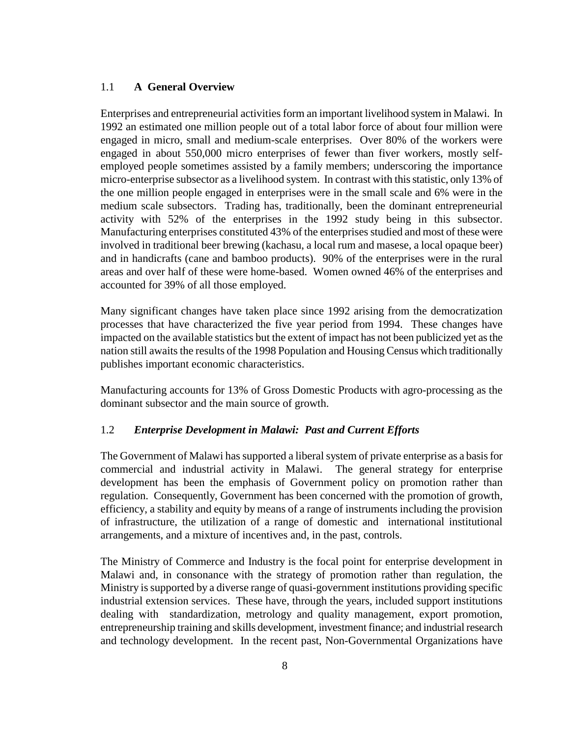## 1.1 **A General Overview**

Enterprises and entrepreneurial activities form an important livelihood system in Malawi. In 1992 an estimated one million people out of a total labor force of about four million were engaged in micro, small and medium-scale enterprises. Over 80% of the workers were engaged in about 550,000 micro enterprises of fewer than fiver workers, mostly self-employed people sometimes assisted by a family members; underscoring the importance micro-enterprise subsector as a livelihood system. In contrast with this statistic, only 13% of the one million people engaged in enterprises were in the small scale and 6% were in the medium scale subsectors. Trading has, traditionally, been the dominant entrepreneurial activity with 52% of the enterprises in the 1992 study being in this subsector. Manufacturing enterprises constituted 43% of the enterprises studied and most of these were involved in traditional beer brewing (kachasu, a local rum and masese, a local opaque beer) and in handicrafts (cane and bamboo products). 90% of the enterprises were in the rural areas and over half of these were home-based. Women owned 46% of the enterprises and accounted for 39% of all those employed.

Many significant changes have taken place since 1992 arising from the democratization processes that have characterized the five year period from 1994. These changes have impacted on the available statistics but the extent of impact has not been publicized yet as the nation still awaits the results of the 1998 Population and Housing Census which traditionally publishes important economic characteristics.

Manufacturing accounts for 13% of Gross Domestic Products with agro-processing as the dominant subsector and the main source of growth.

## 1.2 ***Enterprise Development in Malawi: Past and Current Efforts***

The Government of Malawi has supported a liberal system of private enterprise as a basis for commercial and industrial activity in Malawi. The general strategy for enterprise development has been the emphasis of Government policy on promotion rather than regulation. Consequently, Government has been concerned with the promotion of growth, efficiency, a stability and equity by means of a range of instruments including the provision of infrastructure, the utilization of a range of domestic and international institutional arrangements, and a mixture of incentives and, in the past, controls.

The Ministry of Commerce and Industry is the focal point for enterprise development in Malawi and, in consonance with the strategy of promotion rather than regulation, the Ministry is supported by a diverse range of quasi-government institutions providing specific industrial extension services. These have, through the years, included support institutions dealing with standardization, metrology and quality management, export promotion, entrepreneurship training and skills development, investment finance; and industrial research and technology development. In the recent past, Non-Governmental Organizations have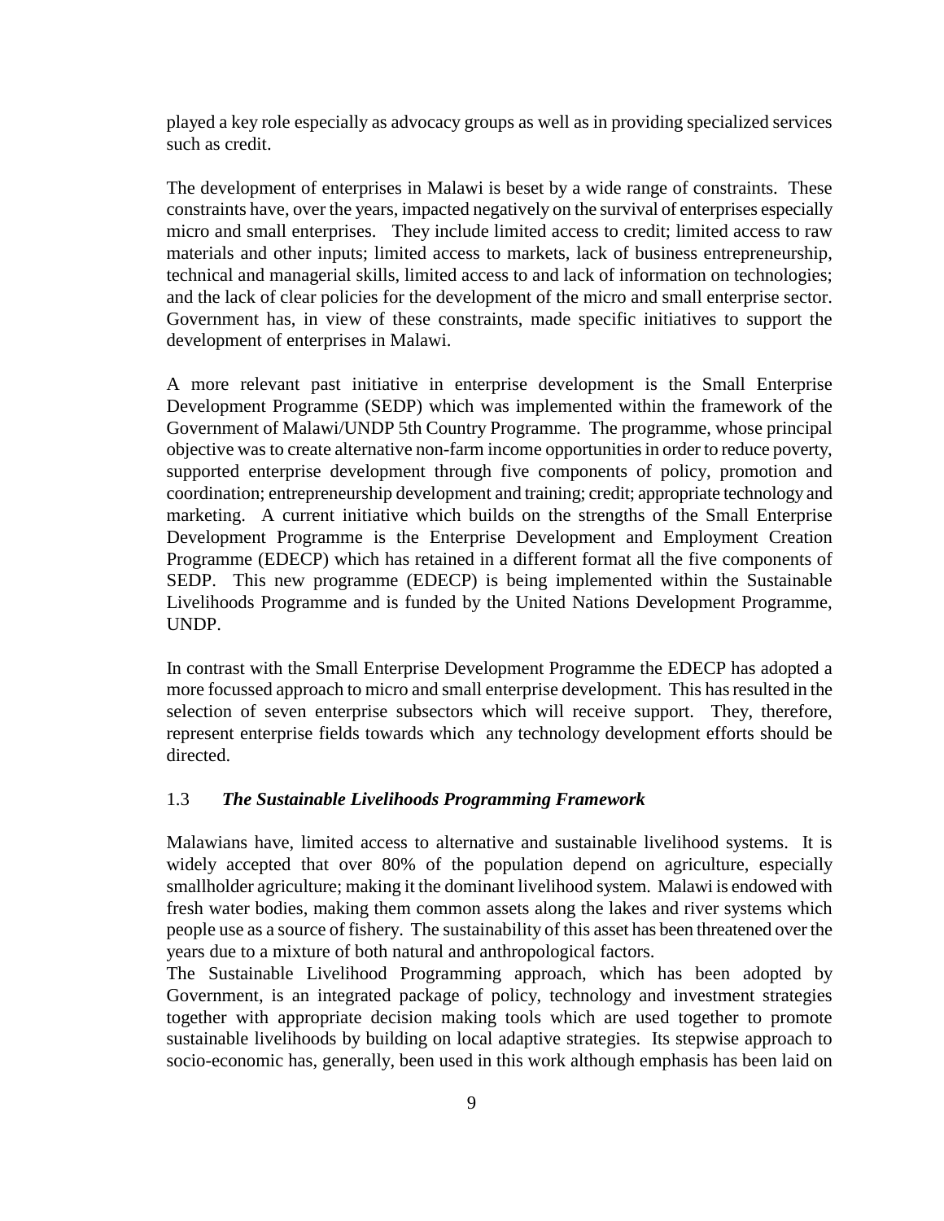played a key role especially as advocacy groups as well as in providing specialized services such as credit.

The development of enterprises in Malawi is beset by a wide range of constraints. These constraints have, over the years, impacted negatively on the survival of enterprises especially micro and small enterprises. They include limited access to credit; limited access to raw materials and other inputs; limited access to markets, lack of business entrepreneurship, technical and managerial skills, limited access to and lack of information on technologies; and the lack of clear policies for the development of the micro and small enterprise sector. Government has, in view of these constraints, made specific initiatives to support the development of enterprises in Malawi.

A more relevant past initiative in enterprise development is the Small Enterprise Development Programme (SEDP) which was implemented within the framework of the Government of Malawi/UNDP 5th Country Programme. The programme, whose principal objective was to create alternative non-farm income opportunities in order to reduce poverty, supported enterprise development through five components of policy, promotion and coordination; entrepreneurship development and training; credit; appropriate technology and marketing. A current initiative which builds on the strengths of the Small Enterprise Development Programme is the Enterprise Development and Employment Creation Programme (EDECP) which has retained in a different format all the five components of SEDP. This new programme (EDECP) is being implemented within the Sustainable Livelihoods Programme and is funded by the United Nations Development Programme, UNDP.

In contrast with the Small Enterprise Development Programme the EDECP has adopted a more focussed approach to micro and small enterprise development. This has resulted in the selection of seven enterprise subsectors which will receive support. They, therefore, represent enterprise fields towards which any technology development efforts should be directed.

### 1.3 *The Sustainable Livelihoods Programming Framework*

Malawians have, limited access to alternative and sustainable livelihood systems. It is widely accepted that over 80% of the population depend on agriculture, especially smallholder agriculture; making it the dominant livelihood system. Malawi is endowed with fresh water bodies, making them common assets along the lakes and river systems which people use as a source of fishery. The sustainability of this asset has been threatened over the years due to a mixture of both natural and anthropological factors.

The Sustainable Livelihood Programming approach, which has been adopted by Government, is an integrated package of policy, technology and investment strategies together with appropriate decision making tools which are used together to promote sustainable livelihoods by building on local adaptive strategies. Its stepwise approach to socio-economic has, generally, been used in this work although emphasis has been laid on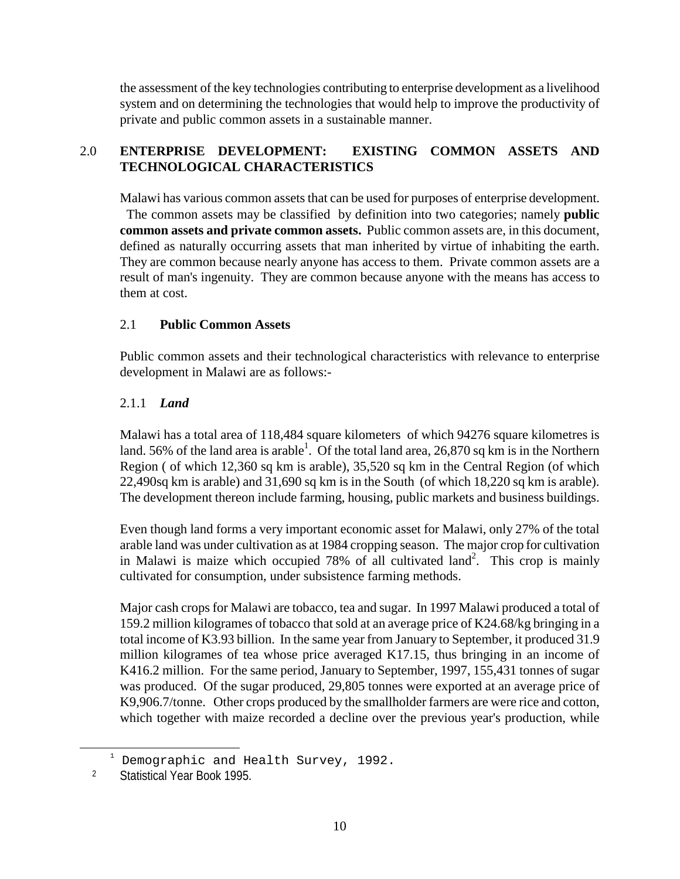the assessment of the key technologies contributing to enterprise development as a livelihood system and on determining the technologies that would help to improve the productivity of private and public common assets in a sustainable manner.

## 2.0 ENTERPRISE DEVELOPMENT: EXISTING COMMON ASSETS AND TECHNOLOGICAL CHARACTERISTICS

Malawi has various common assets that can be used for purposes of enterprise development. The common assets may be classified by definition into two categories; namely **public common assets and private common assets.** Public common assets are, in this document, defined as naturally occurring assets that man inherited by virtue of inhabiting the earth. They are common because nearly anyone has access to them. Private common assets are a result of man's ingenuity. They are common because anyone with the means has access to them at cost.

### 2.1 Public Common Assets

Public common assets and their technological characteristics with relevance to enterprise development in Malawi are as follows:-

#### 2.1.1 *Land*

Malawi has a total area of 118,484 square kilometers of which 94276 square kilometres is land. 56% of the land area is arable[1]. Of the total land area, 26,870 sq km is in the Northern Region ( of which 12,360 sq km is arable), 35,520 sq km in the Central Region (of which 22,490sq km is arable) and 31,690 sq km is in the South (of which 18,220 sq km is arable). The development thereon include farming, housing, public markets and business buildings.

Even though land forms a very important economic asset for Malawi, only 27% of the total arable land was under cultivation as at 1984 cropping season. The major crop for cultivation in Malawi is maize which occupied 78% of all cultivated land[2]. This crop is mainly cultivated for consumption, under subsistence farming methods.

Major cash crops for Malawi are tobacco, tea and sugar. In 1997 Malawi produced a total of 159.2 million kilogrames of tobacco that sold at an average price of K24.68/kg bringing in a total income of K3.93 billion. In the same year from January to September, it produced 31.9 million kilogrames of tea whose price averaged K17.15, thus bringing in an income of K416.2 million. For the same period, January to September, 1997, 155,431 tonnes of sugar was produced. Of the sugar produced, 29,805 tonnes were exported at an average price of K9,906.7/tonne. Other crops produced by the smallholder farmers are were rice and cotton, which together with maize recorded a decline over the previous year's production, while

---

[1] Demographic and Health Survey, 1992.

[2] Statistical Year Book 1995.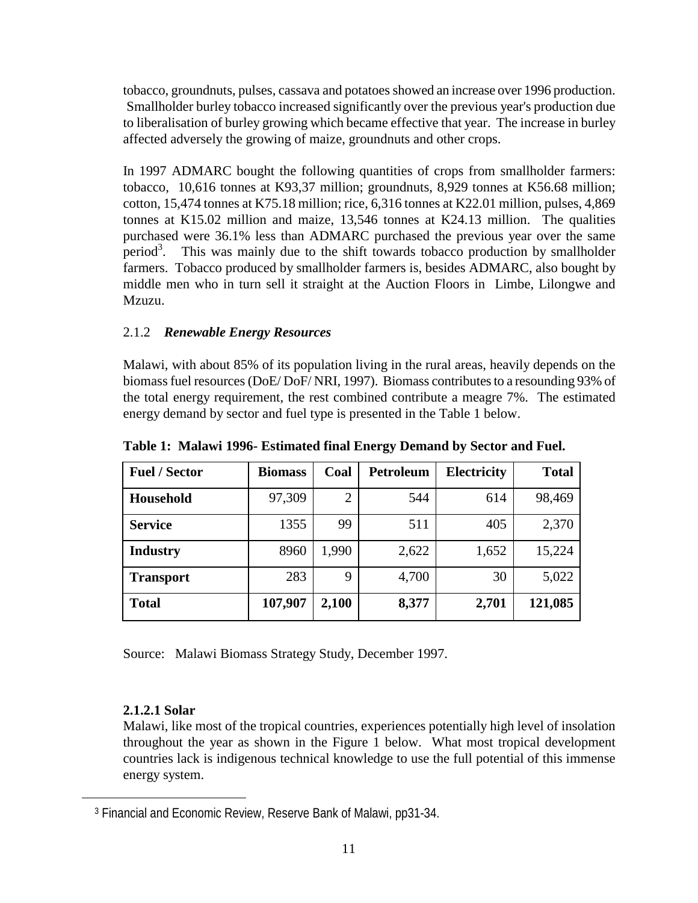tobacco, groundnuts, pulses, cassava and potatoes showed an increase over 1996 production. Smallholder burley tobacco increased significantly over the previous year's production due to liberalisation of burley growing which became effective that year. The increase in burley affected adversely the growing of maize, groundnuts and other crops.

In 1997 ADMARC bought the following quantities of crops from smallholder farmers: tobacco, 10,616 tonnes at K93,37 million; groundnuts, 8,929 tonnes at K56.68 million; cotton, 15,474 tonnes at K75.18 million; rice, 6,316 tonnes at K22.01 million, pulses, 4,869 tonnes at K15.02 million and maize, 13,546 tonnes at K24.13 million. The qualities purchased were 36.1% less than ADMARC purchased the previous year over the same period[3]. This was mainly due to the shift towards tobacco production by smallholder farmers. Tobacco produced by smallholder farmers is, besides ADMARC, also bought by middle men who in turn sell it straight at the Auction Floors in Limbe, Lilongwe and Mzuzu.

### 2.1.2 *Renewable Energy Resources*

Malawi, with about 85% of its population living in the rural areas, heavily depends on the biomass fuel resources (DoE/ DoF/ NRI, 1997). Biomass contributes to a resounding 93% of the total energy requirement, the rest combined contribute a meagre 7%. The estimated energy demand by sector and fuel type is presented in the Table 1 below.

**Table 1: Malawi 1996- Estimated final Energy Demand by Sector and Fuel.**

| Fuel / Sector | Biomass | Coal | Petroleum | Electricity | Total |
|---|---|---|---|---|---|
| **Household** | 97,309 | 2 | 544 | 614 | 98,469 |
| **Service** | 1355 | 99 | 511 | 405 | 2,370 |
| **Industry** | 8960 | 1,990 | 2,622 | 1,652 | 15,224 |
| **Transport** | 283 | 9 | 4,700 | 30 | 5,022 |
| **Total** | **107,907** | **2,100** | **8,377** | **2,701** | **121,085** |

Source: Malawi Biomass Strategy Study, December 1997.

#### 2.1.2.1 Solar

Malawi, like most of the tropical countries, experiences potentially high level of insolation throughout the year as shown in the Figure 1 below. What most tropical development countries lack is indigenous technical knowledge to use the full potential of this immense energy system.

[3] Financial and Economic Review, Reserve Bank of Malawi, pp31-34.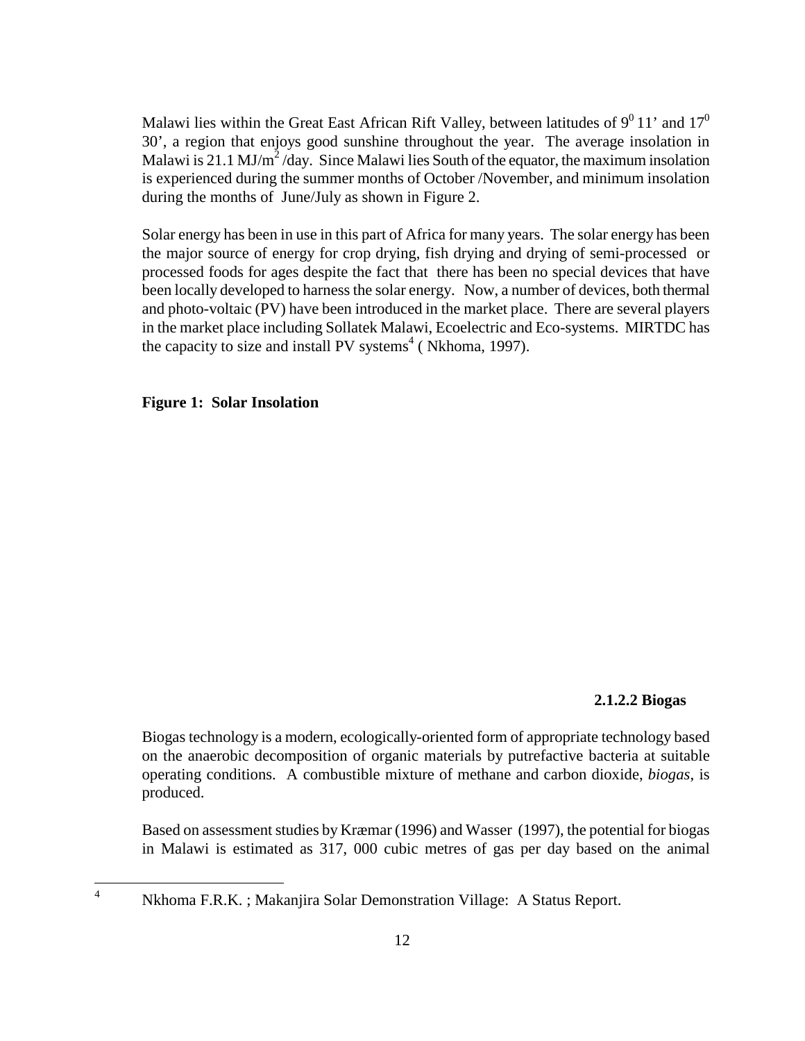Malawi lies within the Great East African Rift Valley, between latitudes of $9^0$ 11' and $17^0$ 30', a region that enjoys good sunshine throughout the year. The average insolation in Malawi is 21.1 MJ/$m^2$ /day. Since Malawi lies South of the equator, the maximum insolation is experienced during the summer months of October /November, and minimum insolation during the months of June/July as shown in Figure 2.

Solar energy has been in use in this part of Africa for many years. The solar energy has been the major source of energy for crop drying, fish drying and drying of semi-processed or processed foods for ages despite the fact that there has been no special devices that have been locally developed to harness the solar energy. Now, a number of devices, both thermal and photo-voltaic (PV) have been introduced in the market place. There are several players in the market place including Sollatek Malawi, Ecoelectric and Eco-systems. MIRTDC has the capacity to size and install PV systems[4] ( Nkhoma, 1997).

**Figure 1: Solar Insolation**

#### 2.1.2.2 Biogas

Biogas technology is a modern, ecologically-oriented form of appropriate technology based on the anaerobic decomposition of organic materials by putrefactive bacteria at suitable operating conditions. A combustible mixture of methane and carbon dioxide, *biogas*, is produced.

Based on assessment studies by Kræmar (1996) and Wasser (1997), the potential for biogas in Malawi is estimated as 317, 000 cubic metres of gas per day based on the animal

---

[4] Nkhoma F.R.K. ; Makanjira Solar Demonstration Village: A Status Report.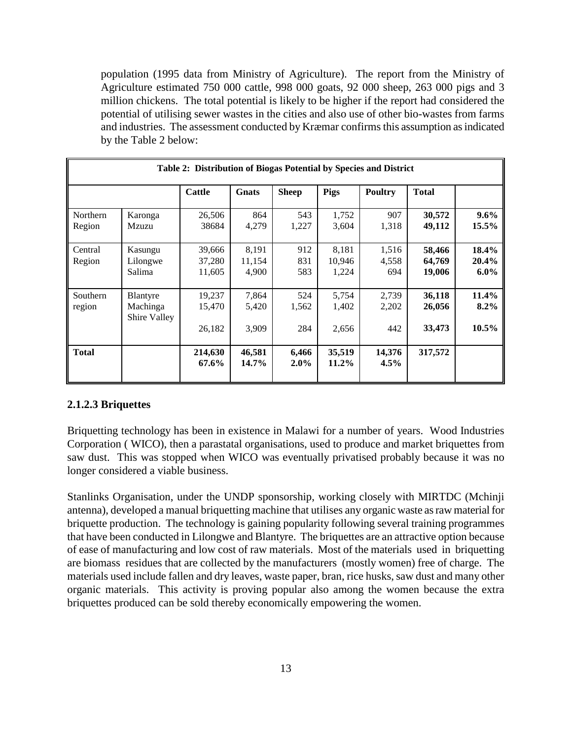population (1995 data from Ministry of Agriculture). The report from the Ministry of Agriculture estimated 750 000 cattle, 998 000 goats, 92 000 sheep, 263 000 pigs and 3 million chickens. The total potential is likely to be higher if the report had considered the potential of utilising sewer wastes in the cities and also use of other bio-wastes from farms and industries. The assessment conducted by Kræmar confirms this assumption as indicated by the Table 2 below:

**Table 2: Distribution of Biogas Potential by Species and District**

| | | Cattle | Gnats | Sheep | Pigs | Poultry | Total | |
|---|---|---|---|---|---|---|---|---|
| Northern Region | Karonga | 26,506 | 864 | 543 | 1,752 | 907 | **30,572** | **9.6%** |
| | Mzuzu | 38684 | 4,279 | 1,227 | 3,604 | 1,318 | **49,112** | **15.5%** |
| Central Region | Kasungu | 39,666 | 8,191 | 912 | 8,181 | 1,516 | **58,466** | **18.4%** |
| | Lilongwe | 37,280 | 11,154 | 831 | 10,946 | 4,558 | **64,769** | **20.4%** |
| | Salima | 11,605 | 4,900 | 583 | 1,224 | 694 | **19,006** | **6.0%** |
| Southern region | Blantyre | 19,237 | 7,864 | 524 | 5,754 | 2,739 | **36,118** | **11.4%** |
| | Machinga | 15,470 | 5,420 | 1,562 | 1,402 | 2,202 | **26,056** | **8.2%** |
| | Shire Valley | 26,182 | 3,909 | 284 | 2,656 | 442 | **33,473** | **10.5%** |
| **Total** | | **214,630** **67.6%** | **46,581** **14.7%** | **6,466** **2.0%** | **35,519** **11.2%** | **14,376** **4.5%** | **317,572** | |

### 2.1.2.3 Briquettes

Briquetting technology has been in existence in Malawi for a number of years. Wood Industries Corporation ( WICO), then a parastatal organisations, used to produce and market briquettes from saw dust. This was stopped when WICO was eventually privatised probably because it was no longer considered a viable business.

Stanlinks Organisation, under the UNDP sponsorship, working closely with MIRTDC (Mchinji antenna), developed a manual briquetting machine that utilises any organic waste as raw material for briquette production. The technology is gaining popularity following several training programmes that have been conducted in Lilongwe and Blantyre. The briquettes are an attractive option because of ease of manufacturing and low cost of raw materials. Most of the materials used in briquetting are biomass residues that are collected by the manufacturers (mostly women) free of charge. The materials used include fallen and dry leaves, waste paper, bran, rice husks, saw dust and many other organic materials. This activity is proving popular also among the women because the extra briquettes produced can be sold thereby economically empowering the women.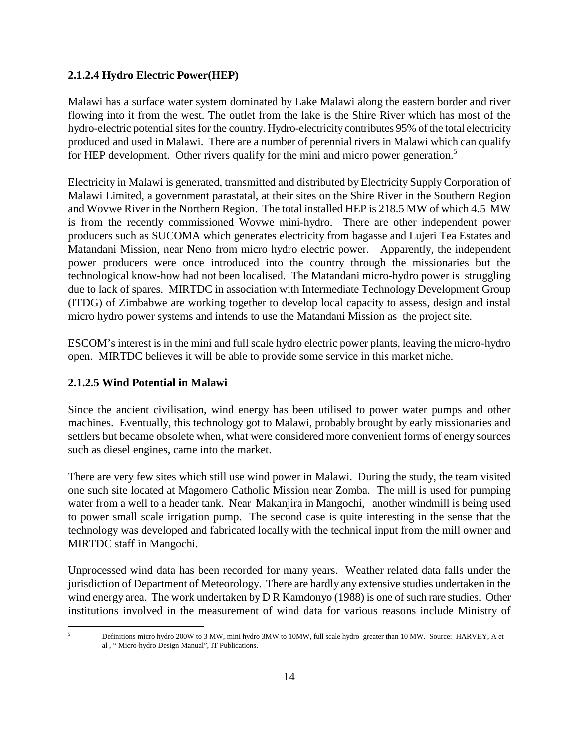#### 2.1.2.4 Hydro Electric Power(HEP)

Malawi has a surface water system dominated by Lake Malawi along the eastern border and river flowing into it from the west. The outlet from the lake is the Shire River which has most of the hydro-electric potential sites for the country. Hydro-electricity contributes 95% of the total electricity produced and used in Malawi. There are a number of perennial rivers in Malawi which can qualify for HEP development. Other rivers qualify for the mini and micro power generation.[5]

Electricity in Malawi is generated, transmitted and distributed by Electricity Supply Corporation of Malawi Limited, a government parastatal, at their sites on the Shire River in the Southern Region and Wovwe River in the Northern Region. The total installed HEP is 218.5 MW of which 4.5 MW is from the recently commissioned Wovwe mini-hydro. There are other independent power producers such as SUCOMA which generates electricity from bagasse and Lujeri Tea Estates and Matandani Mission, near Neno from micro hydro electric power. Apparently, the independent power producers were once introduced into the country through the missionaries but the technological know-how had not been localised. The Matandani micro-hydro power is struggling due to lack of spares. MIRTDC in association with Intermediate Technology Development Group (ITDG) of Zimbabwe are working together to develop local capacity to assess, design and instal micro hydro power systems and intends to use the Matandani Mission as the project site.

ESCOM's interest is in the mini and full scale hydro electric power plants, leaving the micro-hydro open. MIRTDC believes it will be able to provide some service in this market niche.

#### 2.1.2.5 Wind Potential in Malawi

Since the ancient civilisation, wind energy has been utilised to power water pumps and other machines. Eventually, this technology got to Malawi, probably brought by early missionaries and settlers but became obsolete when, what were considered more convenient forms of energy sources such as diesel engines, came into the market.

There are very few sites which still use wind power in Malawi. During the study, the team visited one such site located at Magomero Catholic Mission near Zomba. The mill is used for pumping water from a well to a header tank. Near Makanjira in Mangochi, another windmill is being used to power small scale irrigation pump. The second case is quite interesting in the sense that the technology was developed and fabricated locally with the technical input from the mill owner and MIRTDC staff in Mangochi.

Unprocessed wind data has been recorded for many years. Weather related data falls under the jurisdiction of Department of Meteorology. There are hardly any extensive studies undertaken in the wind energy area. The work undertaken by D R Kamdonyo (1988) is one of such rare studies. Other institutions involved in the measurement of wind data for various reasons include Ministry of

---

[5] Definitions micro hydro 200W to 3 MW, mini hydro 3MW to 10MW, full scale hydro greater than 10 MW. Source: HARVEY, A et al , " Micro-hydro Design Manual", IT Publications.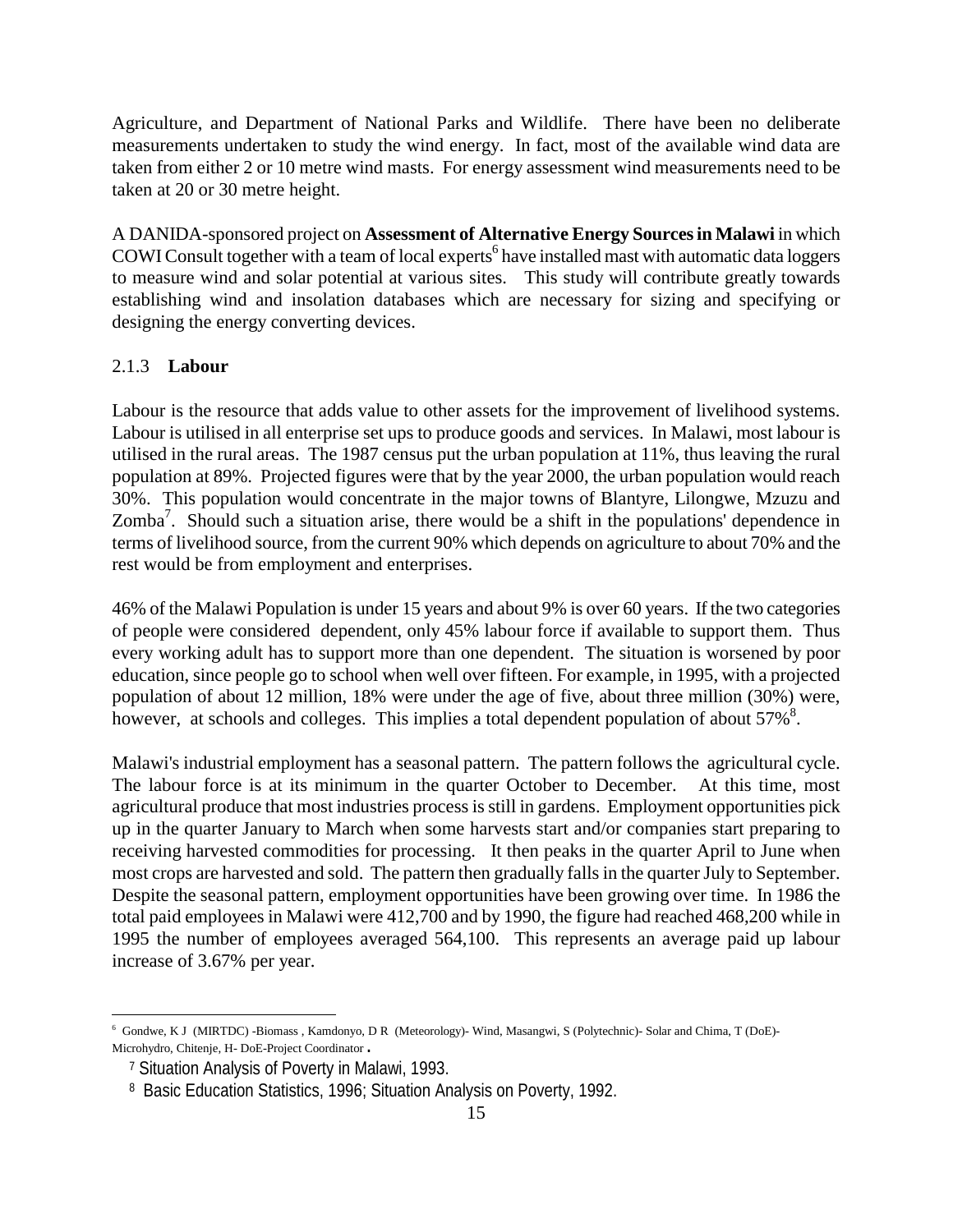Agriculture, and Department of National Parks and Wildlife. There have been no deliberate measurements undertaken to study the wind energy. In fact, most of the available wind data are taken from either 2 or 10 metre wind masts. For energy assessment wind measurements need to be taken at 20 or 30 metre height.

A DANIDA-sponsored project on **Assessment of Alternative Energy Sources in Malawi** in which COWI Consult together with a team of local experts[6] have installed mast with automatic data loggers to measure wind and solar potential at various sites. This study will contribute greatly towards establishing wind and insolation databases which are necessary for sizing and specifying or designing the energy converting devices.

### 2.1.3 **Labour**

Labour is the resource that adds value to other assets for the improvement of livelihood systems. Labour is utilised in all enterprise set ups to produce goods and services. In Malawi, most labour is utilised in the rural areas. The 1987 census put the urban population at 11%, thus leaving the rural population at 89%. Projected figures were that by the year 2000, the urban population would reach 30%. This population would concentrate in the major towns of Blantyre, Lilongwe, Mzuzu and Zomba[7]. Should such a situation arise, there would be a shift in the populations' dependence in terms of livelihood source, from the current 90% which depends on agriculture to about 70% and the rest would be from employment and enterprises.

46% of the Malawi Population is under 15 years and about 9% is over 60 years. If the two categories of people were considered dependent, only 45% labour force if available to support them. Thus every working adult has to support more than one dependent. The situation is worsened by poor education, since people go to school when well over fifteen. For example, in 1995, with a projected population of about 12 million, 18% were under the age of five, about three million (30%) were, however, at schools and colleges. This implies a total dependent population of about 57%[8].

Malawi's industrial employment has a seasonal pattern. The pattern follows the agricultural cycle. The labour force is at its minimum in the quarter October to December. At this time, most agricultural produce that most industries process is still in gardens. Employment opportunities pick up in the quarter January to March when some harvests start and/or companies start preparing to receiving harvested commodities for processing. It then peaks in the quarter April to June when most crops are harvested and sold. The pattern then gradually falls in the quarter July to September. Despite the seasonal pattern, employment opportunities have been growing over time. In 1986 the total paid employees in Malawi were 412,700 and by 1990, the figure had reached 468,200 while in 1995 the number of employees averaged 564,100. This represents an average paid up labour increase of 3.67% per year.

---

[6] Gondwe, K J (MIRTDC) -Biomass , Kamdonyo, D R (Meteorology)- Wind, Masangwi, S (Polytechnic)- Solar and Chima, T (DoE)- Microhydro, Chitenje, H- DoE-Project Coordinator .

[7] Situation Analysis of Poverty in Malawi, 1993.

[8] Basic Education Statistics, 1996; Situation Analysis on Poverty, 1992.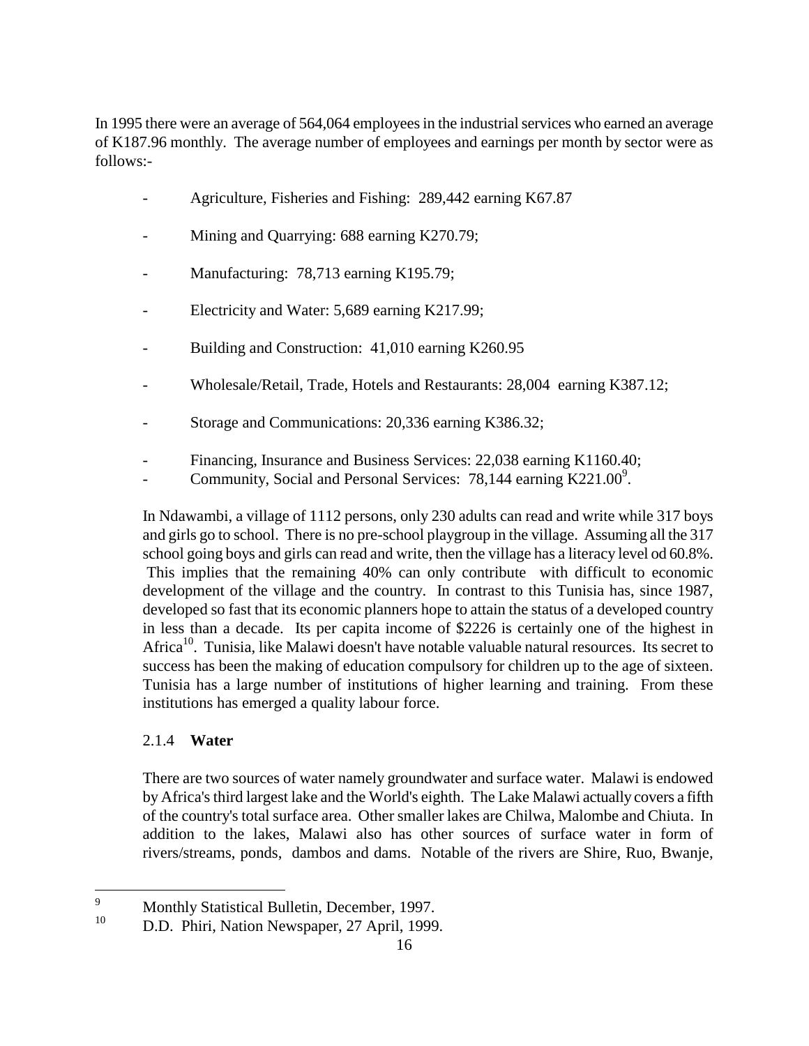In 1995 there were an average of 564,064 employees in the industrial services who earned an average of K187.96 monthly. The average number of employees and earnings per month by sector were as follows:-

- Agriculture, Fisheries and Fishing: 289,442 earning K67.87
- Mining and Quarrying: 688 earning K270.79;
- Manufacturing: 78,713 earning K195.79;
- Electricity and Water: 5,689 earning K217.99;
- Building and Construction: 41,010 earning K260.95
- Wholesale/Retail, Trade, Hotels and Restaurants: 28,004 earning K387.12;
- Storage and Communications: 20,336 earning K386.32;
- Financing, Insurance and Business Services: 22,038 earning K1160.40;
- Community, Social and Personal Services: 78,144 earning K221.00[9].

In Ndawambi, a village of 1112 persons, only 230 adults can read and write while 317 boys and girls go to school. There is no pre-school playgroup in the village. Assuming all the 317 school going boys and girls can read and write, then the village has a literacy level od 60.8%. This implies that the remaining 40% can only contribute with difficult to economic development of the village and the country. In contrast to this Tunisia has, since 1987, developed so fast that its economic planners hope to attain the status of a developed country in less than a decade. Its per capita income of $2226 is certainly one of the highest in Africa[10]. Tunisia, like Malawi doesn't have notable valuable natural resources. Its secret to success has been the making of education compulsory for children up to the age of sixteen. Tunisia has a large number of institutions of higher learning and training. From these institutions has emerged a quality labour force.

### 2.1.4 **Water**

There are two sources of water namely groundwater and surface water. Malawi is endowed by Africa's third largest lake and the World's eighth. The Lake Malawi actually covers a fifth of the country's total surface area. Other smaller lakes are Chilwa, Malombe and Chiuta. In addition to the lakes, Malawi also has other sources of surface water in form of rivers/streams, ponds, dambos and dams. Notable of the rivers are Shire, Ruo, Bwanje,

---

[9] Monthly Statistical Bulletin, December, 1997.

[10] D.D. Phiri, Nation Newspaper, 27 April, 1999.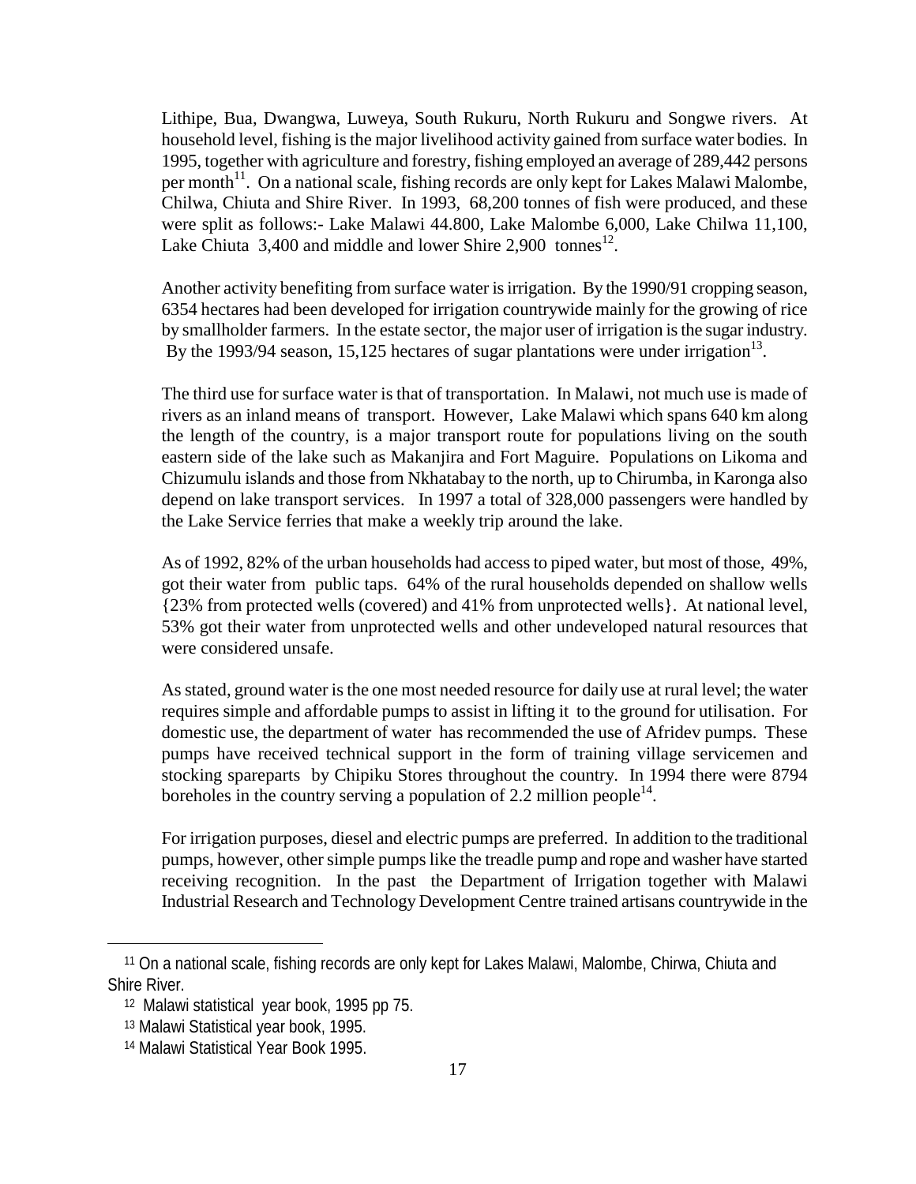Lithipe, Bua, Dwangwa, Luweya, South Rukuru, North Rukuru and Songwe rivers. At household level, fishing is the major livelihood activity gained from surface water bodies. In 1995, together with agriculture and forestry, fishing employed an average of 289,442 persons per month[11]. On a national scale, fishing records are only kept for Lakes Malawi Malombe, Chilwa, Chiuta and Shire River. In 1993, 68,200 tonnes of fish were produced, and these were split as follows:- Lake Malawi 44.800, Lake Malombe 6,000, Lake Chilwa 11,100, Lake Chiuta 3,400 and middle and lower Shire 2,900 tonnes[12].

Another activity benefiting from surface water is irrigation. By the 1990/91 cropping season, 6354 hectares had been developed for irrigation countrywide mainly for the growing of rice by smallholder farmers. In the estate sector, the major user of irrigation is the sugar industry. By the 1993/94 season, 15,125 hectares of sugar plantations were under irrigation[13].

The third use for surface water is that of transportation. In Malawi, not much use is made of rivers as an inland means of transport. However, Lake Malawi which spans 640 km along the length of the country, is a major transport route for populations living on the south eastern side of the lake such as Makanjira and Fort Maguire. Populations on Likoma and Chizumulu islands and those from Nkhatabay to the north, up to Chirumba, in Karonga also depend on lake transport services. In 1997 a total of 328,000 passengers were handled by the Lake Service ferries that make a weekly trip around the lake.

As of 1992, 82% of the urban households had access to piped water, but most of those, 49%, got their water from public taps. 64% of the rural households depended on shallow wells {23% from protected wells (covered) and 41% from unprotected wells}. At national level, 53% got their water from unprotected wells and other undeveloped natural resources that were considered unsafe.

As stated, ground water is the one most needed resource for daily use at rural level; the water requires simple and affordable pumps to assist in lifting it to the ground for utilisation. For domestic use, the department of water has recommended the use of Afridev pumps. These pumps have received technical support in the form of training village servicemen and stocking spareparts by Chipiku Stores throughout the country. In 1994 there were 8794 boreholes in the country serving a population of 2.2 million people[14].

For irrigation purposes, diesel and electric pumps are preferred. In addition to the traditional pumps, however, other simple pumps like the treadle pump and rope and washer have started receiving recognition. In the past the Department of Irrigation together with Malawi Industrial Research and Technology Development Centre trained artisans countrywide in the

---

[11] On a national scale, fishing records are only kept for Lakes Malawi, Malombe, Chirwa, Chiuta and Shire River.

[12] Malawi statistical year book, 1995 pp 75.

[13] Malawi Statistical year book, 1995.

[14] Malawi Statistical Year Book 1995.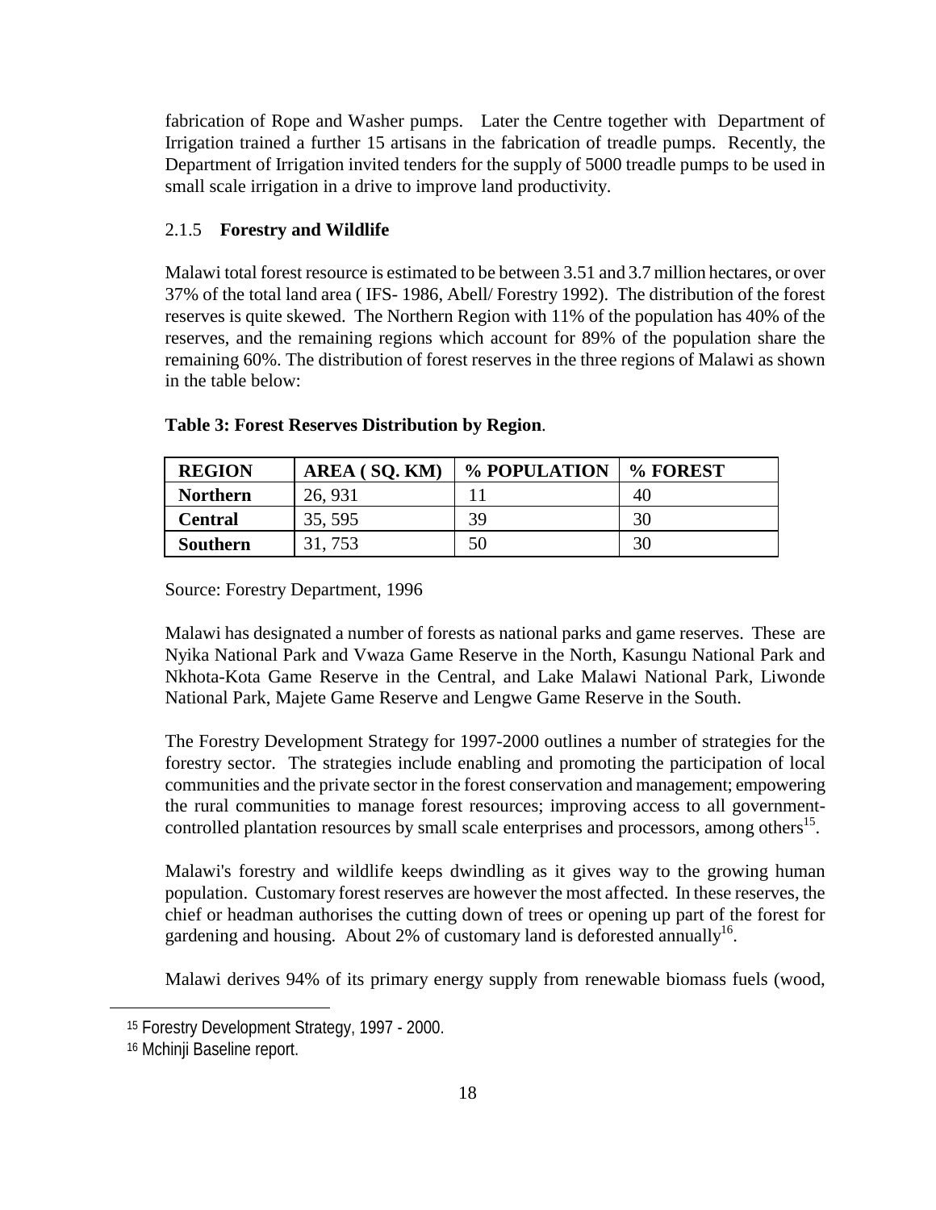fabrication of Rope and Washer pumps. Later the Centre together with Department of Irrigation trained a further 15 artisans in the fabrication of treadle pumps. Recently, the Department of Irrigation invited tenders for the supply of 5000 treadle pumps to be used in small scale irrigation in a drive to improve land productivity.

### 2.1.5 **Forestry and Wildlife**

Malawi total forest resource is estimated to be between 3.51 and 3.7 million hectares, or over 37% of the total land area ( IFS- 1986, Abell/ Forestry 1992). The distribution of the forest reserves is quite skewed. The Northern Region with 11% of the population has 40% of the reserves, and the remaining regions which account for 89% of the population share the remaining 60%. The distribution of forest reserves in the three regions of Malawi as shown in the table below:

**Table 3: Forest Reserves Distribution by Region**.

| REGION | AREA ( SQ. KM) | % POPULATION | % FOREST |
|---|---|---|---|
| **Northern** | 26, 931 | 11 | 40 |
| **Central** | 35, 595 | 39 | 30 |
| **Southern** | 31, 753 | 50 | 30 |

Source: Forestry Department, 1996

Malawi has designated a number of forests as national parks and game reserves. These are Nyika National Park and Vwaza Game Reserve in the North, Kasungu National Park and Nkhota-Kota Game Reserve in the Central, and Lake Malawi National Park, Liwonde National Park, Majete Game Reserve and Lengwe Game Reserve in the South.

The Forestry Development Strategy for 1997-2000 outlines a number of strategies for the forestry sector. The strategies include enabling and promoting the participation of local communities and the private sector in the forest conservation and management; empowering the rural communities to manage forest resources; improving access to all government-controlled plantation resources by small scale enterprises and processors, among others[15].

Malawi's forestry and wildlife keeps dwindling as it gives way to the growing human population. Customary forest reserves are however the most affected. In these reserves, the chief or headman authorises the cutting down of trees or opening up part of the forest for gardening and housing. About 2% of customary land is deforested annually[16].

Malawi derives 94% of its primary energy supply from renewable biomass fuels (wood,

---

[15] Forestry Development Strategy, 1997 - 2000.

[16] Mchinji Baseline report.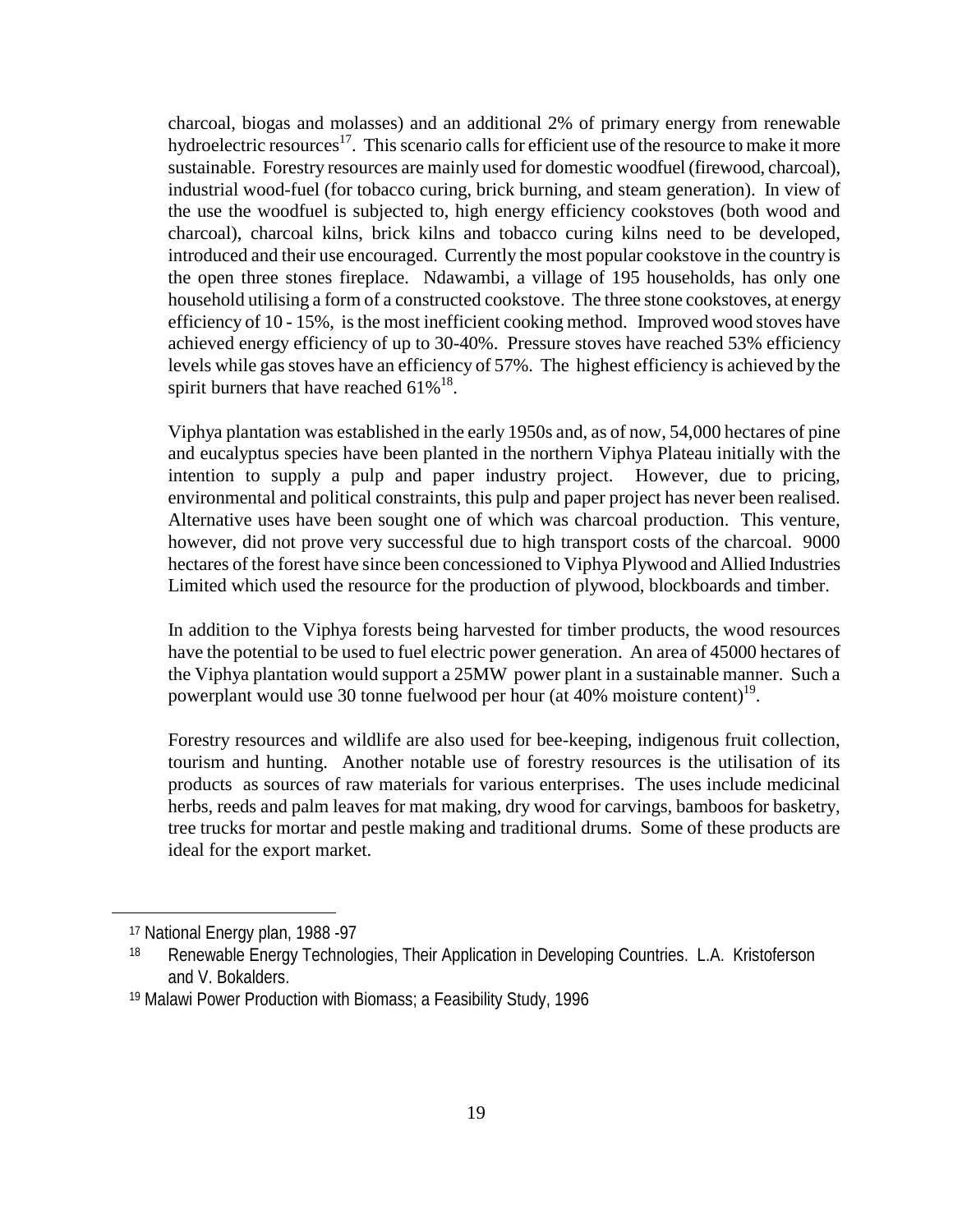charcoal, biogas and molasses) and an additional 2% of primary energy from renewable hydroelectric resources[17]. This scenario calls for efficient use of the resource to make it more sustainable. Forestry resources are mainly used for domestic woodfuel (firewood, charcoal), industrial wood-fuel (for tobacco curing, brick burning, and steam generation). In view of the use the woodfuel is subjected to, high energy efficiency cookstoves (both wood and charcoal), charcoal kilns, brick kilns and tobacco curing kilns need to be developed, introduced and their use encouraged. Currently the most popular cookstove in the country is the open three stones fireplace. Ndawambi, a village of 195 households, has only one household utilising a form of a constructed cookstove. The three stone cookstoves, at energy efficiency of 10 - 15%, is the most inefficient cooking method. Improved wood stoves have achieved energy efficiency of up to 30-40%. Pressure stoves have reached 53% efficiency levels while gas stoves have an efficiency of 57%. The highest efficiency is achieved by the spirit burners that have reached 61%[18].

Viphya plantation was established in the early 1950s and, as of now, 54,000 hectares of pine and eucalyptus species have been planted in the northern Viphya Plateau initially with the intention to supply a pulp and paper industry project. However, due to pricing, environmental and political constraints, this pulp and paper project has never been realised. Alternative uses have been sought one of which was charcoal production. This venture, however, did not prove very successful due to high transport costs of the charcoal. 9000 hectares of the forest have since been concessioned to Viphya Plywood and Allied Industries Limited which used the resource for the production of plywood, blockboards and timber.

In addition to the Viphya forests being harvested for timber products, the wood resources have the potential to be used to fuel electric power generation. An area of 45000 hectares of the Viphya plantation would support a 25MW power plant in a sustainable manner. Such a powerplant would use 30 tonne fuelwood per hour (at 40% moisture content)[19].

Forestry resources and wildlife are also used for bee-keeping, indigenous fruit collection, tourism and hunting. Another notable use of forestry resources is the utilisation of its products as sources of raw materials for various enterprises. The uses include medicinal herbs, reeds and palm leaves for mat making, dry wood for carvings, bamboos for basketry, tree trucks for mortar and pestle making and traditional drums. Some of these products are ideal for the export market.

---

[17] National Energy plan, 1988 -97

[18] Renewable Energy Technologies, Their Application in Developing Countries. L.A. Kristoferson and V. Bokalders.

[19] Malawi Power Production with Biomass; a Feasibility Study, 1996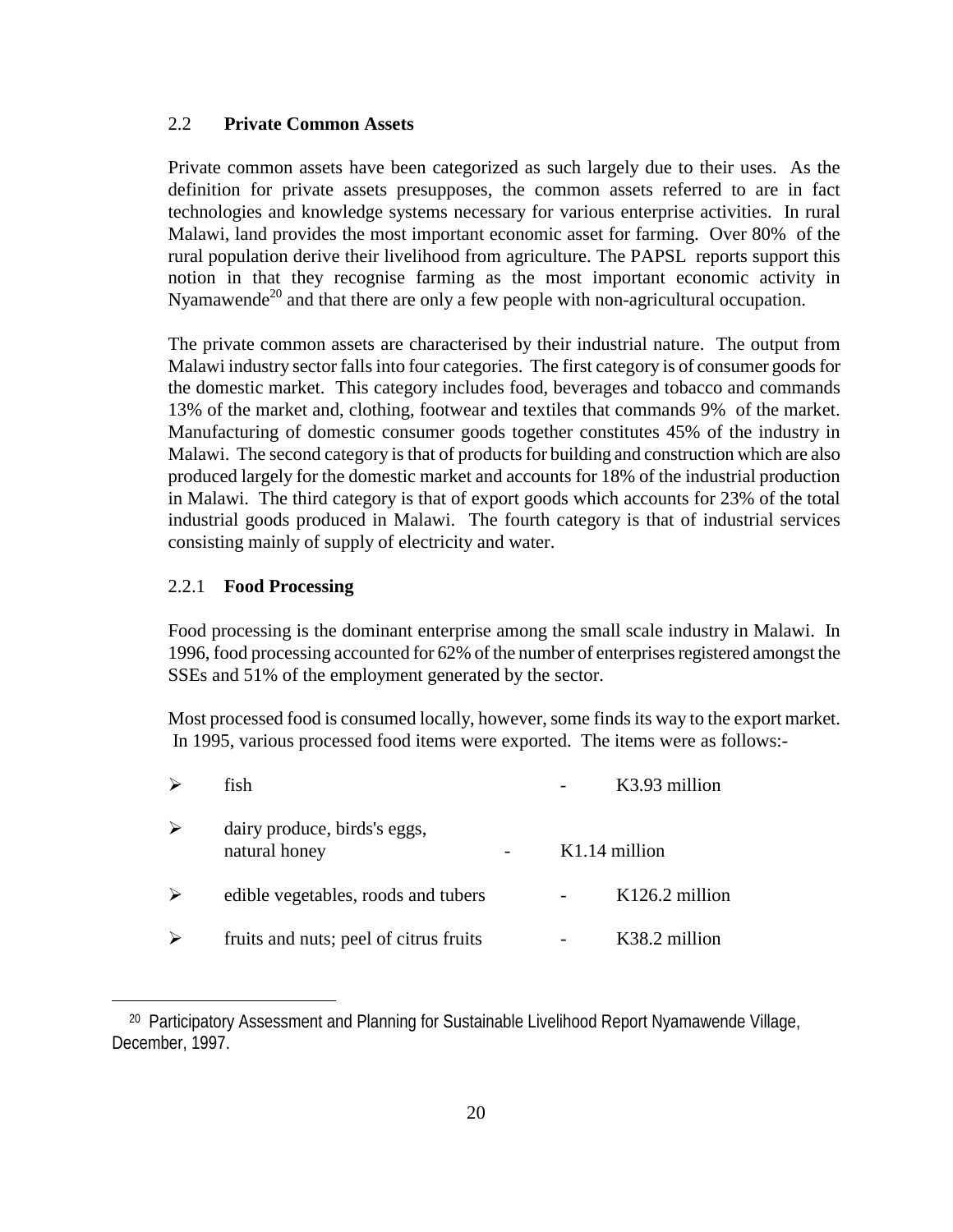## 2.2 **Private Common Assets**

Private common assets have been categorized as such largely due to their uses. As the definition for private assets presupposes, the common assets referred to are in fact technologies and knowledge systems necessary for various enterprise activities. In rural Malawi, land provides the most important economic asset for farming. Over 80% of the rural population derive their livelihood from agriculture. The PAPSL reports support this notion in that they recognise farming as the most important economic activity in Nyamawende[20] and that there are only a few people with non-agricultural occupation.

The private common assets are characterised by their industrial nature. The output from Malawi industry sector falls into four categories. The first category is of consumer goods for the domestic market. This category includes food, beverages and tobacco and commands 13% of the market and, clothing, footwear and textiles that commands 9% of the market. Manufacturing of domestic consumer goods together constitutes 45% of the industry in Malawi. The second category is that of products for building and construction which are also produced largely for the domestic market and accounts for 18% of the industrial production in Malawi. The third category is that of export goods which accounts for 23% of the total industrial goods produced in Malawi. The fourth category is that of industrial services consisting mainly of supply of electricity and water.

### 2.2.1 **Food Processing**

Food processing is the dominant enterprise among the small scale industry in Malawi. In 1996, food processing accounted for 62% of the number of enterprises registered amongst the SSEs and 51% of the employment generated by the sector.

Most processed food is consumed locally, however, some finds its way to the export market. In 1995, various processed food items were exported. The items were as follows:-

- fish - K3.93 million
- dairy produce, birds's eggs, natural honey - K1.14 million
- edible vegetables, roods and tubers - K126.2 million
- fruits and nuts; peel of citrus fruits - K38.2 million

---

[20] Participatory Assessment and Planning for Sustainable Livelihood Report Nyamawende Village, December, 1997.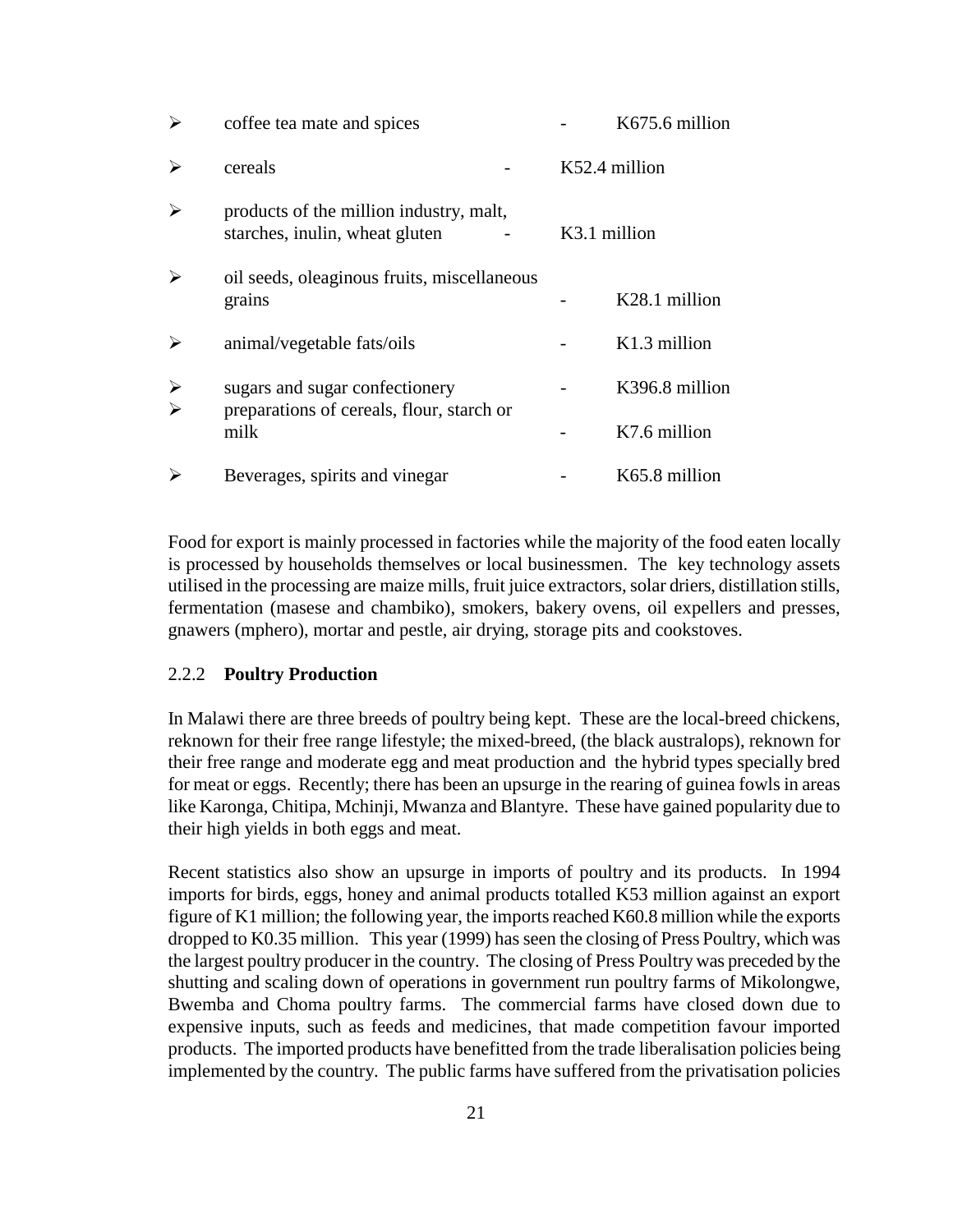- coffee tea mate and spices - K675.6 million
- cereals - K52.4 million
- products of the million industry, malt, starches, inulin, wheat gluten - K3.1 million
- oil seeds, oleaginous fruits, miscellaneous grains - K28.1 million
- animal/vegetable fats/oils - K1.3 million
- sugars and sugar confectionery - K396.8 million
- preparations of cereals, flour, starch or milk - K7.6 million
- Beverages, spirits and vinegar - K65.8 million

Food for export is mainly processed in factories while the majority of the food eaten locally is processed by households themselves or local businessmen. The key technology assets utilised in the processing are maize mills, fruit juice extractors, solar driers, distillation stills, fermentation (masese and chambiko), smokers, bakery ovens, oil expellers and presses, gnawers (mphero), mortar and pestle, air drying, storage pits and cookstoves.

### 2.2.2 Poultry Production

In Malawi there are three breeds of poultry being kept. These are the local-breed chickens, reknown for their free range lifestyle; the mixed-breed, (the black australops), reknown for their free range and moderate egg and meat production and the hybrid types specially bred for meat or eggs. Recently; there has been an upsurge in the rearing of guinea fowls in areas like Karonga, Chitipa, Mchinji, Mwanza and Blantyre. These have gained popularity due to their high yields in both eggs and meat.

Recent statistics also show an upsurge in imports of poultry and its products. In 1994 imports for birds, eggs, honey and animal products totalled K53 million against an export figure of K1 million; the following year, the imports reached K60.8 million while the exports dropped to K0.35 million. This year (1999) has seen the closing of Press Poultry, which was the largest poultry producer in the country. The closing of Press Poultry was preceded by the shutting and scaling down of operations in government run poultry farms of Mikolongwe, Bwemba and Choma poultry farms. The commercial farms have closed down due to expensive inputs, such as feeds and medicines, that made competition favour imported products. The imported products have benefitted from the trade liberalisation policies being implemented by the country. The public farms have suffered from the privatisation policies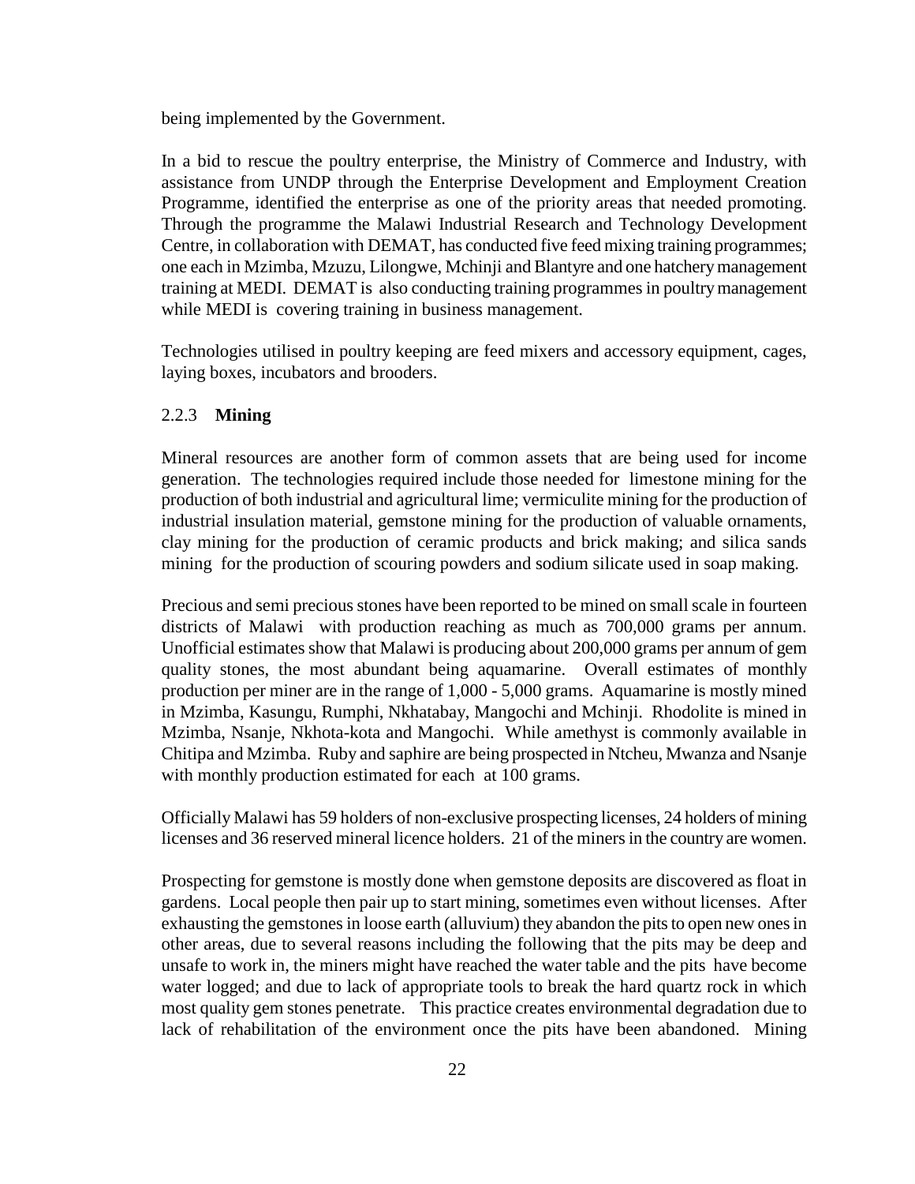being implemented by the Government.

In a bid to rescue the poultry enterprise, the Ministry of Commerce and Industry, with assistance from UNDP through the Enterprise Development and Employment Creation Programme, identified the enterprise as one of the priority areas that needed promoting. Through the programme the Malawi Industrial Research and Technology Development Centre, in collaboration with DEMAT, has conducted five feed mixing training programmes; one each in Mzimba, Mzuzu, Lilongwe, Mchinji and Blantyre and one hatchery management training at MEDI. DEMAT is also conducting training programmes in poultry management while MEDI is covering training in business management.

Technologies utilised in poultry keeping are feed mixers and accessory equipment, cages, laying boxes, incubators and brooders.

### 2.2.3 **Mining**

Mineral resources are another form of common assets that are being used for income generation. The technologies required include those needed for limestone mining for the production of both industrial and agricultural lime; vermiculite mining for the production of industrial insulation material, gemstone mining for the production of valuable ornaments, clay mining for the production of ceramic products and brick making; and silica sands mining for the production of scouring powders and sodium silicate used in soap making.

Precious and semi precious stones have been reported to be mined on small scale in fourteen districts of Malawi with production reaching as much as 700,000 grams per annum. Unofficial estimates show that Malawi is producing about 200,000 grams per annum of gem quality stones, the most abundant being aquamarine. Overall estimates of monthly production per miner are in the range of 1,000 - 5,000 grams. Aquamarine is mostly mined in Mzimba, Kasungu, Rumphi, Nkhatabay, Mangochi and Mchinji. Rhodolite is mined in Mzimba, Nsanje, Nkhota-kota and Mangochi. While amethyst is commonly available in Chitipa and Mzimba. Ruby and saphire are being prospected in Ntcheu, Mwanza and Nsanje with monthly production estimated for each at 100 grams.

Officially Malawi has 59 holders of non-exclusive prospecting licenses, 24 holders of mining licenses and 36 reserved mineral licence holders. 21 of the miners in the country are women.

Prospecting for gemstone is mostly done when gemstone deposits are discovered as float in gardens. Local people then pair up to start mining, sometimes even without licenses. After exhausting the gemstones in loose earth (alluvium) they abandon the pits to open new ones in other areas, due to several reasons including the following that the pits may be deep and unsafe to work in, the miners might have reached the water table and the pits have become water logged; and due to lack of appropriate tools to break the hard quartz rock in which most quality gem stones penetrate. This practice creates environmental degradation due to lack of rehabilitation of the environment once the pits have been abandoned. Mining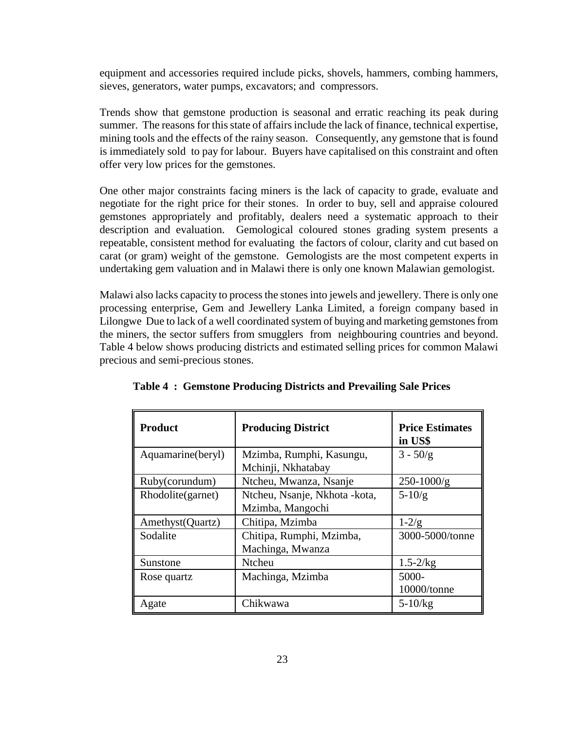equipment and accessories required include picks, shovels, hammers, combing hammers, sieves, generators, water pumps, excavators; and compressors.

Trends show that gemstone production is seasonal and erratic reaching its peak during summer. The reasons for this state of affairs include the lack of finance, technical expertise, mining tools and the effects of the rainy season. Consequently, any gemstone that is found is immediately sold to pay for labour. Buyers have capitalised on this constraint and often offer very low prices for the gemstones.

One other major constraints facing miners is the lack of capacity to grade, evaluate and negotiate for the right price for their stones. In order to buy, sell and appraise coloured gemstones appropriately and profitably, dealers need a systematic approach to their description and evaluation. Gemological coloured stones grading system presents a repeatable, consistent method for evaluating the factors of colour, clarity and cut based on carat (or gram) weight of the gemstone. Gemologists are the most competent experts in undertaking gem valuation and in Malawi there is only one known Malawian gemologist.

Malawi also lacks capacity to process the stones into jewels and jewellery. There is only one processing enterprise, Gem and Jewellery Lanka Limited, a foreign company based in Lilongwe Due to lack of a well coordinated system of buying and marketing gemstones from the miners, the sector suffers from smugglers from neighbouring countries and beyond. Table 4 below shows producing districts and estimated selling prices for common Malawi precious and semi-precious stones.

**Table 4 : Gemstone Producing Districts and Prevailing Sale Prices**

| Product | Producing District | Price Estimates in US$ |
|---|---|---|
| Aquamarine(beryl) | Mzimba, Rumphi, Kasungu, Mchinji, Nkhatabay | 3 - 50/g |
| Ruby(corundum) | Ntcheu, Mwanza, Nsanje | 250-1000/g |
| Rhodolite(garnet) | Ntcheu, Nsanje, Nkhota -kota, Mzimba, Mangochi | 5-10/g |
| Amethyst(Quartz) | Chitipa, Mzimba | 1-2/g |
| Sodalite | Chitipa, Rumphi, Mzimba, Machinga, Mwanza | 3000-5000/tonne |
| Sunstone | Ntcheu | 1.5-2/kg |
| Rose quartz | Machinga, Mzimba | 5000-10000/tonne |
| Agate | Chikwawa | 5-10/kg |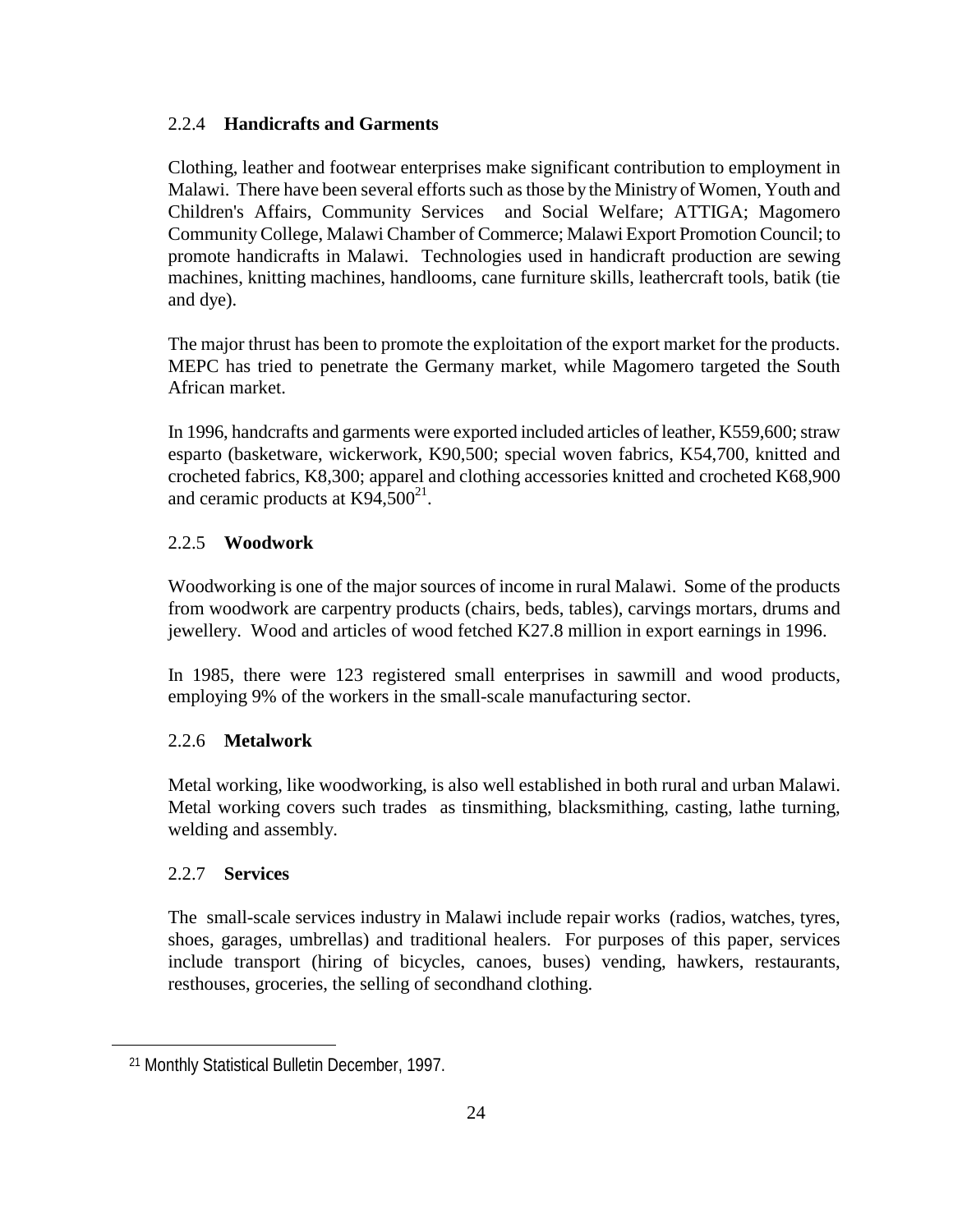### 2.2.4 **Handicrafts and Garments**

Clothing, leather and footwear enterprises make significant contribution to employment in Malawi. There have been several efforts such as those by the Ministry of Women, Youth and Children's Affairs, Community Services and Social Welfare; ATTIGA; Magomero Community College, Malawi Chamber of Commerce; Malawi Export Promotion Council; to promote handicrafts in Malawi. Technologies used in handicraft production are sewing machines, knitting machines, handlooms, cane furniture skills, leathercraft tools, batik (tie and dye).

The major thrust has been to promote the exploitation of the export market for the products. MEPC has tried to penetrate the Germany market, while Magomero targeted the South African market.

In 1996, handcrafts and garments were exported included articles of leather, K559,600; straw esparto (basketware, wickerwork, K90,500; special woven fabrics, K54,700, knitted and crocheted fabrics, K8,300; apparel and clothing accessories knitted and crocheted K68,900 and ceramic products at K94,500[21].

### 2.2.5 **Woodwork**

Woodworking is one of the major sources of income in rural Malawi. Some of the products from woodwork are carpentry products (chairs, beds, tables), carvings mortars, drums and jewellery. Wood and articles of wood fetched K27.8 million in export earnings in 1996.

In 1985, there were 123 registered small enterprises in sawmill and wood products, employing 9% of the workers in the small-scale manufacturing sector.

### 2.2.6 **Metalwork**

Metal working, like woodworking, is also well established in both rural and urban Malawi. Metal working covers such trades as tinsmithing, blacksmithing, casting, lathe turning, welding and assembly.

### 2.2.7 **Services**

The small-scale services industry in Malawi include repair works (radios, watches, tyres, shoes, garages, umbrellas) and traditional healers. For purposes of this paper, services include transport (hiring of bicycles, canoes, buses) vending, hawkers, restaurants, resthouses, groceries, the selling of secondhand clothing.

---

[21] Monthly Statistical Bulletin December, 1997.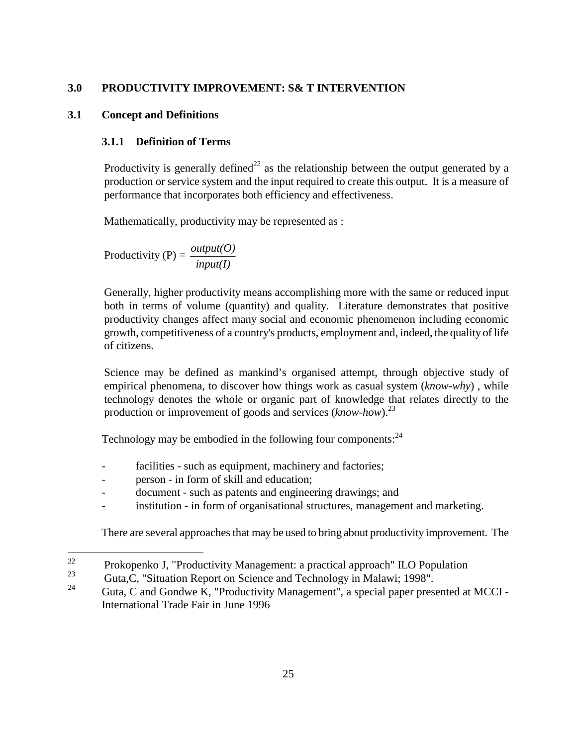## 3.0 PRODUCTIVITY IMPROVEMENT: S& T INTERVENTION

### 3.1 Concept and Definitions

#### 3.1.1 Definition of Terms

Productivity is generally defined[22] as the relationship between the output generated by a production or service system and the input required to create this output. It is a measure of performance that incorporates both efficiency and effectiveness.

Mathematically, productivity may be represented as :

$$\text{Productivity (P)} = \frac{output(O)}{input(I)}$$

Generally, higher productivity means accomplishing more with the same or reduced input both in terms of volume (quantity) and quality. Literature demonstrates that positive productivity changes affect many social and economic phenomenon including economic growth, competitiveness of a country's products, employment and, indeed, the quality of life of citizens.

Science may be defined as mankind's organised attempt, through objective study of empirical phenomena, to discover how things work as casual system (*know-why*) , while technology denotes the whole or organic part of knowledge that relates directly to the production or improvement of goods and services (*know-how*).[23]

Technology may be embodied in the following four components:[24]

- facilities - such as equipment, machinery and factories;
- person - in form of skill and education;
- document - such as patents and engineering drawings; and
- institution - in form of organisational structures, management and marketing.

There are several approaches that may be used to bring about productivity improvement. The

---

[22] Prokopenko J, "Productivity Management: a practical approach" ILO Population

[23] Guta,C, "Situation Report on Science and Technology in Malawi; 1998".

[24] Guta, C and Gondwe K, "Productivity Management", a special paper presented at MCCI - International Trade Fair in June 1996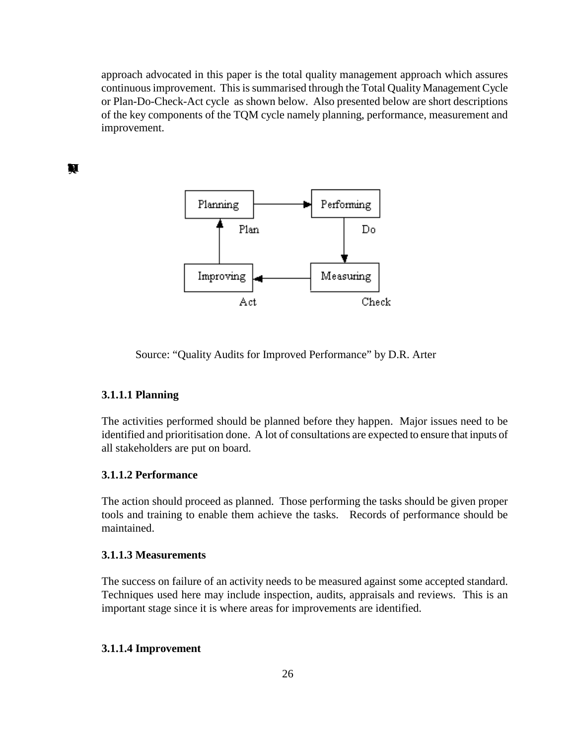approach advocated in this paper is the total quality management approach which assures continuous improvement. This is summarised through the Total Quality Management Cycle or Plan-Do-Check-Act cycle as shown below. Also presented below are short descriptions of the key components of the TQM cycle namely planning, performance, measurement and improvement.

Planning → Performing (Plan → Do)
Performing → Measuring (Do → Check)
Measuring → Improving (Check → Act)
Improving → Planning (Act → Plan)

Source: "Quality Audits for Improved Performance" by D.R. Arter

#### 3.1.1.1 Planning

The activities performed should be planned before they happen. Major issues need to be identified and prioritisation done. A lot of consultations are expected to ensure that inputs of all stakeholders are put on board.

#### 3.1.1.2 Performance

The action should proceed as planned. Those performing the tasks should be given proper tools and training to enable them achieve the tasks. Records of performance should be maintained.

#### 3.1.1.3 Measurements

The success on failure of an activity needs to be measured against some accepted standard. Techniques used here may include inspection, audits, appraisals and reviews. This is an important stage since it is where areas for improvements are identified.

#### 3.1.1.4 Improvement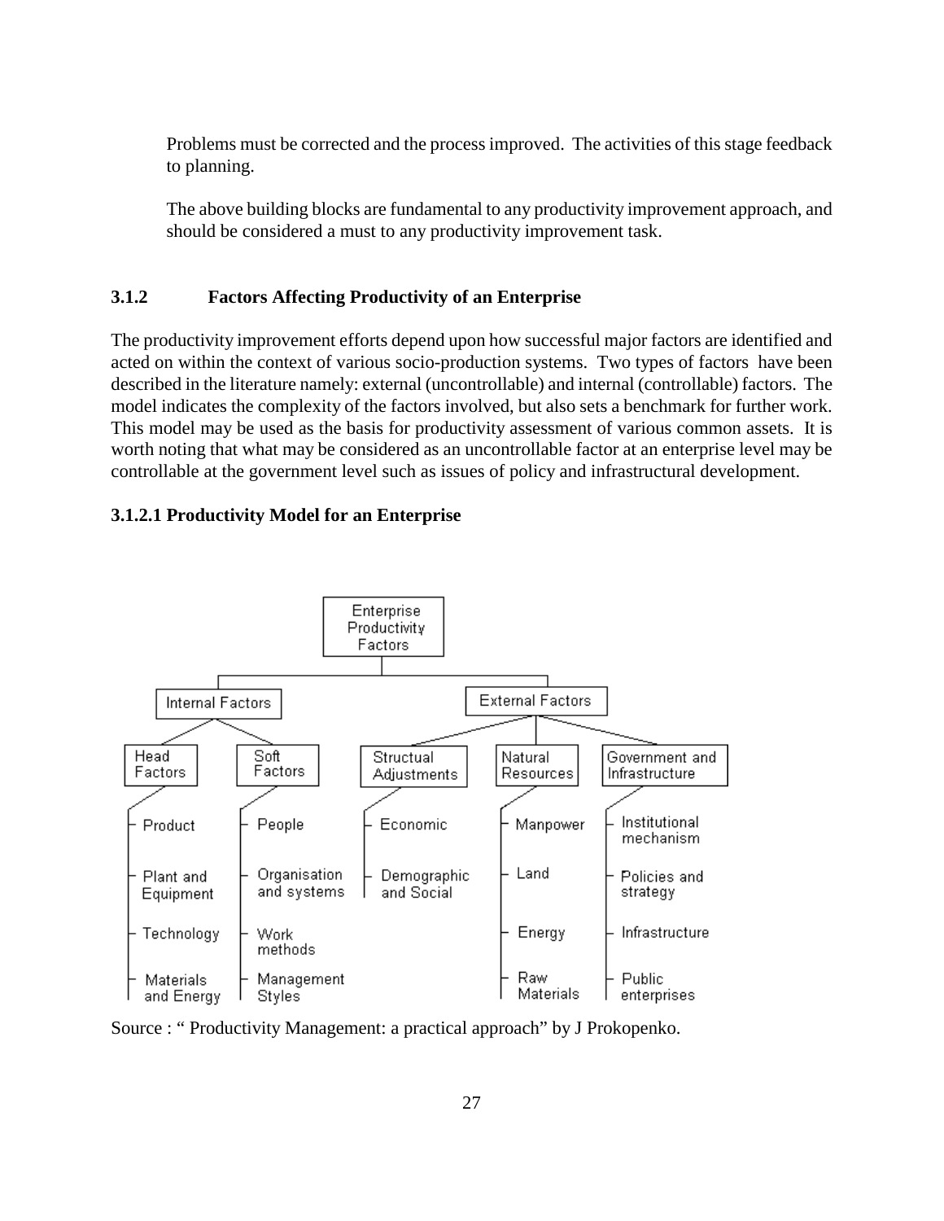Problems must be corrected and the process improved. The activities of this stage feedback to planning.

The above building blocks are fundamental to any productivity improvement approach, and should be considered a must to any productivity improvement task.

### 3.1.2 Factors Affecting Productivity of an Enterprise

The productivity improvement efforts depend upon how successful major factors are identified and acted on within the context of various socio-production systems. Two types of factors have been described in the literature namely: external (uncontrollable) and internal (controllable) factors. The model indicates the complexity of the factors involved, but also sets a benchmark for further work. This model may be used as the basis for productivity assessment of various common assets. It is worth noting that what may be considered as an uncontrollable factor at an enterprise level may be controllable at the government level such as issues of policy and infrastructural development.

#### 3.1.2.1 Productivity Model for an Enterprise

- Enterprise Productivity Factors
  - Internal Factors
    - Head Factors
      - Product
      - Plant and Equipment
      - Technology
      - Materials and Energy
    - Soft Factors
      - People
      - Organisation and systems
      - Work methods
      - Management Styles
  - External Factors
    - Structual Adjustments
      - Economic
      - Demographic and Social
    - Natural Resources
      - Manpower
      - Land
      - Energy
      - Raw Materials
    - Government and Infrastructure
      - Institutional mechanism
      - Policies and strategy
      - Infrastructure
      - Public enterprises

Source : " Productivity Management: a practical approach" by J Prokopenko.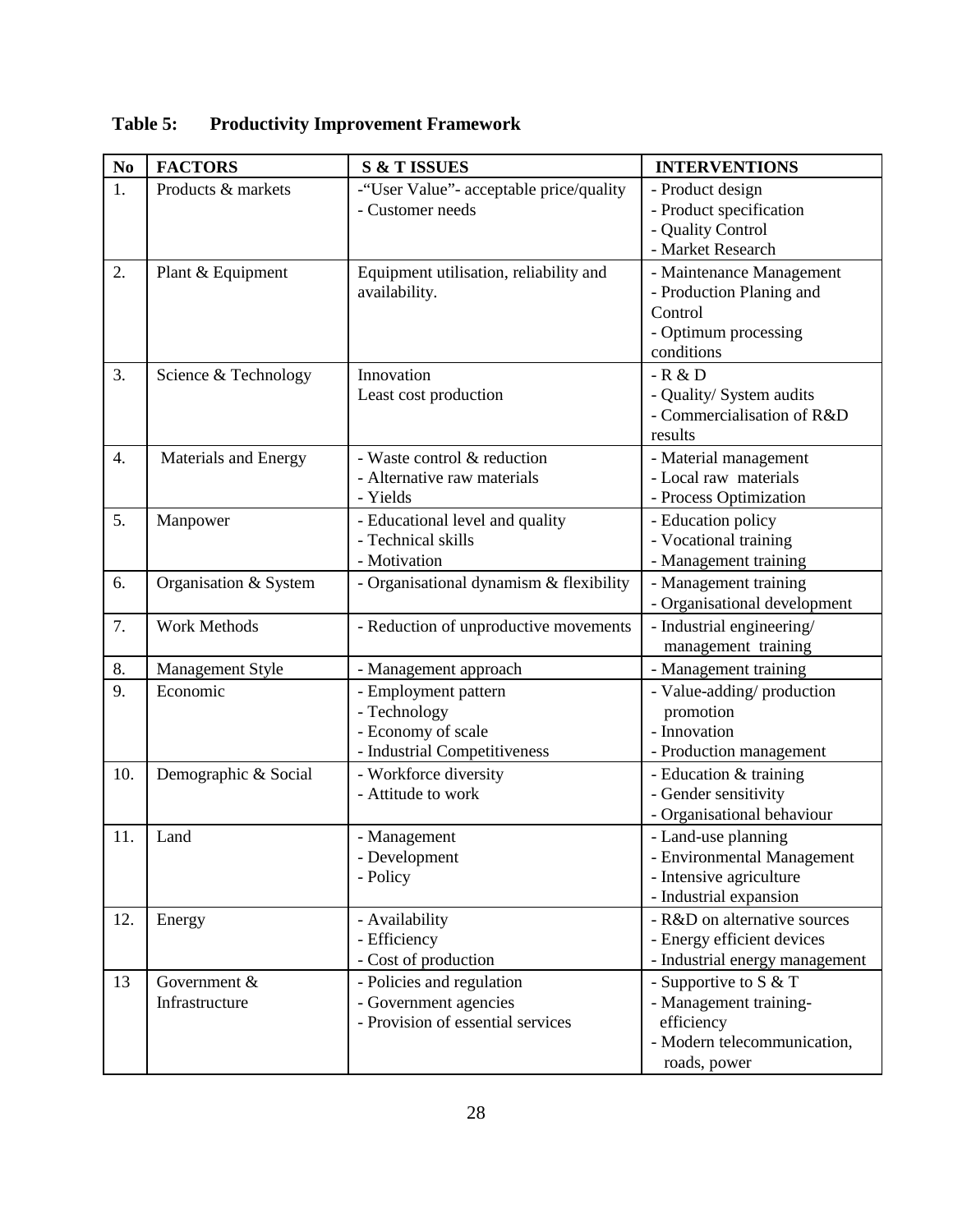**Table 5: Productivity Improvement Framework**

| No | FACTORS | S & T ISSUES | INTERVENTIONS |
|---|---|---|---|
| 1. | Products & markets | -"User Value"- acceptable price/quality<br>- Customer needs | - Product design<br>- Product specification<br>- Quality Control<br>- Market Research |
| 2. | Plant & Equipment | Equipment utilisation, reliability and availability. | - Maintenance Management<br>- Production Planing and Control<br>- Optimum processing conditions |
| 3. | Science & Technology | Innovation<br>Least cost production | - R & D<br>- Quality/ System audits<br>- Commercialisation of R&D results |
| 4. | Materials and Energy | - Waste control & reduction<br>- Alternative raw materials<br>- Yields | - Material management<br>- Local raw materials<br>- Process Optimization |
| 5. | Manpower | - Educational level and quality<br>- Technical skills<br>- Motivation | - Education policy<br>- Vocational training<br>- Management training |
| 6. | Organisation & System | - Organisational dynamism & flexibility | - Management training<br>- Organisational development |
| 7. | Work Methods | - Reduction of unproductive movements | - Industrial engineering/ management training |
| 8. | Management Style | - Management approach | - Management training |
| 9. | Economic | - Employment pattern<br>- Technology<br>- Economy of scale<br>- Industrial Competitiveness | - Value-adding/ production promotion<br>- Innovation<br>- Production management |
| 10. | Demographic & Social | - Workforce diversity<br>- Attitude to work | - Education & training<br>- Gender sensitivity<br>- Organisational behaviour |
| 11. | Land | - Management<br>- Development<br>- Policy | - Land-use planning<br>- Environmental Management<br>- Intensive agriculture<br>- Industrial expansion |
| 12. | Energy | - Availability<br>- Efficiency<br>- Cost of production | - R&D on alternative sources<br>- Energy efficient devices<br>- Industrial energy management |
| 13 | Government & Infrastructure | - Policies and regulation<br>- Government agencies<br>- Provision of essential services | - Supportive to S & T<br>- Management training- efficiency<br>- Modern telecommunication, roads, power |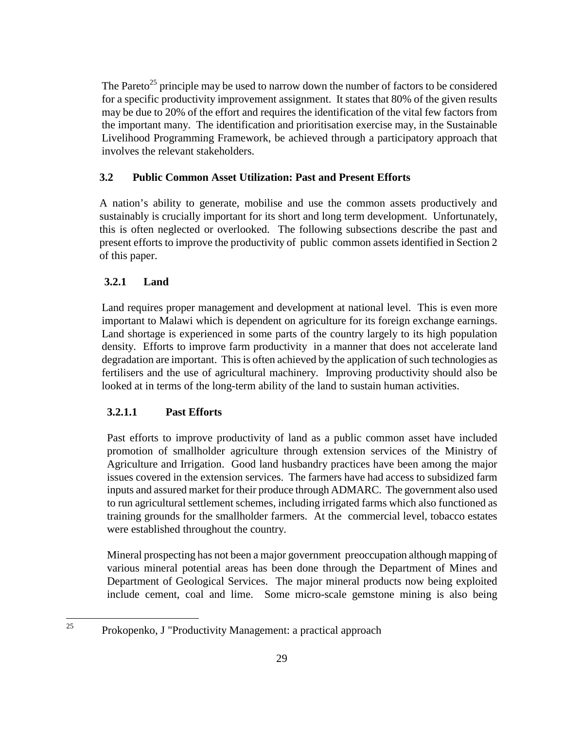The Pareto[25] principle may be used to narrow down the number of factors to be considered for a specific productivity improvement assignment. It states that 80% of the given results may be due to 20% of the effort and requires the identification of the vital few factors from the important many. The identification and prioritisation exercise may, in the Sustainable Livelihood Programming Framework, be achieved through a participatory approach that involves the relevant stakeholders.

### 3.2 Public Common Asset Utilization: Past and Present Efforts

A nation's ability to generate, mobilise and use the common assets productively and sustainably is crucially important for its short and long term development. Unfortunately, this is often neglected or overlooked. The following subsections describe the past and present efforts to improve the productivity of public common assets identified in Section 2 of this paper.

#### 3.2.1 Land

Land requires proper management and development at national level. This is even more important to Malawi which is dependent on agriculture for its foreign exchange earnings. Land shortage is experienced in some parts of the country largely to its high population density. Efforts to improve farm productivity in a manner that does not accelerate land degradation are important. This is often achieved by the application of such technologies as fertilisers and the use of agricultural machinery. Improving productivity should also be looked at in terms of the long-term ability of the land to sustain human activities.

##### 3.2.1.1 Past Efforts

Past efforts to improve productivity of land as a public common asset have included promotion of smallholder agriculture through extension services of the Ministry of Agriculture and Irrigation. Good land husbandry practices have been among the major issues covered in the extension services. The farmers have had access to subsidized farm inputs and assured market for their produce through ADMARC. The government also used to run agricultural settlement schemes, including irrigated farms which also functioned as training grounds for the smallholder farmers. At the commercial level, tobacco estates were established throughout the country.

Mineral prospecting has not been a major government preoccupation although mapping of various mineral potential areas has been done through the Department of Mines and Department of Geological Services. The major mineral products now being exploited include cement, coal and lime. Some micro-scale gemstone mining is also being

---

[25] Prokopenko, J "Productivity Management: a practical approach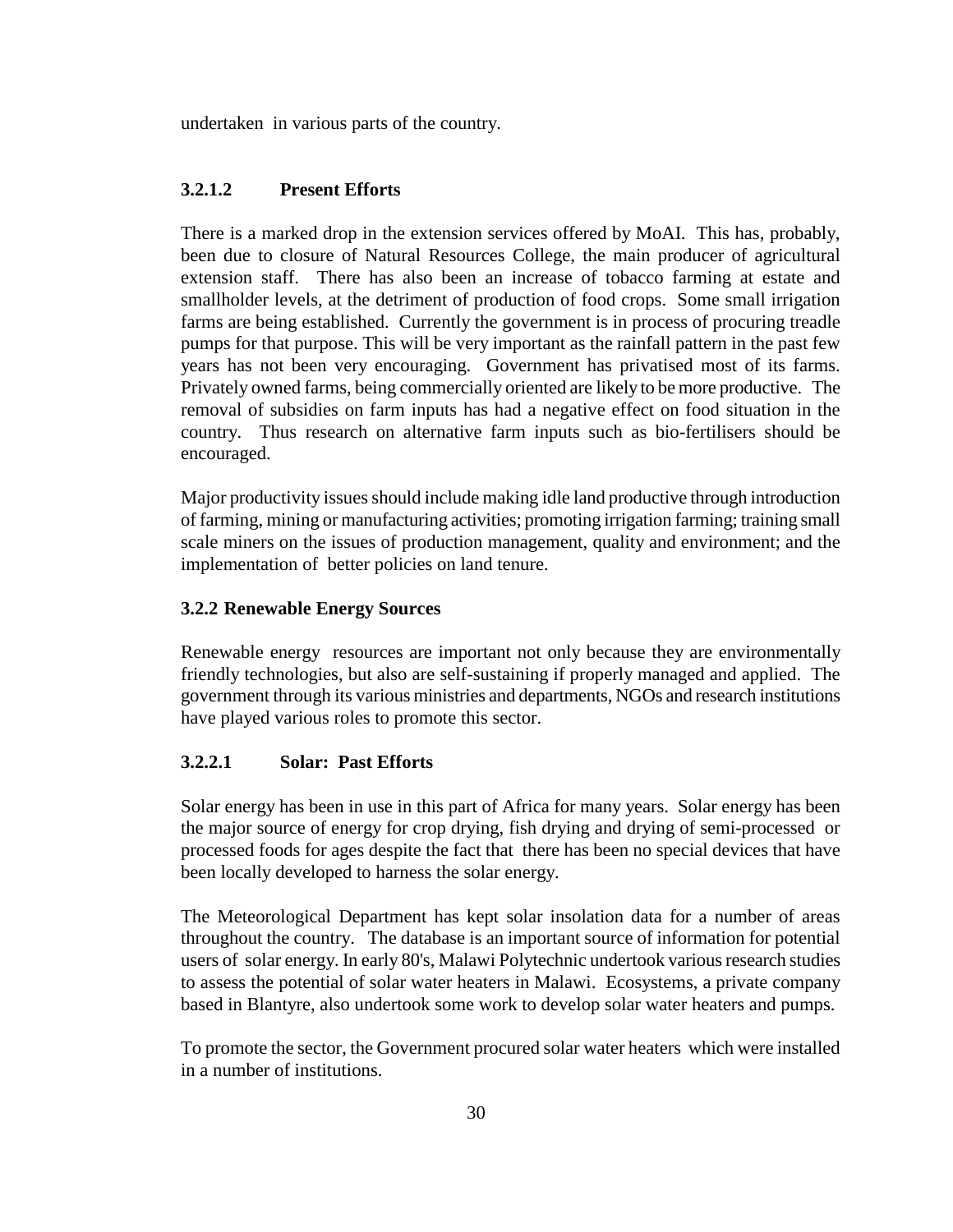undertaken in various parts of the country.

#### 3.2.1.2 Present Efforts

There is a marked drop in the extension services offered by MoAI. This has, probably, been due to closure of Natural Resources College, the main producer of agricultural extension staff. There has also been an increase of tobacco farming at estate and smallholder levels, at the detriment of production of food crops. Some small irrigation farms are being established. Currently the government is in process of procuring treadle pumps for that purpose. This will be very important as the rainfall pattern in the past few years has not been very encouraging. Government has privatised most of its farms. Privately owned farms, being commercially oriented are likely to be more productive. The removal of subsidies on farm inputs has had a negative effect on food situation in the country. Thus research on alternative farm inputs such as bio-fertilisers should be encouraged.

Major productivity issues should include making idle land productive through introduction of farming, mining or manufacturing activities; promoting irrigation farming; training small scale miners on the issues of production management, quality and environment; and the implementation of better policies on land tenure.

### 3.2.2 Renewable Energy Sources

Renewable energy resources are important not only because they are environmentally friendly technologies, but also are self-sustaining if properly managed and applied. The government through its various ministries and departments, NGOs and research institutions have played various roles to promote this sector.

#### 3.2.2.1 Solar: Past Efforts

Solar energy has been in use in this part of Africa for many years. Solar energy has been the major source of energy for crop drying, fish drying and drying of semi-processed or processed foods for ages despite the fact that there has been no special devices that have been locally developed to harness the solar energy.

The Meteorological Department has kept solar insolation data for a number of areas throughout the country. The database is an important source of information for potential users of solar energy. In early 80's, Malawi Polytechnic undertook various research studies to assess the potential of solar water heaters in Malawi. Ecosystems, a private company based in Blantyre, also undertook some work to develop solar water heaters and pumps.

To promote the sector, the Government procured solar water heaters which were installed in a number of institutions.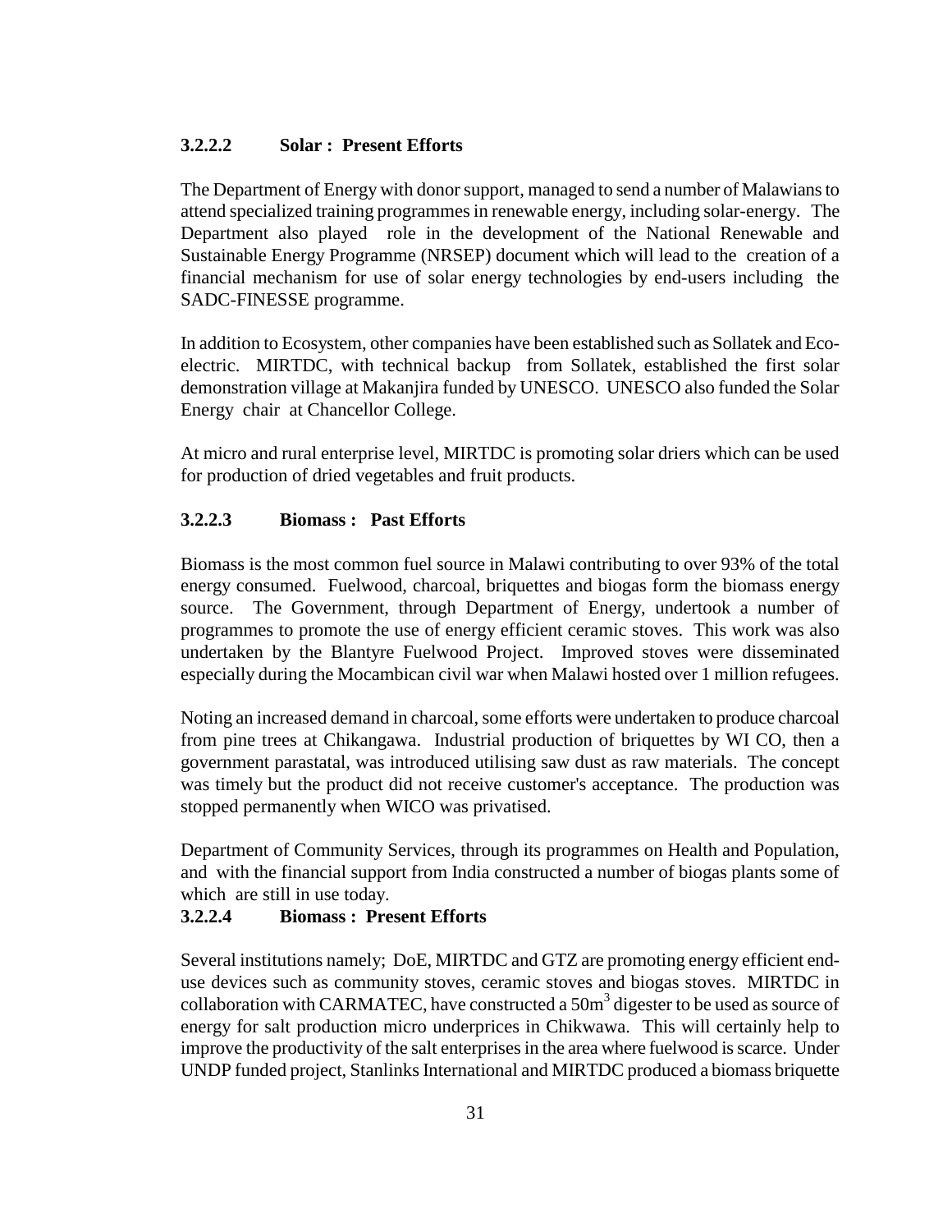#### 3.2.2.2 Solar : Present Efforts

The Department of Energy with donor support, managed to send a number of Malawians to attend specialized training programmes in renewable energy, including solar-energy. The Department also played role in the development of the National Renewable and Sustainable Energy Programme (NRSEP) document which will lead to the creation of a financial mechanism for use of solar energy technologies by end-users including the SADC-FINESSE programme.

In addition to Ecosystem, other companies have been established such as Sollatek and Eco-electric. MIRTDC, with technical backup from Sollatek, established the first solar demonstration village at Makanjira funded by UNESCO. UNESCO also funded the Solar Energy chair at Chancellor College.

At micro and rural enterprise level, MIRTDC is promoting solar driers which can be used for production of dried vegetables and fruit products.

#### 3.2.2.3 Biomass : Past Efforts

Biomass is the most common fuel source in Malawi contributing to over 93% of the total energy consumed. Fuelwood, charcoal, briquettes and biogas form the biomass energy source. The Government, through Department of Energy, undertook a number of programmes to promote the use of energy efficient ceramic stoves. This work was also undertaken by the Blantyre Fuelwood Project. Improved stoves were disseminated especially during the Mocambican civil war when Malawi hosted over 1 million refugees.

Noting an increased demand in charcoal, some efforts were undertaken to produce charcoal from pine trees at Chikangawa. Industrial production of briquettes by WI CO, then a government parastatal, was introduced utilising saw dust as raw materials. The concept was timely but the product did not receive customer's acceptance. The production was stopped permanently when WICO was privatised.

Department of Community Services, through its programmes on Health and Population, and with the financial support from India constructed a number of biogas plants some of which are still in use today.

#### 3.2.2.4 Biomass : Present Efforts

Several institutions namely; DoE, MIRTDC and GTZ are promoting energy efficient end-use devices such as community stoves, ceramic stoves and biogas stoves. MIRTDC in collaboration with CARMATEC, have constructed a $50m^3$ digester to be used as source of energy for salt production micro underprices in Chikwawa. This will certainly help to improve the productivity of the salt enterprises in the area where fuelwood is scarce. Under UNDP funded project, Stanlinks International and MIRTDC produced a biomass briquette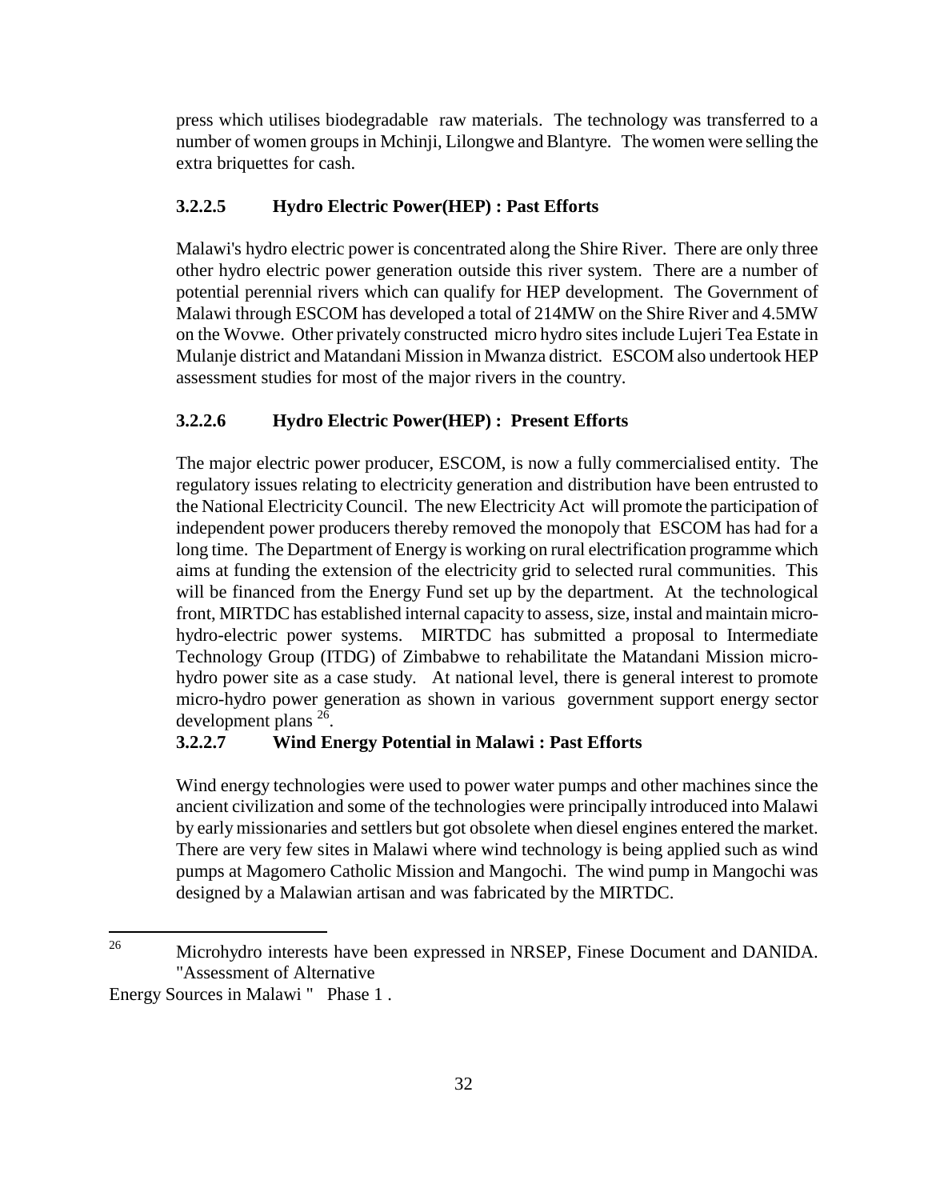press which utilises biodegradable raw materials. The technology was transferred to a number of women groups in Mchinji, Lilongwe and Blantyre. The women were selling the extra briquettes for cash.

#### 3.2.2.5 Hydro Electric Power(HEP) : Past Efforts

Malawi's hydro electric power is concentrated along the Shire River. There are only three other hydro electric power generation outside this river system. There are a number of potential perennial rivers which can qualify for HEP development. The Government of Malawi through ESCOM has developed a total of 214MW on the Shire River and 4.5MW on the Wovwe. Other privately constructed micro hydro sites include Lujeri Tea Estate in Mulanje district and Matandani Mission in Mwanza district. ESCOM also undertook HEP assessment studies for most of the major rivers in the country.

#### 3.2.2.6 Hydro Electric Power(HEP) : Present Efforts

The major electric power producer, ESCOM, is now a fully commercialised entity. The regulatory issues relating to electricity generation and distribution have been entrusted to the National Electricity Council. The new Electricity Act will promote the participation of independent power producers thereby removed the monopoly that ESCOM has had for a long time. The Department of Energy is working on rural electrification programme which aims at funding the extension of the electricity grid to selected rural communities. This will be financed from the Energy Fund set up by the department. At the technological front, MIRTDC has established internal capacity to assess, size, instal and maintain micro-hydro-electric power systems. MIRTDC has submitted a proposal to Intermediate Technology Group (ITDG) of Zimbabwe to rehabilitate the Matandani Mission micro-hydro power site as a case study. At national level, there is general interest to promote micro-hydro power generation as shown in various government support energy sector development plans [26].

#### 3.2.2.7 Wind Energy Potential in Malawi : Past Efforts

Wind energy technologies were used to power water pumps and other machines since the ancient civilization and some of the technologies were principally introduced into Malawi by early missionaries and settlers but got obsolete when diesel engines entered the market. There are very few sites in Malawi where wind technology is being applied such as wind pumps at Magomero Catholic Mission and Mangochi. The wind pump in Mangochi was designed by a Malawian artisan and was fabricated by the MIRTDC.

---

[26] Microhydro interests have been expressed in NRSEP, Finese Document and DANIDA. "Assessment of Alternative Energy Sources in Malawi " Phase 1 .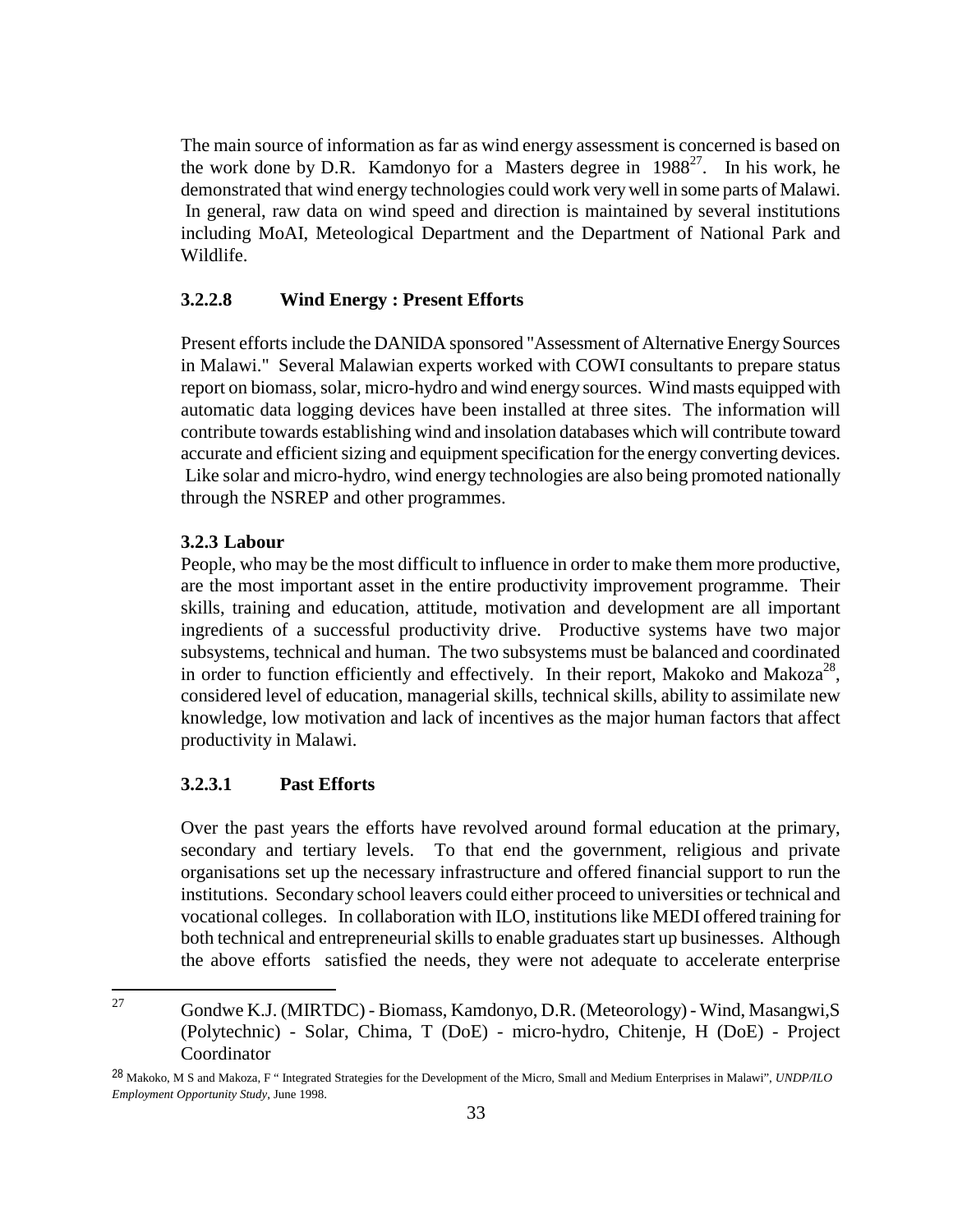The main source of information as far as wind energy assessment is concerned is based on the work done by D.R. Kamdonyo for a Masters degree in 1988[27]. In his work, he demonstrated that wind energy technologies could work very well in some parts of Malawi. In general, raw data on wind speed and direction is maintained by several institutions including MoAI, Meteological Department and the Department of National Park and Wildlife.

#### 3.2.2.8 Wind Energy : Present Efforts

Present efforts include the DANIDA sponsored "Assessment of Alternative Energy Sources in Malawi." Several Malawian experts worked with COWI consultants to prepare status report on biomass, solar, micro-hydro and wind energy sources. Wind masts equipped with automatic data logging devices have been installed at three sites. The information will contribute towards establishing wind and insolation databases which will contribute toward accurate and efficient sizing and equipment specification for the energy converting devices. Like solar and micro-hydro, wind energy technologies are also being promoted nationally through the NSREP and other programmes.

### 3.2.3 Labour

People, who may be the most difficult to influence in order to make them more productive, are the most important asset in the entire productivity improvement programme. Their skills, training and education, attitude, motivation and development are all important ingredients of a successful productivity drive. Productive systems have two major subsystems, technical and human. The two subsystems must be balanced and coordinated in order to function efficiently and effectively. In their report, Makoko and Makoza[28], considered level of education, managerial skills, technical skills, ability to assimilate new knowledge, low motivation and lack of incentives as the major human factors that affect productivity in Malawi.

#### 3.2.3.1 Past Efforts

Over the past years the efforts have revolved around formal education at the primary, secondary and tertiary levels. To that end the government, religious and private organisations set up the necessary infrastructure and offered financial support to run the institutions. Secondary school leavers could either proceed to universities or technical and vocational colleges. In collaboration with ILO, institutions like MEDI offered training for both technical and entrepreneurial skills to enable graduates start up businesses. Although the above efforts satisfied the needs, they were not adequate to accelerate enterprise

---

[27] Gondwe K.J. (MIRTDC) - Biomass, Kamdonyo, D.R. (Meteorology) - Wind, Masangwi,S (Polytechnic) - Solar, Chima, T (DoE) - micro-hydro, Chitenje, H (DoE) - Project Coordinator

[28] Makoko, M S and Makoza, F " Integrated Strategies for the Development of the Micro, Small and Medium Enterprises in Malawi", *UNDP/ILO Employment Opportunity Study*, June 1998.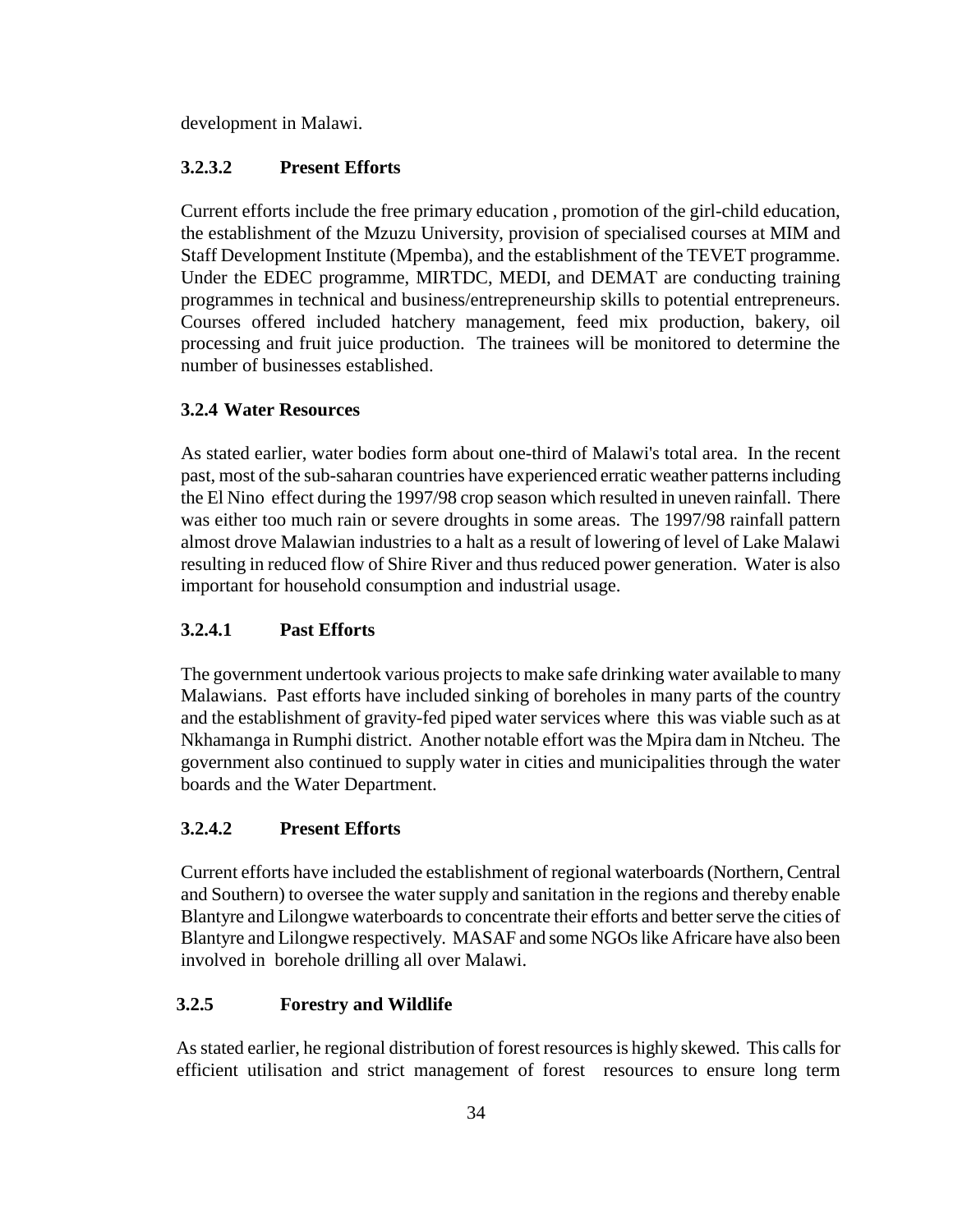development in Malawi.

#### 3.2.3.2 Present Efforts

Current efforts include the free primary education , promotion of the girl-child education, the establishment of the Mzuzu University, provision of specialised courses at MIM and Staff Development Institute (Mpemba), and the establishment of the TEVET programme. Under the EDEC programme, MIRTDC, MEDI, and DEMAT are conducting training programmes in technical and business/entrepreneurship skills to potential entrepreneurs. Courses offered included hatchery management, feed mix production, bakery, oil processing and fruit juice production. The trainees will be monitored to determine the number of businesses established.

### 3.2.4 Water Resources

As stated earlier, water bodies form about one-third of Malawi's total area. In the recent past, most of the sub-saharan countries have experienced erratic weather patterns including the El Nino effect during the 1997/98 crop season which resulted in uneven rainfall. There was either too much rain or severe droughts in some areas. The 1997/98 rainfall pattern almost drove Malawian industries to a halt as a result of lowering of level of Lake Malawi resulting in reduced flow of Shire River and thus reduced power generation. Water is also important for household consumption and industrial usage.

#### 3.2.4.1 Past Efforts

The government undertook various projects to make safe drinking water available to many Malawians. Past efforts have included sinking of boreholes in many parts of the country and the establishment of gravity-fed piped water services where this was viable such as at Nkhamanga in Rumphi district. Another notable effort was the Mpira dam in Ntcheu. The government also continued to supply water in cities and municipalities through the water boards and the Water Department.

#### 3.2.4.2 Present Efforts

Current efforts have included the establishment of regional waterboards (Northern, Central and Southern) to oversee the water supply and sanitation in the regions and thereby enable Blantyre and Lilongwe waterboards to concentrate their efforts and better serve the cities of Blantyre and Lilongwe respectively. MASAF and some NGOs like Africare have also been involved in borehole drilling all over Malawi.

### 3.2.5 Forestry and Wildlife

As stated earlier, he regional distribution of forest resources is highly skewed. This calls for efficient utilisation and strict management of forest resources to ensure long term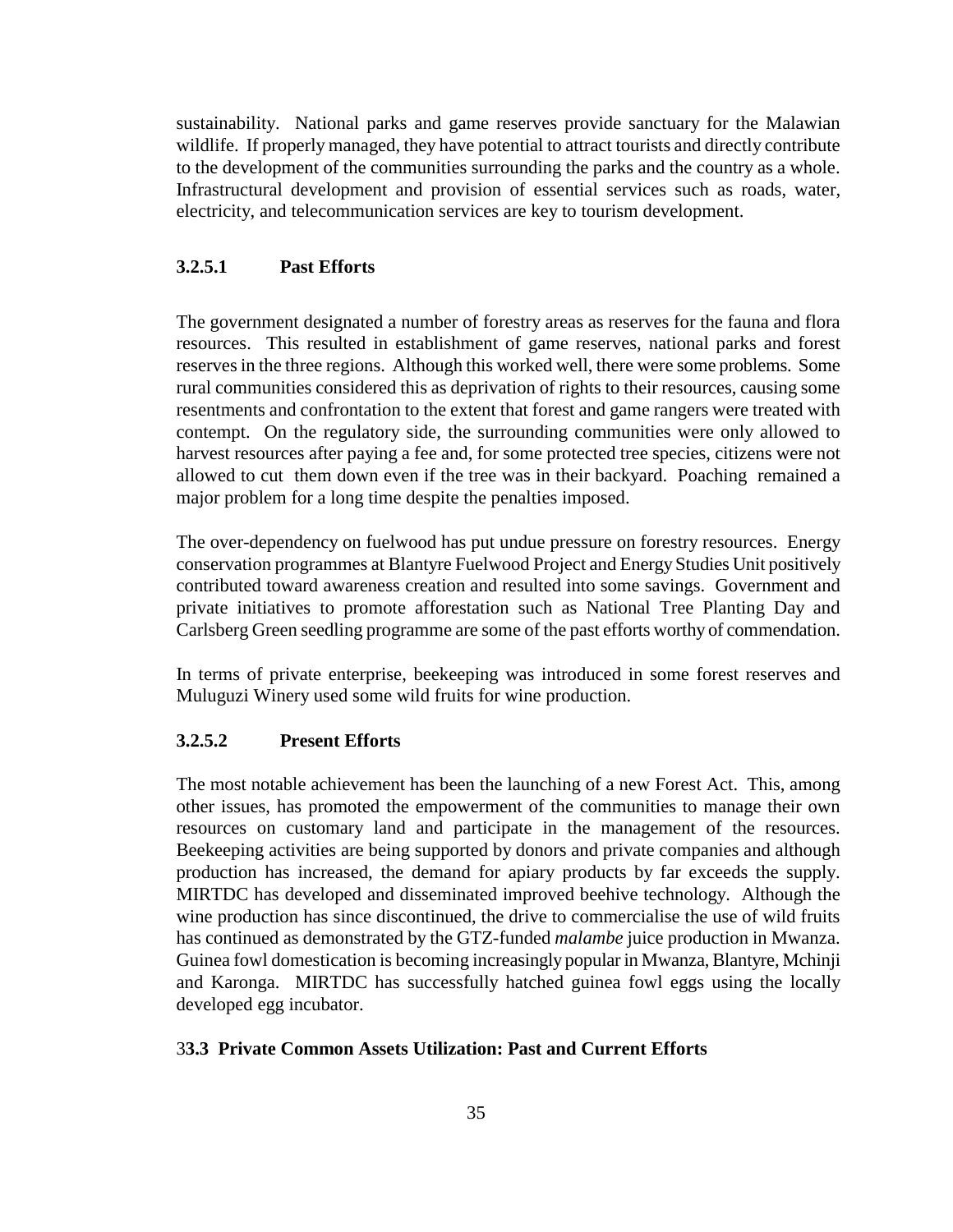sustainability. National parks and game reserves provide sanctuary for the Malawian wildlife. If properly managed, they have potential to attract tourists and directly contribute to the development of the communities surrounding the parks and the country as a whole. Infrastructural development and provision of essential services such as roads, water, electricity, and telecommunication services are key to tourism development.

#### 3.2.5.1 Past Efforts

The government designated a number of forestry areas as reserves for the fauna and flora resources. This resulted in establishment of game reserves, national parks and forest reserves in the three regions. Although this worked well, there were some problems. Some rural communities considered this as deprivation of rights to their resources, causing some resentments and confrontation to the extent that forest and game rangers were treated with contempt. On the regulatory side, the surrounding communities were only allowed to harvest resources after paying a fee and, for some protected tree species, citizens were not allowed to cut them down even if the tree was in their backyard. Poaching remained a major problem for a long time despite the penalties imposed.

The over-dependency on fuelwood has put undue pressure on forestry resources. Energy conservation programmes at Blantyre Fuelwood Project and Energy Studies Unit positively contributed toward awareness creation and resulted into some savings. Government and private initiatives to promote afforestation such as National Tree Planting Day and Carlsberg Green seedling programme are some of the past efforts worthy of commendation.

In terms of private enterprise, beekeeping was introduced in some forest reserves and Muluguzi Winery used some wild fruits for wine production.

#### 3.2.5.2 Present Efforts

The most notable achievement has been the launching of a new Forest Act. This, among other issues, has promoted the empowerment of the communities to manage their own resources on customary land and participate in the management of the resources. Beekeeping activities are being supported by donors and private companies and although production has increased, the demand for apiary products by far exceeds the supply. MIRTDC has developed and disseminated improved beehive technology. Although the wine production has since discontinued, the drive to commercialise the use of wild fruits has continued as demonstrated by the GTZ-funded *malambe* juice production in Mwanza. Guinea fowl domestication is becoming increasingly popular in Mwanza, Blantyre, Mchinji and Karonga. MIRTDC has successfully hatched guinea fowl eggs using the locally developed egg incubator.

### 3**3.3 Private Common Assets Utilization: Past and Current Efforts**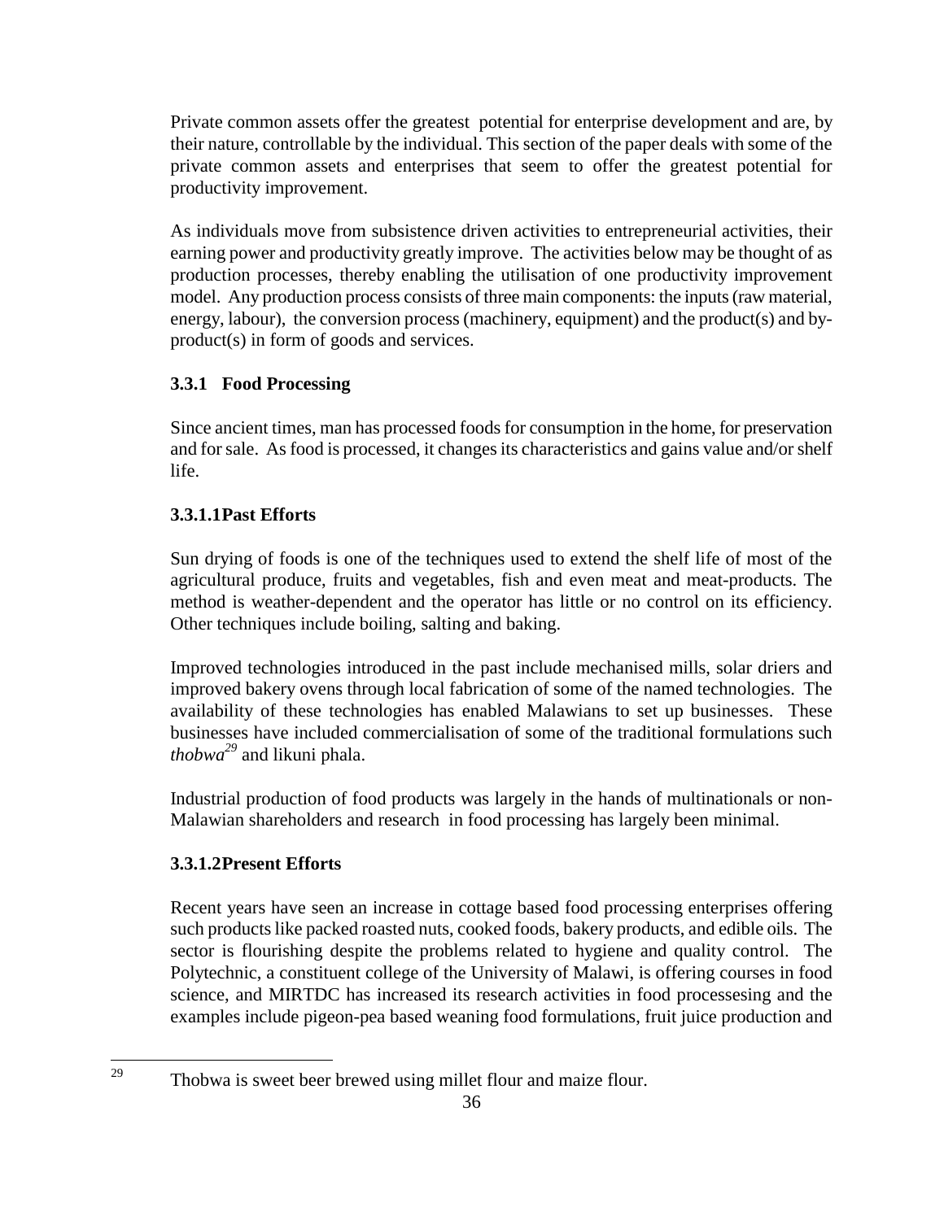Private common assets offer the greatest potential for enterprise development and are, by their nature, controllable by the individual. This section of the paper deals with some of the private common assets and enterprises that seem to offer the greatest potential for productivity improvement.

As individuals move from subsistence driven activities to entrepreneurial activities, their earning power and productivity greatly improve. The activities below may be thought of as production processes, thereby enabling the utilisation of one productivity improvement model. Any production process consists of three main components: the inputs (raw material, energy, labour), the conversion process (machinery, equipment) and the product(s) and by-product(s) in form of goods and services.

### 3.3.1 Food Processing

Since ancient times, man has processed foods for consumption in the home, for preservation and for sale. As food is processed, it changes its characteristics and gains value and/or shelf life.

#### 3.3.1.1 Past Efforts

Sun drying of foods is one of the techniques used to extend the shelf life of most of the agricultural produce, fruits and vegetables, fish and even meat and meat-products. The method is weather-dependent and the operator has little or no control on its efficiency. Other techniques include boiling, salting and baking.

Improved technologies introduced in the past include mechanised mills, solar driers and improved bakery ovens through local fabrication of some of the named technologies. The availability of these technologies has enabled Malawians to set up businesses. These businesses have included commercialisation of some of the traditional formulations such *thobwa*[29] and likuni phala.

Industrial production of food products was largely in the hands of multinationals or non-Malawian shareholders and research in food processing has largely been minimal.

#### 3.3.1.2 Present Efforts

Recent years have seen an increase in cottage based food processing enterprises offering such products like packed roasted nuts, cooked foods, bakery products, and edible oils. The sector is flourishing despite the problems related to hygiene and quality control. The Polytechnic, a constituent college of the University of Malawi, is offering courses in food science, and MIRTDC has increased its research activities in food processesing and the examples include pigeon-pea based weaning food formulations, fruit juice production and

---

[29] Thobwa is sweet beer brewed using millet flour and maize flour.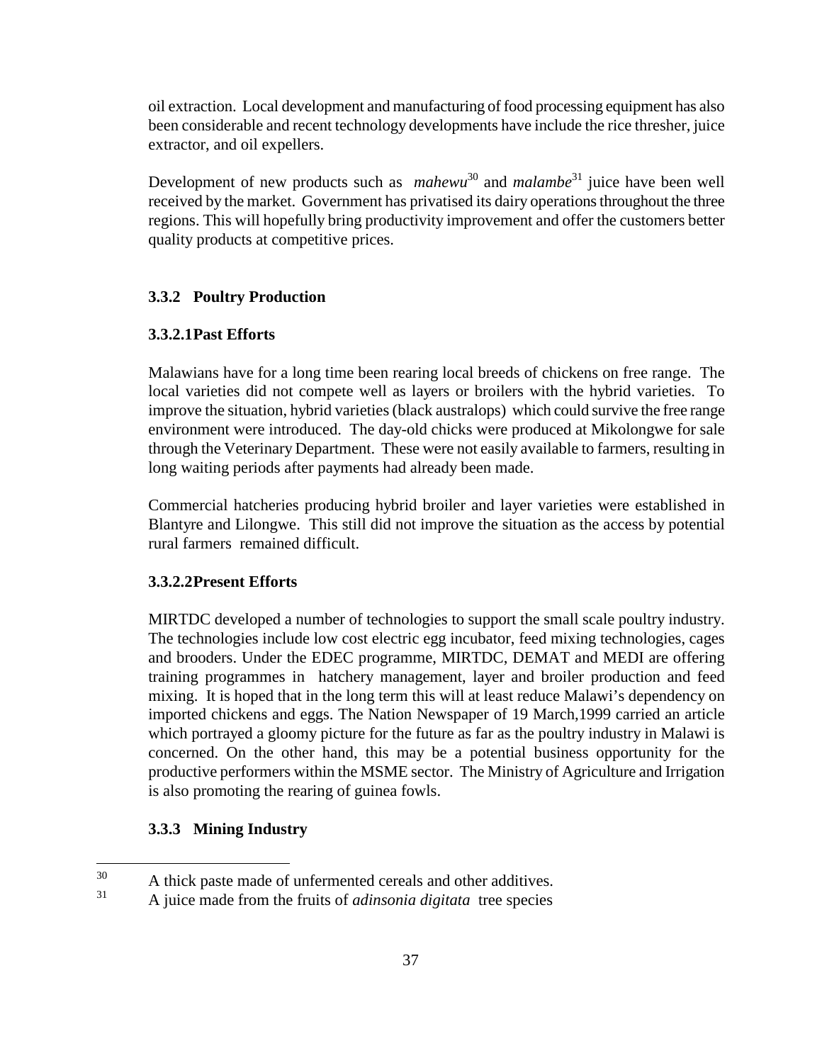oil extraction. Local development and manufacturing of food processing equipment has also been considerable and recent technology developments have include the rice thresher, juice extractor, and oil expellers.

Development of new products such as *mahewu*[30] and *malambe*[31] juice have been well received by the market. Government has privatised its dairy operations throughout the three regions. This will hopefully bring productivity improvement and offer the customers better quality products at competitive prices.

### 3.3.2 Poultry Production

#### 3.3.2.1Past Efforts

Malawians have for a long time been rearing local breeds of chickens on free range. The local varieties did not compete well as layers or broilers with the hybrid varieties. To improve the situation, hybrid varieties (black australops) which could survive the free range environment were introduced. The day-old chicks were produced at Mikolongwe for sale through the Veterinary Department. These were not easily available to farmers, resulting in long waiting periods after payments had already been made.

Commercial hatcheries producing hybrid broiler and layer varieties were established in Blantyre and Lilongwe. This still did not improve the situation as the access by potential rural farmers remained difficult.

#### 3.3.2.2Present Efforts

MIRTDC developed a number of technologies to support the small scale poultry industry. The technologies include low cost electric egg incubator, feed mixing technologies, cages and brooders. Under the EDEC programme, MIRTDC, DEMAT and MEDI are offering training programmes in hatchery management, layer and broiler production and feed mixing. It is hoped that in the long term this will at least reduce Malawi's dependency on imported chickens and eggs. The Nation Newspaper of 19 March,1999 carried an article which portrayed a gloomy picture for the future as far as the poultry industry in Malawi is concerned. On the other hand, this may be a potential business opportunity for the productive performers within the MSME sector. The Ministry of Agriculture and Irrigation is also promoting the rearing of guinea fowls.

### 3.3.3 Mining Industry

---

[30] A thick paste made of unfermented cereals and other additives.

[31] A juice made from the fruits of *adinsonia digitata* tree species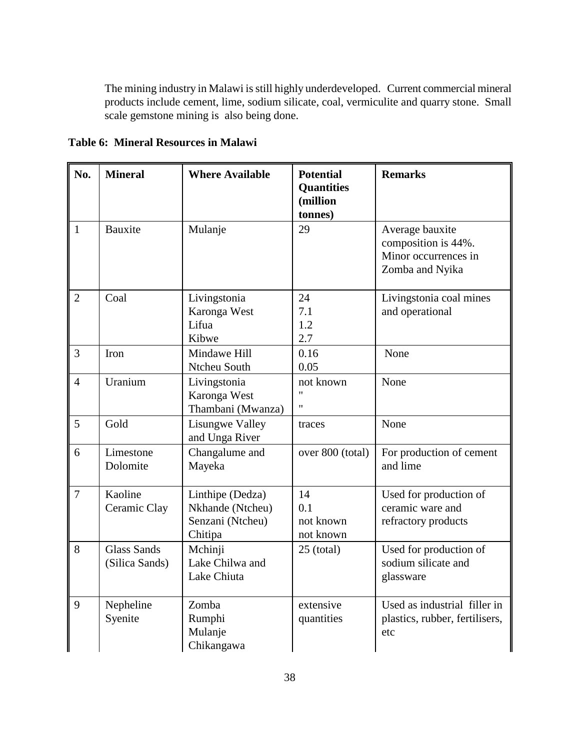The mining industry in Malawi is still highly underdeveloped. Current commercial mineral products include cement, lime, sodium silicate, coal, vermiculite and quarry stone. Small scale gemstone mining is also being done.

**Table 6: Mineral Resources in Malawi**

| No. | Mineral | Where Available | Potential Quantities (million tonnes) | Remarks |
|---|---|---|---|---|
| 1 | Bauxite | Mulanje | 29 | Average bauxite composition is 44%. Minor occurrences in Zomba and Nyika |
| 2 | Coal | Livingstonia<br>Karonga West<br>Lifua<br>Kibwe | 24<br>7.1<br>1.2<br>2.7 | Livingstonia coal mines and operational |
| 3 | Iron | Mindawe Hill<br>Ntcheu South | 0.16<br>0.05 | None |
| 4 | Uranium | Livingstonia<br>Karonga West<br>Thambani (Mwanza) | not known<br>"<br>" | None |
| 5 | Gold | Lisungwe Valley and Unga River | traces | None |
| 6 | Limestone Dolomite | Changalume and Mayeka | over 800 (total) | For production of cement and lime |
| 7 | Kaoline Ceramic Clay | Linthipe (Dedza)<br>Nkhande (Ntcheu)<br>Senzani (Ntcheu)<br>Chitipa | 14<br>0.1<br>not known<br>not known | Used for production of ceramic ware and refractory products |
| 8 | Glass Sands (Silica Sands) | Mchinji<br>Lake Chilwa and Lake Chiuta | 25 (total) | Used for production of sodium silicate and glassware |
| 9 | Nepheline Syenite | Zomba<br>Rumphi<br>Mulanje<br>Chikangawa | extensive quantities | Used as industrial filler in plastics, rubber, fertilisers, etc |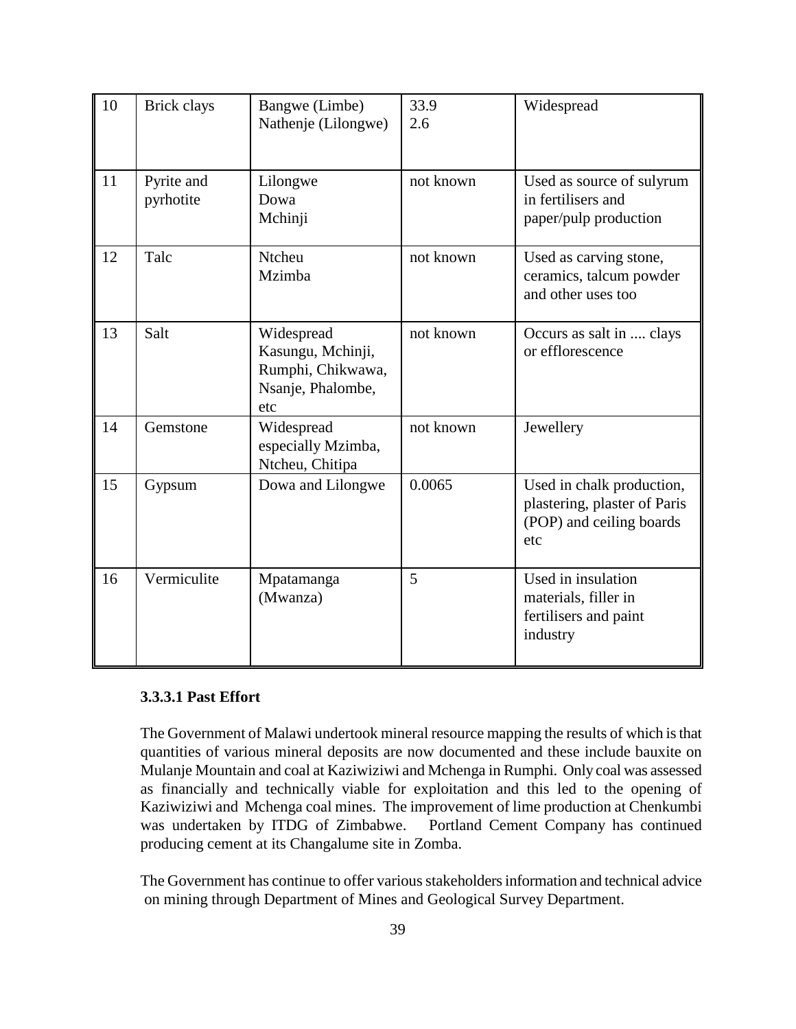| 10 | Brick clays | Bangwe (Limbe)<br>Nathenje (Lilongwe) | 33.9<br>2.6 | Widespread |
|---|---|---|---|---|
| 11 | Pyrite and pyrhotite | Lilongwe<br>Dowa<br>Mchinji | not known | Used as source of sulyrum in fertilisers and paper/pulp production |
| 12 | Talc | Ntcheu<br>Mzimba | not known | Used as carving stone, ceramics, talcum powder and other uses too |
| 13 | Salt | Widespread<br>Kasungu, Mchinji, Rumphi, Chikwawa, Nsanje, Phalombe, etc | not known | Occurs as salt in .... clays or efflorescence |
| 14 | Gemstone | Widespread especially Mzimba, Ntcheu, Chitipa | not known | Jewellery |
| 15 | Gypsum | Dowa and Lilongwe | 0.0065 | Used in chalk production, plastering, plaster of Paris (POP) and ceiling boards etc |
| 16 | Vermiculite | Mpatamanga (Mwanza) | 5 | Used in insulation materials, filler in fertilisers and paint industry |

#### 3.3.3.1 Past Effort

The Government of Malawi undertook mineral resource mapping the results of which is that quantities of various mineral deposits are now documented and these include bauxite on Mulanje Mountain and coal at Kaziwiziwi and Mchenga in Rumphi. Only coal was assessed as financially and technically viable for exploitation and this led to the opening of Kaziwiziwi and Mchenga coal mines. The improvement of lime production at Chenkumbi was undertaken by ITDG of Zimbabwe. Portland Cement Company has continued producing cement at its Changalume site in Zomba.

The Government has continue to offer various stakeholders information and technical advice on mining through Department of Mines and Geological Survey Department.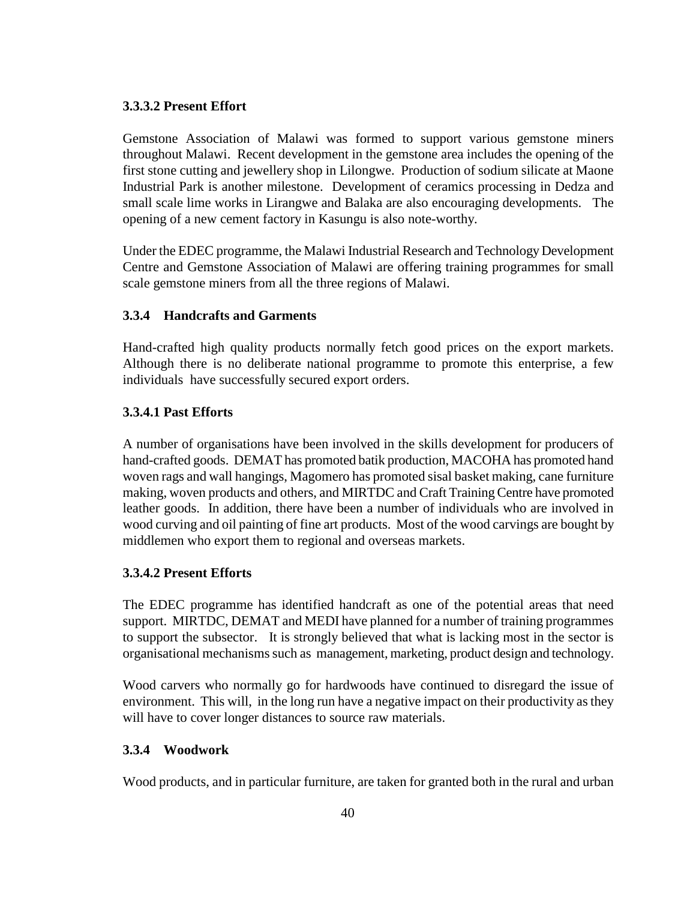#### 3.3.3.2 Present Effort

Gemstone Association of Malawi was formed to support various gemstone miners throughout Malawi. Recent development in the gemstone area includes the opening of the first stone cutting and jewellery shop in Lilongwe. Production of sodium silicate at Maone Industrial Park is another milestone. Development of ceramics processing in Dedza and small scale lime works in Lirangwe and Balaka are also encouraging developments. The opening of a new cement factory in Kasungu is also note-worthy.

Under the EDEC programme, the Malawi Industrial Research and Technology Development Centre and Gemstone Association of Malawi are offering training programmes for small scale gemstone miners from all the three regions of Malawi.

### 3.3.4 Handcrafts and Garments

Hand-crafted high quality products normally fetch good prices on the export markets. Although there is no deliberate national programme to promote this enterprise, a few individuals have successfully secured export orders.

#### 3.3.4.1 Past Efforts

A number of organisations have been involved in the skills development for producers of hand-crafted goods. DEMAT has promoted batik production, MACOHA has promoted hand woven rags and wall hangings, Magomero has promoted sisal basket making, cane furniture making, woven products and others, and MIRTDC and Craft Training Centre have promoted leather goods. In addition, there have been a number of individuals who are involved in wood curving and oil painting of fine art products. Most of the wood carvings are bought by middlemen who export them to regional and overseas markets.

#### 3.3.4.2 Present Efforts

The EDEC programme has identified handcraft as one of the potential areas that need support. MIRTDC, DEMAT and MEDI have planned for a number of training programmes to support the subsector. It is strongly believed that what is lacking most in the sector is organisational mechanisms such as management, marketing, product design and technology.

Wood carvers who normally go for hardwoods have continued to disregard the issue of environment. This will, in the long run have a negative impact on their productivity as they will have to cover longer distances to source raw materials.

### 3.3.4 Woodwork

Wood products, and in particular furniture, are taken for granted both in the rural and urban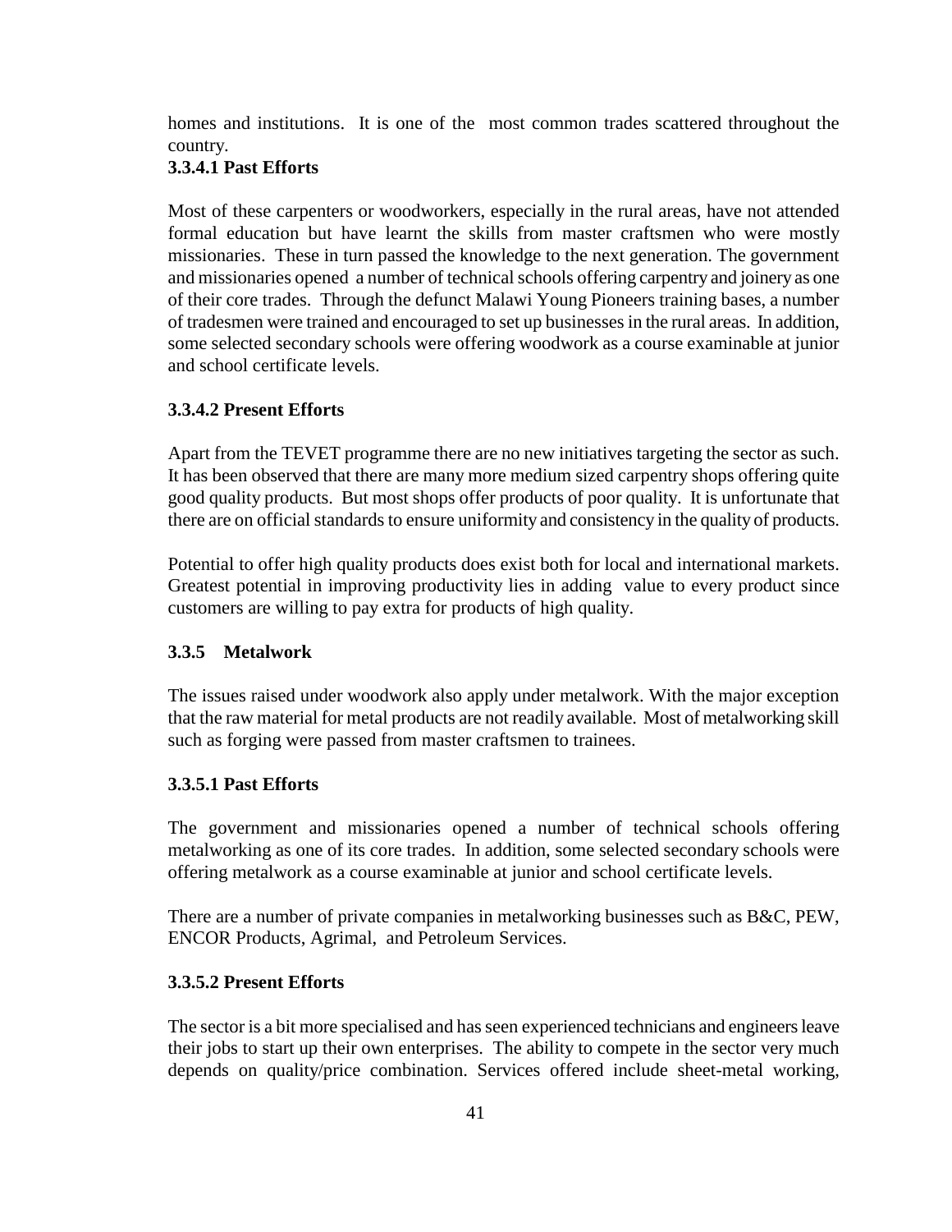homes and institutions. It is one of the most common trades scattered throughout the country.

#### 3.3.4.1 Past Efforts

Most of these carpenters or woodworkers, especially in the rural areas, have not attended formal education but have learnt the skills from master craftsmen who were mostly missionaries. These in turn passed the knowledge to the next generation. The government and missionaries opened a number of technical schools offering carpentry and joinery as one of their core trades. Through the defunct Malawi Young Pioneers training bases, a number of tradesmen were trained and encouraged to set up businesses in the rural areas. In addition, some selected secondary schools were offering woodwork as a course examinable at junior and school certificate levels.

#### 3.3.4.2 Present Efforts

Apart from the TEVET programme there are no new initiatives targeting the sector as such. It has been observed that there are many more medium sized carpentry shops offering quite good quality products. But most shops offer products of poor quality. It is unfortunate that there are on official standards to ensure uniformity and consistency in the quality of products.

Potential to offer high quality products does exist both for local and international markets. Greatest potential in improving productivity lies in adding value to every product since customers are willing to pay extra for products of high quality.

### 3.3.5 Metalwork

The issues raised under woodwork also apply under metalwork. With the major exception that the raw material for metal products are not readily available. Most of metalworking skill such as forging were passed from master craftsmen to trainees.

#### 3.3.5.1 Past Efforts

The government and missionaries opened a number of technical schools offering metalworking as one of its core trades. In addition, some selected secondary schools were offering metalwork as a course examinable at junior and school certificate levels.

There are a number of private companies in metalworking businesses such as B&C, PEW, ENCOR Products, Agrimal, and Petroleum Services.

#### 3.3.5.2 Present Efforts

The sector is a bit more specialised and has seen experienced technicians and engineers leave their jobs to start up their own enterprises. The ability to compete in the sector very much depends on quality/price combination. Services offered include sheet-metal working,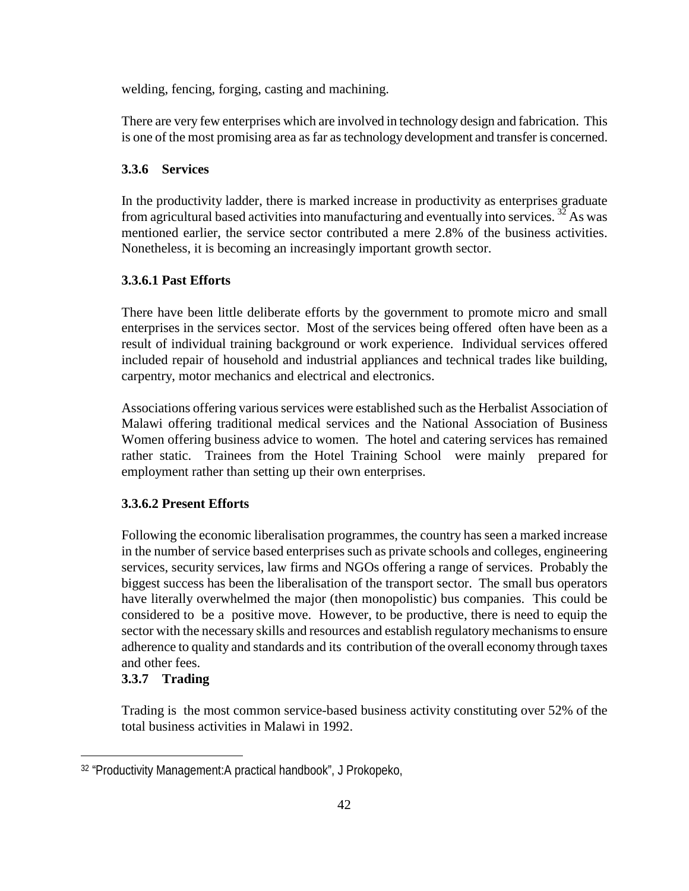welding, fencing, forging, casting and machining.

There are very few enterprises which are involved in technology design and fabrication. This is one of the most promising area as far as technology development and transfer is concerned.

### 3.3.6 Services

In the productivity ladder, there is marked increase in productivity as enterprises graduate from agricultural based activities into manufacturing and eventually into services. [32] As was mentioned earlier, the service sector contributed a mere 2.8% of the business activities. Nonetheless, it is becoming an increasingly important growth sector.

#### 3.3.6.1 Past Efforts

There have been little deliberate efforts by the government to promote micro and small enterprises in the services sector. Most of the services being offered often have been as a result of individual training background or work experience. Individual services offered included repair of household and industrial appliances and technical trades like building, carpentry, motor mechanics and electrical and electronics.

Associations offering various services were established such as the Herbalist Association of Malawi offering traditional medical services and the National Association of Business Women offering business advice to women. The hotel and catering services has remained rather static. Trainees from the Hotel Training School were mainly prepared for employment rather than setting up their own enterprises.

#### 3.3.6.2 Present Efforts

Following the economic liberalisation programmes, the country has seen a marked increase in the number of service based enterprises such as private schools and colleges, engineering services, security services, law firms and NGOs offering a range of services. Probably the biggest success has been the liberalisation of the transport sector. The small bus operators have literally overwhelmed the major (then monopolistic) bus companies. This could be considered to be a positive move. However, to be productive, there is need to equip the sector with the necessary skills and resources and establish regulatory mechanisms to ensure adherence to quality and standards and its contribution of the overall economy through taxes and other fees.

### 3.3.7 Trading

Trading is the most common service-based business activity constituting over 52% of the total business activities in Malawi in 1992.

---

[32] "Productivity Management:A practical handbook", J Prokopeko,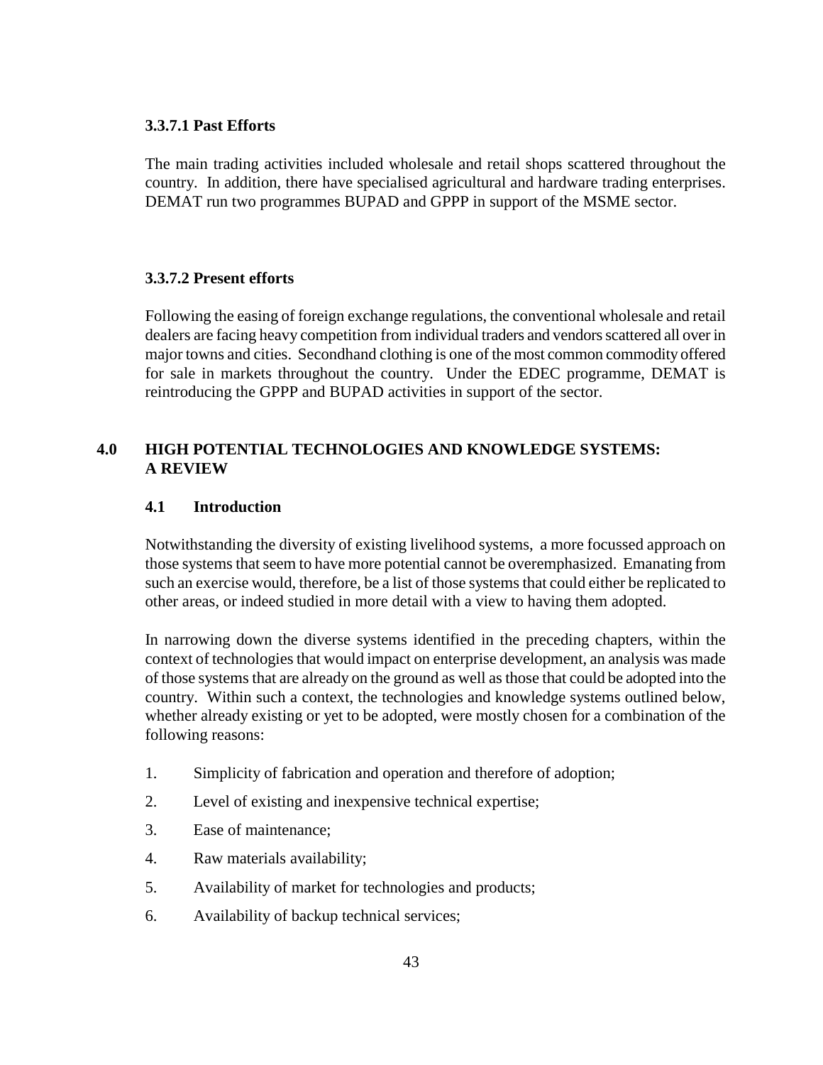#### 3.3.7.1 Past Efforts

The main trading activities included wholesale and retail shops scattered throughout the country. In addition, there have specialised agricultural and hardware trading enterprises. DEMAT run two programmes BUPAD and GPPP in support of the MSME sector.

#### 3.3.7.2 Present efforts

Following the easing of foreign exchange regulations, the conventional wholesale and retail dealers are facing heavy competition from individual traders and vendors scattered all over in major towns and cities. Secondhand clothing is one of the most common commodity offered for sale in markets throughout the country. Under the EDEC programme, DEMAT is reintroducing the GPPP and BUPAD activities in support of the sector.

## 4.0 HIGH POTENTIAL TECHNOLOGIES AND KNOWLEDGE SYSTEMS: A REVIEW

### 4.1 Introduction

Notwithstanding the diversity of existing livelihood systems, a more focussed approach on those systems that seem to have more potential cannot be overemphasized. Emanating from such an exercise would, therefore, be a list of those systems that could either be replicated to other areas, or indeed studied in more detail with a view to having them adopted.

In narrowing down the diverse systems identified in the preceding chapters, within the context of technologies that would impact on enterprise development, an analysis was made of those systems that are already on the ground as well as those that could be adopted into the country. Within such a context, the technologies and knowledge systems outlined below, whether already existing or yet to be adopted, were mostly chosen for a combination of the following reasons:

1. Simplicity of fabrication and operation and therefore of adoption;
2. Level of existing and inexpensive technical expertise;
3. Ease of maintenance;
4. Raw materials availability;
5. Availability of market for technologies and products;
6. Availability of backup technical services;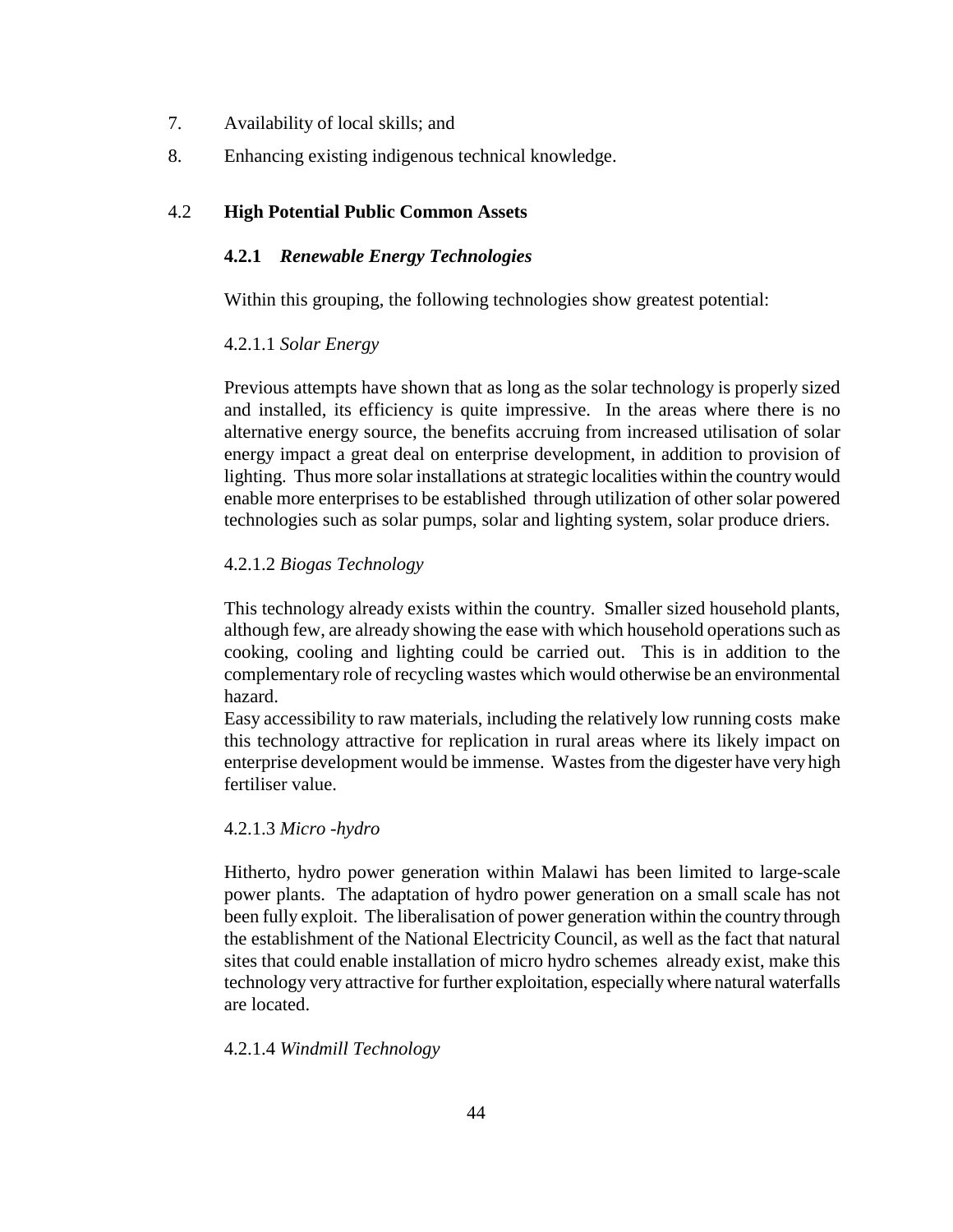7. Availability of local skills; and

8. Enhancing existing indigenous technical knowledge.

## 4.2 High Potential Public Common Assets

### 4.2.1 *Renewable Energy Technologies*

Within this grouping, the following technologies show greatest potential:

#### 4.2.1.1 *Solar Energy*

Previous attempts have shown that as long as the solar technology is properly sized and installed, its efficiency is quite impressive. In the areas where there is no alternative energy source, the benefits accruing from increased utilisation of solar energy impact a great deal on enterprise development, in addition to provision of lighting. Thus more solar installations at strategic localities within the country would enable more enterprises to be established through utilization of other solar powered technologies such as solar pumps, solar and lighting system, solar produce driers.

#### 4.2.1.2 *Biogas Technology*

This technology already exists within the country. Smaller sized household plants, although few, are already showing the ease with which household operations such as cooking, cooling and lighting could be carried out. This is in addition to the complementary role of recycling wastes which would otherwise be an environmental hazard.

Easy accessibility to raw materials, including the relatively low running costs make this technology attractive for replication in rural areas where its likely impact on enterprise development would be immense. Wastes from the digester have very high fertiliser value.

#### 4.2.1.3 *Micro -hydro*

Hitherto, hydro power generation within Malawi has been limited to large-scale power plants. The adaptation of hydro power generation on a small scale has not been fully exploit. The liberalisation of power generation within the country through the establishment of the National Electricity Council, as well as the fact that natural sites that could enable installation of micro hydro schemes already exist, make this technology very attractive for further exploitation, especially where natural waterfalls are located.

#### 4.2.1.4 *Windmill Technology*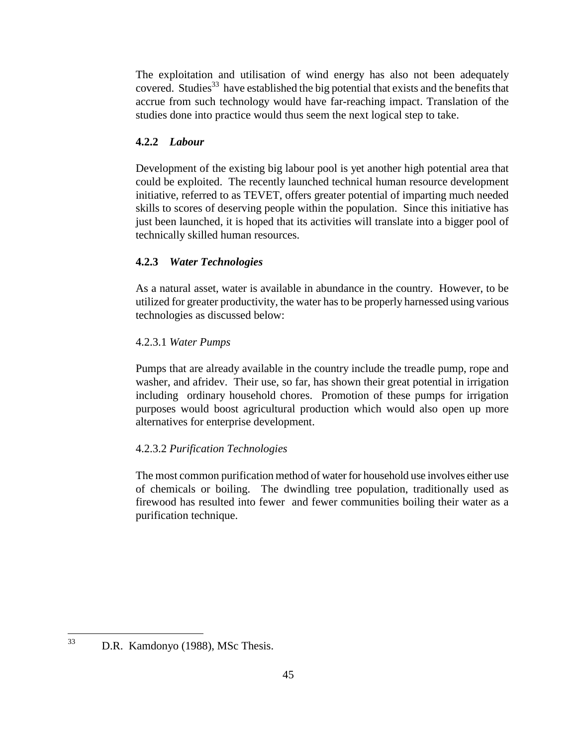The exploitation and utilisation of wind energy has also not been adequately covered. Studies[33] have established the big potential that exists and the benefits that accrue from such technology would have far-reaching impact. Translation of the studies done into practice would thus seem the next logical step to take.

### 4.2.2 *Labour*

Development of the existing big labour pool is yet another high potential area that could be exploited. The recently launched technical human resource development initiative, referred to as TEVET, offers greater potential of imparting much needed skills to scores of deserving people within the population. Since this initiative has just been launched, it is hoped that its activities will translate into a bigger pool of technically skilled human resources.

### 4.2.3 *Water Technologies*

As a natural asset, water is available in abundance in the country. However, to be utilized for greater productivity, the water has to be properly harnessed using various technologies as discussed below:

#### 4.2.3.1 *Water Pumps*

Pumps that are already available in the country include the treadle pump, rope and washer, and afridev. Their use, so far, has shown their great potential in irrigation including ordinary household chores. Promotion of these pumps for irrigation purposes would boost agricultural production which would also open up more alternatives for enterprise development.

#### 4.2.3.2 *Purification Technologies*

The most common purification method of water for household use involves either use of chemicals or boiling. The dwindling tree population, traditionally used as firewood has resulted into fewer and fewer communities boiling their water as a purification technique.

---

[33] D.R. Kamdonyo (1988), MSc Thesis.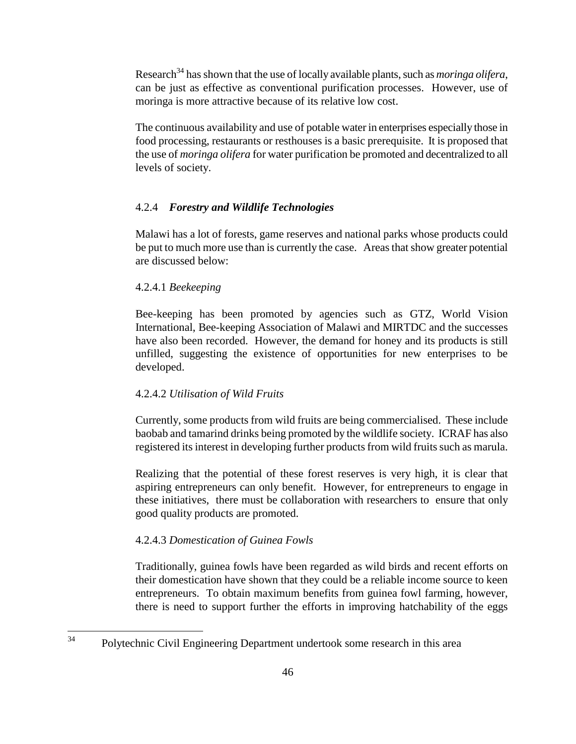Research[34] has shown that the use of locally available plants, such as *moringa olifera*, can be just as effective as conventional purification processes. However, use of moringa is more attractive because of its relative low cost.

The continuous availability and use of potable water in enterprises especially those in food processing, restaurants or resthouses is a basic prerequisite. It is proposed that the use of *moringa olifera* for water purification be promoted and decentralized to all levels of society.

### 4.2.4 *Forestry and Wildlife Technologies*

Malawi has a lot of forests, game reserves and national parks whose products could be put to much more use than is currently the case. Areas that show greater potential are discussed below:

#### 4.2.4.1 *Beekeeping*

Bee-keeping has been promoted by agencies such as GTZ, World Vision International, Bee-keeping Association of Malawi and MIRTDC and the successes have also been recorded. However, the demand for honey and its products is still unfilled, suggesting the existence of opportunities for new enterprises to be developed.

#### 4.2.4.2 *Utilisation of Wild Fruits*

Currently, some products from wild fruits are being commercialised. These include baobab and tamarind drinks being promoted by the wildlife society. ICRAF has also registered its interest in developing further products from wild fruits such as marula.

Realizing that the potential of these forest reserves is very high, it is clear that aspiring entrepreneurs can only benefit. However, for entrepreneurs to engage in these initiatives, there must be collaboration with researchers to ensure that only good quality products are promoted.

#### 4.2.4.3 *Domestication of Guinea Fowls*

Traditionally, guinea fowls have been regarded as wild birds and recent efforts on their domestication have shown that they could be a reliable income source to keen entrepreneurs. To obtain maximum benefits from guinea fowl farming, however, there is need to support further the efforts in improving hatchability of the eggs

[34] Polytechnic Civil Engineering Department undertook some research in this area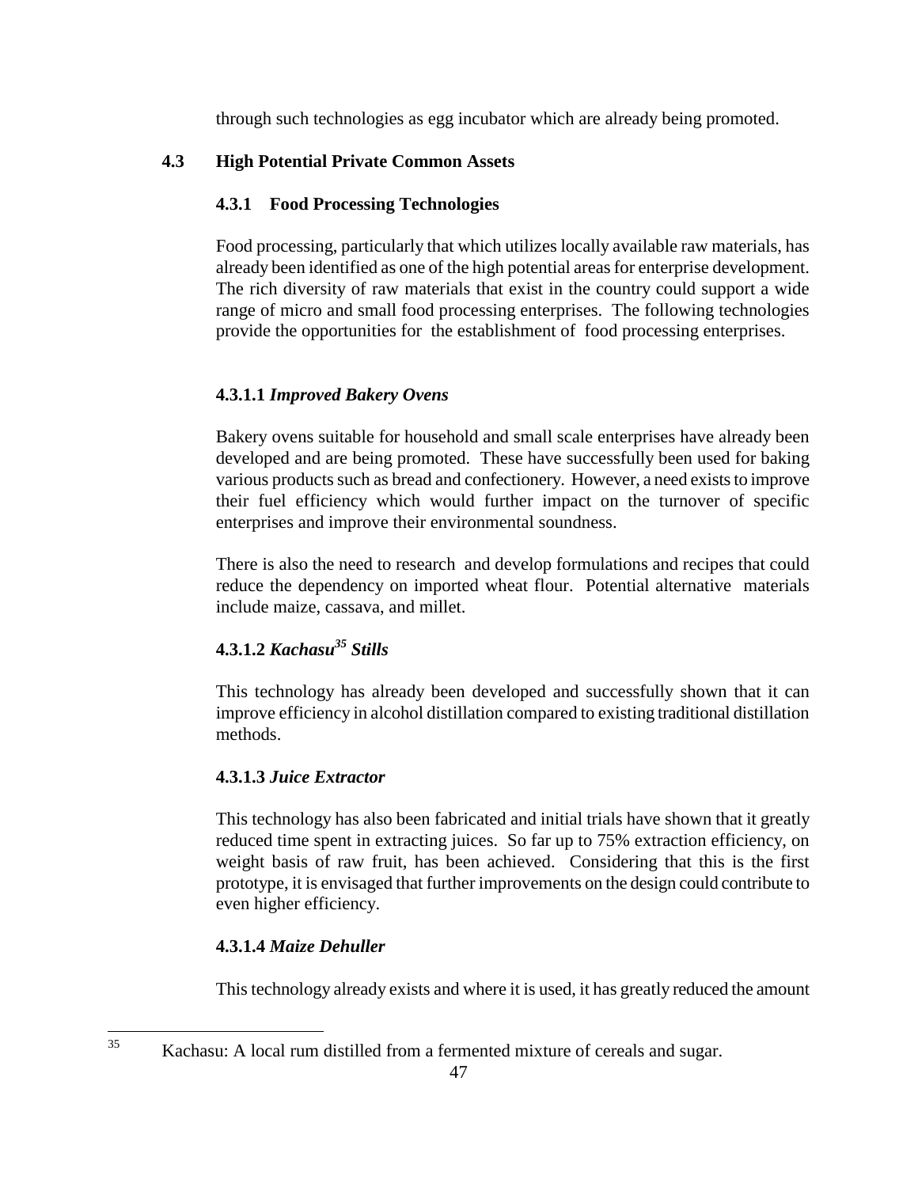through such technologies as egg incubator which are already being promoted.

## 4.3 High Potential Private Common Assets

### 4.3.1 Food Processing Technologies

Food processing, particularly that which utilizes locally available raw materials, has already been identified as one of the high potential areas for enterprise development. The rich diversity of raw materials that exist in the country could support a wide range of micro and small food processing enterprises. The following technologies provide the opportunities for the establishment of food processing enterprises.

#### 4.3.1.1 *Improved Bakery Ovens*

Bakery ovens suitable for household and small scale enterprises have already been developed and are being promoted. These have successfully been used for baking various products such as bread and confectionery. However, a need exists to improve their fuel efficiency which would further impact on the turnover of specific enterprises and improve their environmental soundness.

There is also the need to research and develop formulations and recipes that could reduce the dependency on imported wheat flour. Potential alternative materials include maize, cassava, and millet.

#### 4.3.1.2 *Kachasu*[35] *Stills*

This technology has already been developed and successfully shown that it can improve efficiency in alcohol distillation compared to existing traditional distillation methods.

#### 4.3.1.3 *Juice Extractor*

This technology has also been fabricated and initial trials have shown that it greatly reduced time spent in extracting juices. So far up to 75% extraction efficiency, on weight basis of raw fruit, has been achieved. Considering that this is the first prototype, it is envisaged that further improvements on the design could contribute to even higher efficiency.

#### 4.3.1.4 *Maize Dehuller*

This technology already exists and where it is used, it has greatly reduced the amount

---

[35] Kachasu: A local rum distilled from a fermented mixture of cereals and sugar.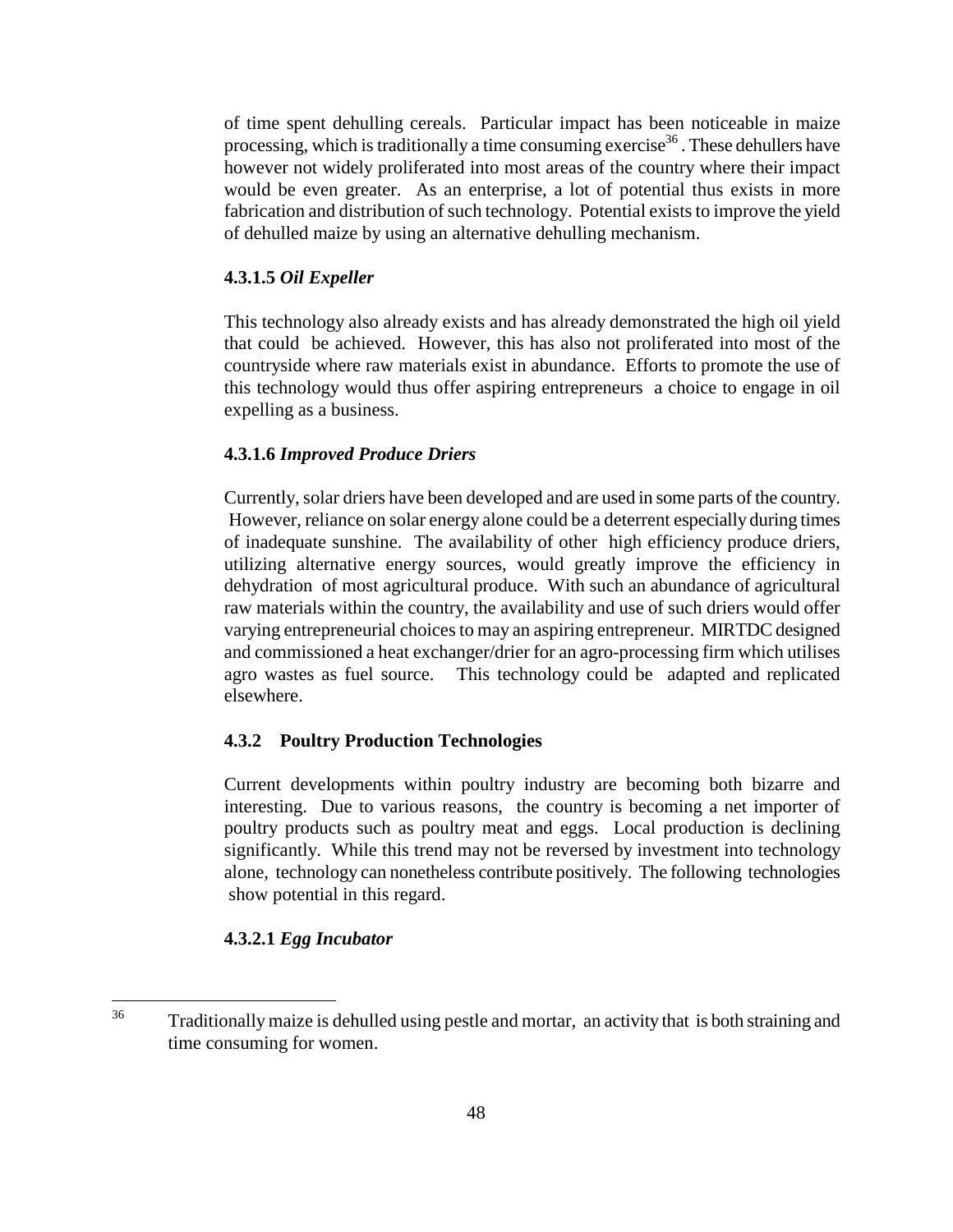of time spent dehulling cereals. Particular impact has been noticeable in maize processing, which is traditionally a time consuming exercise[36]. These dehullers have however not widely proliferated into most areas of the country where their impact would be even greater. As an enterprise, a lot of potential thus exists in more fabrication and distribution of such technology. Potential exists to improve the yield of dehulled maize by using an alternative dehulling mechanism.

#### 4.3.1.5 *Oil Expeller*

This technology also already exists and has already demonstrated the high oil yield that could be achieved. However, this has also not proliferated into most of the countryside where raw materials exist in abundance. Efforts to promote the use of this technology would thus offer aspiring entrepreneurs a choice to engage in oil expelling as a business.

#### 4.3.1.6 *Improved Produce Driers*

Currently, solar driers have been developed and are used in some parts of the country. However, reliance on solar energy alone could be a deterrent especially during times of inadequate sunshine. The availability of other high efficiency produce driers, utilizing alternative energy sources, would greatly improve the efficiency in dehydration of most agricultural produce. With such an abundance of agricultural raw materials within the country, the availability and use of such driers would offer varying entrepreneurial choices to may an aspiring entrepreneur. MIRTDC designed and commissioned a heat exchanger/drier for an agro-processing firm which utilises agro wastes as fuel source. This technology could be adapted and replicated elsewhere.

### 4.3.2 Poultry Production Technologies

Current developments within poultry industry are becoming both bizarre and interesting. Due to various reasons, the country is becoming a net importer of poultry products such as poultry meat and eggs. Local production is declining significantly. While this trend may not be reversed by investment into technology alone, technology can nonetheless contribute positively. The following technologies show potential in this regard.

#### 4.3.2.1 *Egg Incubator*

---

[36] Traditionally maize is dehulled using pestle and mortar, an activity that is both straining and time consuming for women.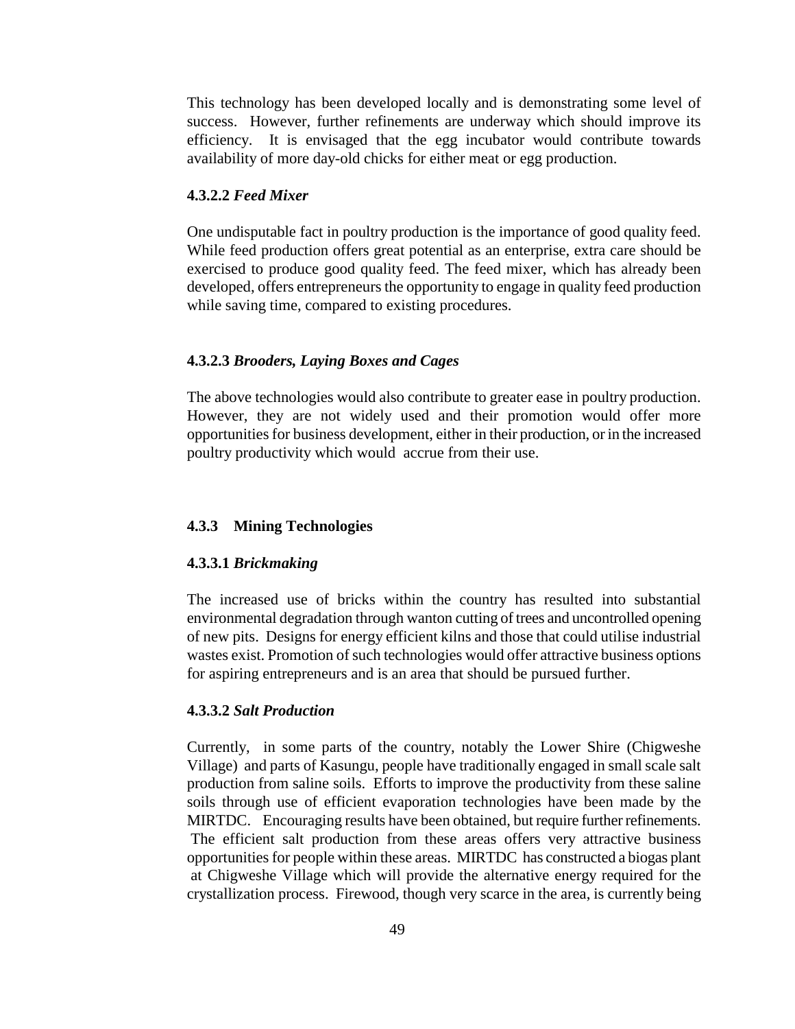This technology has been developed locally and is demonstrating some level of success. However, further refinements are underway which should improve its efficiency. It is envisaged that the egg incubator would contribute towards availability of more day-old chicks for either meat or egg production.

#### 4.3.2.2 *Feed Mixer*

One undisputable fact in poultry production is the importance of good quality feed. While feed production offers great potential as an enterprise, extra care should be exercised to produce good quality feed. The feed mixer, which has already been developed, offers entrepreneurs the opportunity to engage in quality feed production while saving time, compared to existing procedures.

#### 4.3.2.3 *Brooders, Laying Boxes and Cages*

The above technologies would also contribute to greater ease in poultry production. However, they are not widely used and their promotion would offer more opportunities for business development, either in their production, or in the increased poultry productivity which would accrue from their use.

### 4.3.3 Mining Technologies

#### 4.3.3.1 *Brickmaking*

The increased use of bricks within the country has resulted into substantial environmental degradation through wanton cutting of trees and uncontrolled opening of new pits. Designs for energy efficient kilns and those that could utilise industrial wastes exist. Promotion of such technologies would offer attractive business options for aspiring entrepreneurs and is an area that should be pursued further.

#### 4.3.3.2 *Salt Production*

Currently, in some parts of the country, notably the Lower Shire (Chigweshe Village) and parts of Kasungu, people have traditionally engaged in small scale salt production from saline soils. Efforts to improve the productivity from these saline soils through use of efficient evaporation technologies have been made by the MIRTDC. Encouraging results have been obtained, but require further refinements. The efficient salt production from these areas offers very attractive business opportunities for people within these areas. MIRTDC has constructed a biogas plant at Chigweshe Village which will provide the alternative energy required for the crystallization process. Firewood, though very scarce in the area, is currently being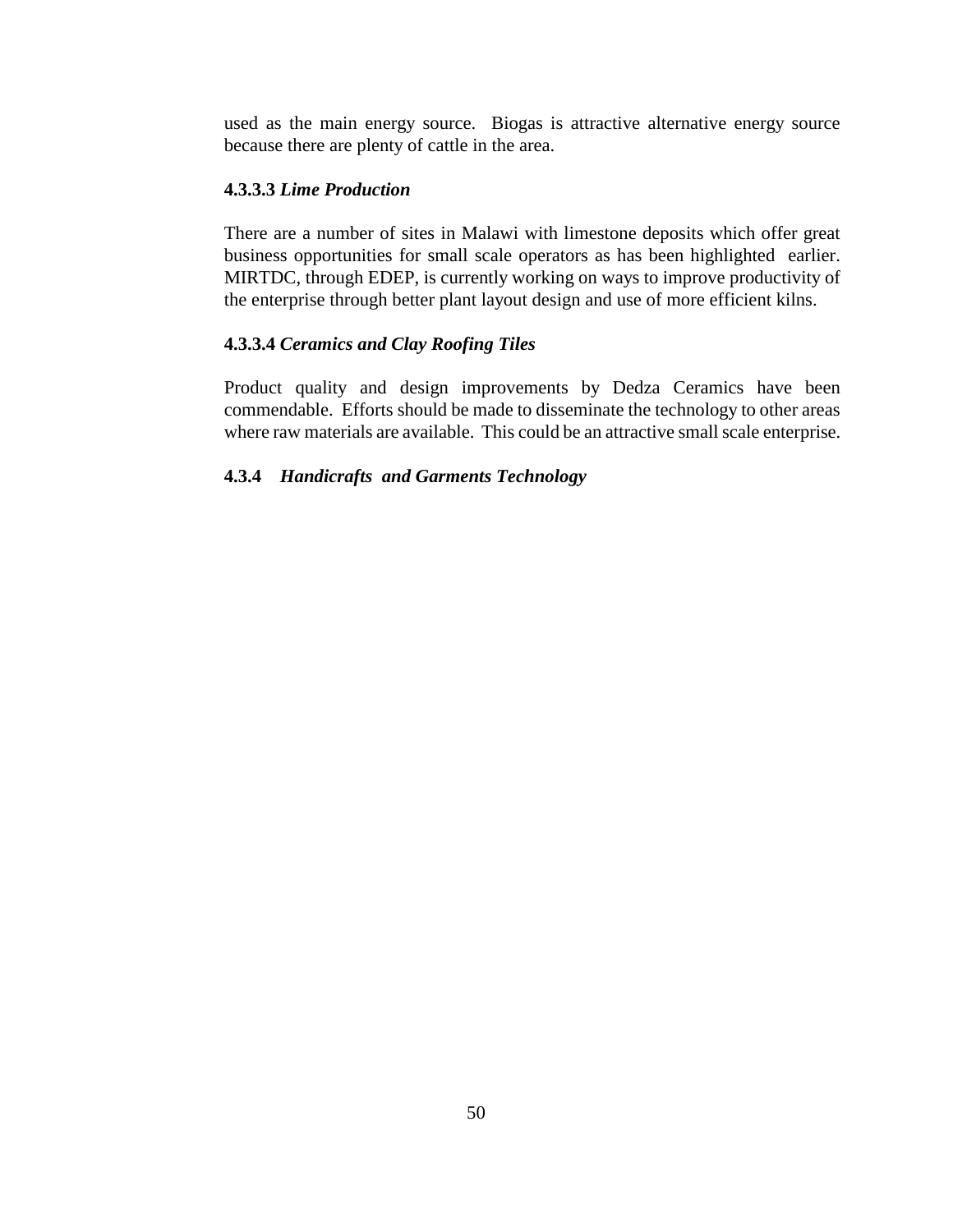used as the main energy source.  Biogas is attractive alternative energy source because there are plenty of cattle in the area.

#### 4.3.3.3 *Lime Production*

There are a number of sites in Malawi with limestone deposits which offer great business opportunities for small scale operators as has been highlighted earlier. MIRTDC, through EDEP, is currently working on ways to improve productivity of the enterprise through better plant layout design and use of more efficient kilns.

#### 4.3.3.4 *Ceramics and Clay Roofing Tiles*

Product quality and design improvements by Dedza Ceramics have been commendable.  Efforts should be made to disseminate the technology to other areas where raw materials are available.  This could be an attractive small scale enterprise.

### 4.3.4 *Handicrafts and Garments Technology*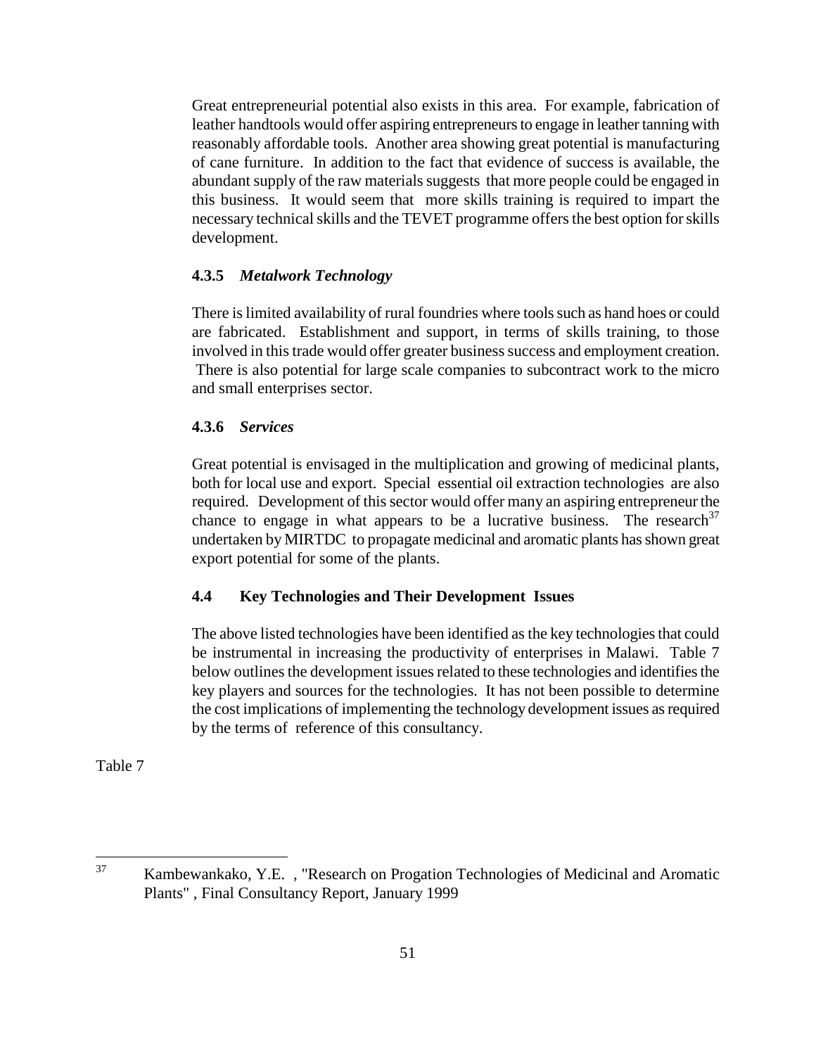Great entrepreneurial potential also exists in this area. For example, fabrication of leather handtools would offer aspiring entrepreneurs to engage in leather tanning with reasonably affordable tools. Another area showing great potential is manufacturing of cane furniture. In addition to the fact that evidence of success is available, the abundant supply of the raw materials suggests that more people could be engaged in this business. It would seem that more skills training is required to impart the necessary technical skills and the TEVET programme offers the best option for skills development.

#### 4.3.5 *Metalwork Technology*

There is limited availability of rural foundries where tools such as hand hoes or could are fabricated. Establishment and support, in terms of skills training, to those involved in this trade would offer greater business success and employment creation. There is also potential for large scale companies to subcontract work to the micro and small enterprises sector.

#### 4.3.6 *Services*

Great potential is envisaged in the multiplication and growing of medicinal plants, both for local use and export. Special essential oil extraction technologies are also required. Development of this sector would offer many an aspiring entrepreneur the chance to engage in what appears to be a lucrative business. The research[37] undertaken by MIRTDC to propagate medicinal and aromatic plants has shown great export potential for some of the plants.

### 4.4 Key Technologies and Their Development Issues

The above listed technologies have been identified as the key technologies that could be instrumental in increasing the productivity of enterprises in Malawi. Table 7 below outlines the development issues related to these technologies and identifies the key players and sources for the technologies. It has not been possible to determine the cost implications of implementing the technology development issues as required by the terms of reference of this consultancy.

Table 7

---

[37] Kambewankako, Y.E. , "Research on Progation Technologies of Medicinal and Aromatic Plants" , Final Consultancy Report, January 1999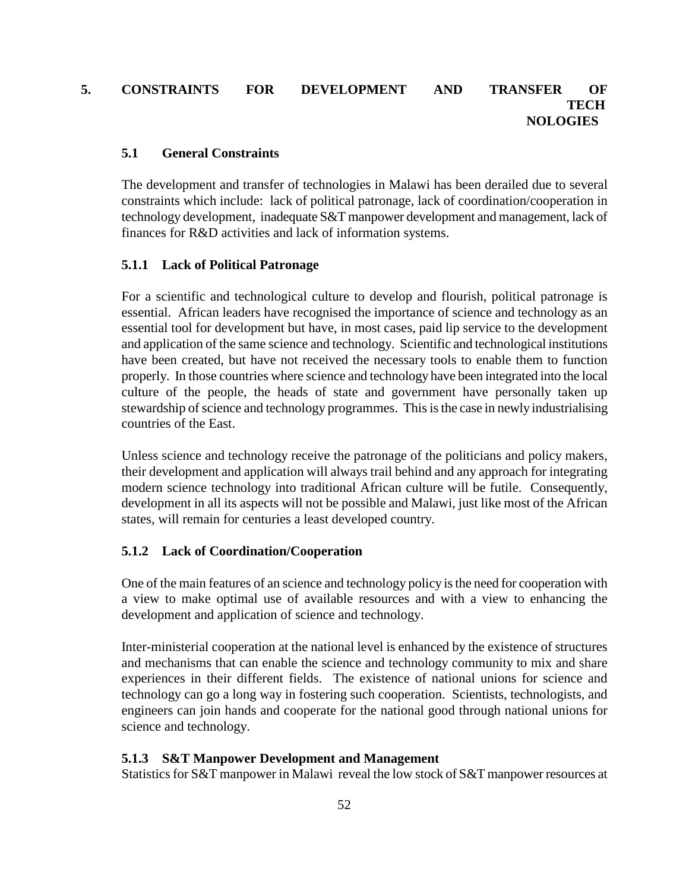# 5. CONSTRAINTS FOR DEVELOPMENT AND TRANSFER OF TECHNOLOGIES

## 5.1 General Constraints

The development and transfer of technologies in Malawi has been derailed due to several constraints which include: lack of political patronage, lack of coordination/cooperation in technology development, inadequate S&T manpower development and management, lack of finances for R&D activities and lack of information systems.

### 5.1.1 Lack of Political Patronage

For a scientific and technological culture to develop and flourish, political patronage is essential. African leaders have recognised the importance of science and technology as an essential tool for development but have, in most cases, paid lip service to the development and application of the same science and technology. Scientific and technological institutions have been created, but have not received the necessary tools to enable them to function properly. In those countries where science and technology have been integrated into the local culture of the people, the heads of state and government have personally taken up stewardship of science and technology programmes. This is the case in newly industrialising countries of the East.

Unless science and technology receive the patronage of the politicians and policy makers, their development and application will always trail behind and any approach for integrating modern science technology into traditional African culture will be futile. Consequently, development in all its aspects will not be possible and Malawi, just like most of the African states, will remain for centuries a least developed country.

### 5.1.2 Lack of Coordination/Cooperation

One of the main features of an science and technology policy is the need for cooperation with a view to make optimal use of available resources and with a view to enhancing the development and application of science and technology.

Inter-ministerial cooperation at the national level is enhanced by the existence of structures and mechanisms that can enable the science and technology community to mix and share experiences in their different fields. The existence of national unions for science and technology can go a long way in fostering such cooperation. Scientists, technologists, and engineers can join hands and cooperate for the national good through national unions for science and technology.

### 5.1.3 S&T Manpower Development and Management

Statistics for S&T manpower in Malawi reveal the low stock of S&T manpower resources at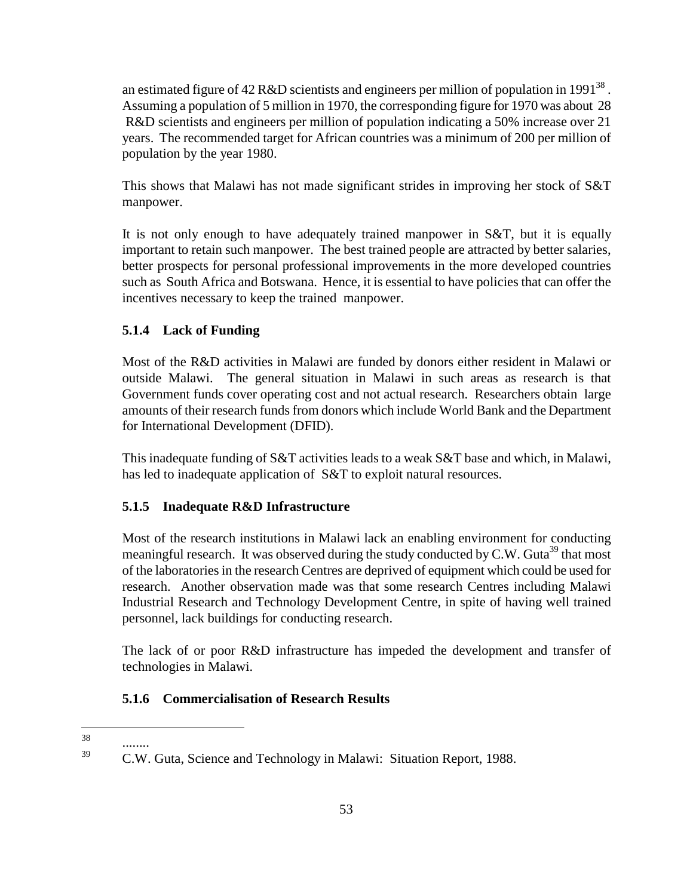an estimated figure of 42 R&D scientists and engineers per million of population in 1991[38]. Assuming a population of 5 million in 1970, the corresponding figure for 1970 was about 28 R&D scientists and engineers per million of population indicating a 50% increase over 21 years. The recommended target for African countries was a minimum of 200 per million of population by the year 1980.

This shows that Malawi has not made significant strides in improving her stock of S&T manpower.

It is not only enough to have adequately trained manpower in S&T, but it is equally important to retain such manpower. The best trained people are attracted by better salaries, better prospects for personal professional improvements in the more developed countries such as South Africa and Botswana. Hence, it is essential to have policies that can offer the incentives necessary to keep the trained manpower.

### 5.1.4 Lack of Funding

Most of the R&D activities in Malawi are funded by donors either resident in Malawi or outside Malawi. The general situation in Malawi in such areas as research is that Government funds cover operating cost and not actual research. Researchers obtain large amounts of their research funds from donors which include World Bank and the Department for International Development (DFID).

This inadequate funding of S&T activities leads to a weak S&T base and which, in Malawi, has led to inadequate application of S&T to exploit natural resources.

### 5.1.5 Inadequate R&D Infrastructure

Most of the research institutions in Malawi lack an enabling environment for conducting meaningful research. It was observed during the study conducted by C.W. Guta[39] that most of the laboratories in the research Centres are deprived of equipment which could be used for research. Another observation made was that some research Centres including Malawi Industrial Research and Technology Development Centre, in spite of having well trained personnel, lack buildings for conducting research.

The lack of or poor R&D infrastructure has impeded the development and transfer of technologies in Malawi.

### 5.1.6 Commercialisation of Research Results

---

[38] ........

[39] C.W. Guta, Science and Technology in Malawi: Situation Report, 1988.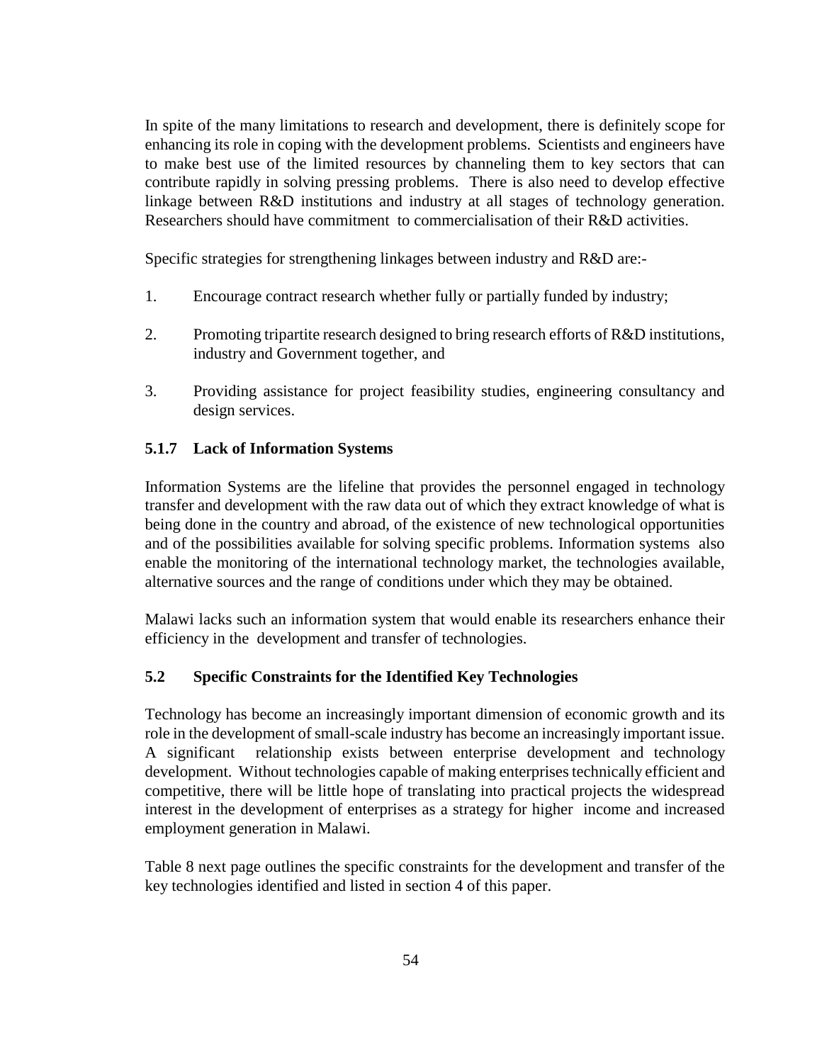In spite of the many limitations to research and development, there is definitely scope for enhancing its role in coping with the development problems. Scientists and engineers have to make best use of the limited resources by channeling them to key sectors that can contribute rapidly in solving pressing problems. There is also need to develop effective linkage between R&D institutions and industry at all stages of technology generation. Researchers should have commitment to commercialisation of their R&D activities.

Specific strategies for strengthening linkages between industry and R&D are:-

1. Encourage contract research whether fully or partially funded by industry;

2. Promoting tripartite research designed to bring research efforts of R&D institutions, industry and Government together, and

3. Providing assistance for project feasibility studies, engineering consultancy and design services.

### 5.1.7 Lack of Information Systems

Information Systems are the lifeline that provides the personnel engaged in technology transfer and development with the raw data out of which they extract knowledge of what is being done in the country and abroad, of the existence of new technological opportunities and of the possibilities available for solving specific problems. Information systems also enable the monitoring of the international technology market, the technologies available, alternative sources and the range of conditions under which they may be obtained.

Malawi lacks such an information system that would enable its researchers enhance their efficiency in the development and transfer of technologies.

## 5.2 Specific Constraints for the Identified Key Technologies

Technology has become an increasingly important dimension of economic growth and its role in the development of small-scale industry has become an increasingly important issue. A significant relationship exists between enterprise development and technology development. Without technologies capable of making enterprises technically efficient and competitive, there will be little hope of translating into practical projects the widespread interest in the development of enterprises as a strategy for higher income and increased employment generation in Malawi.

Table 8 next page outlines the specific constraints for the development and transfer of the key technologies identified and listed in section 4 of this paper.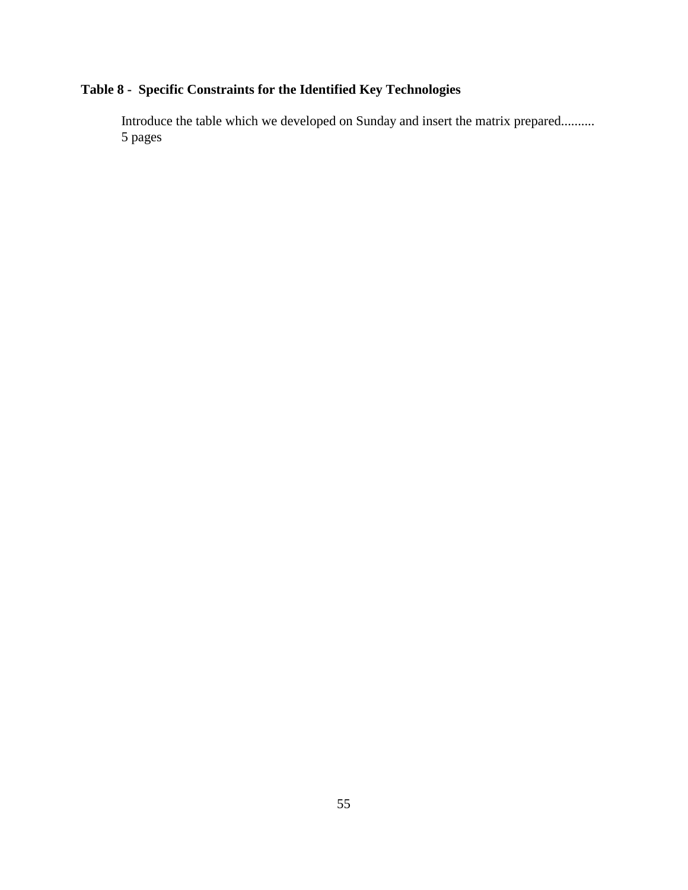**Table 8 - Specific Constraints for the Identified Key Technologies**

Introduce the table which we developed on Sunday and insert the matrix prepared..........
5 pages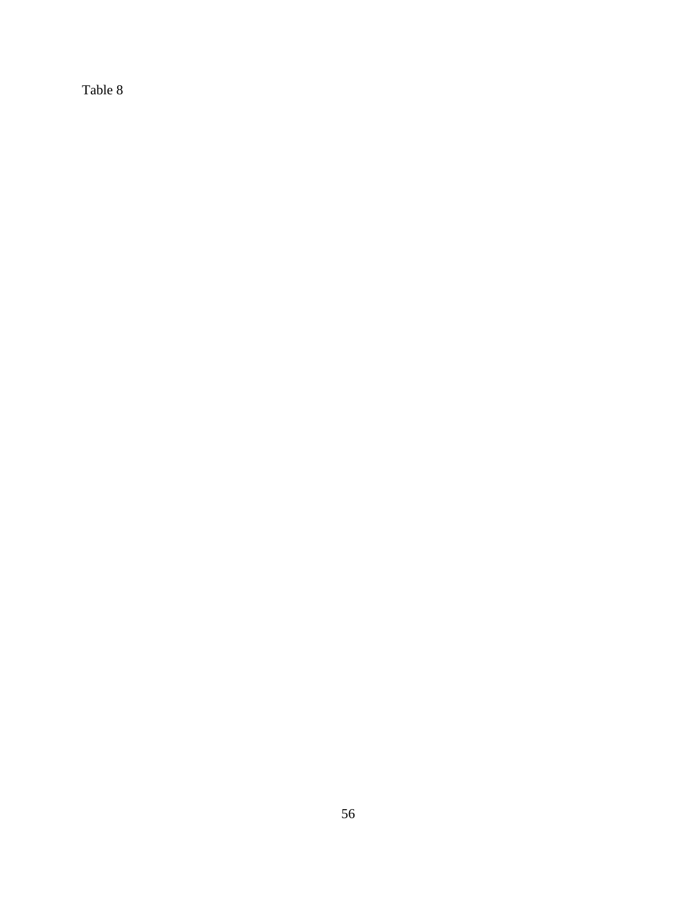Table 8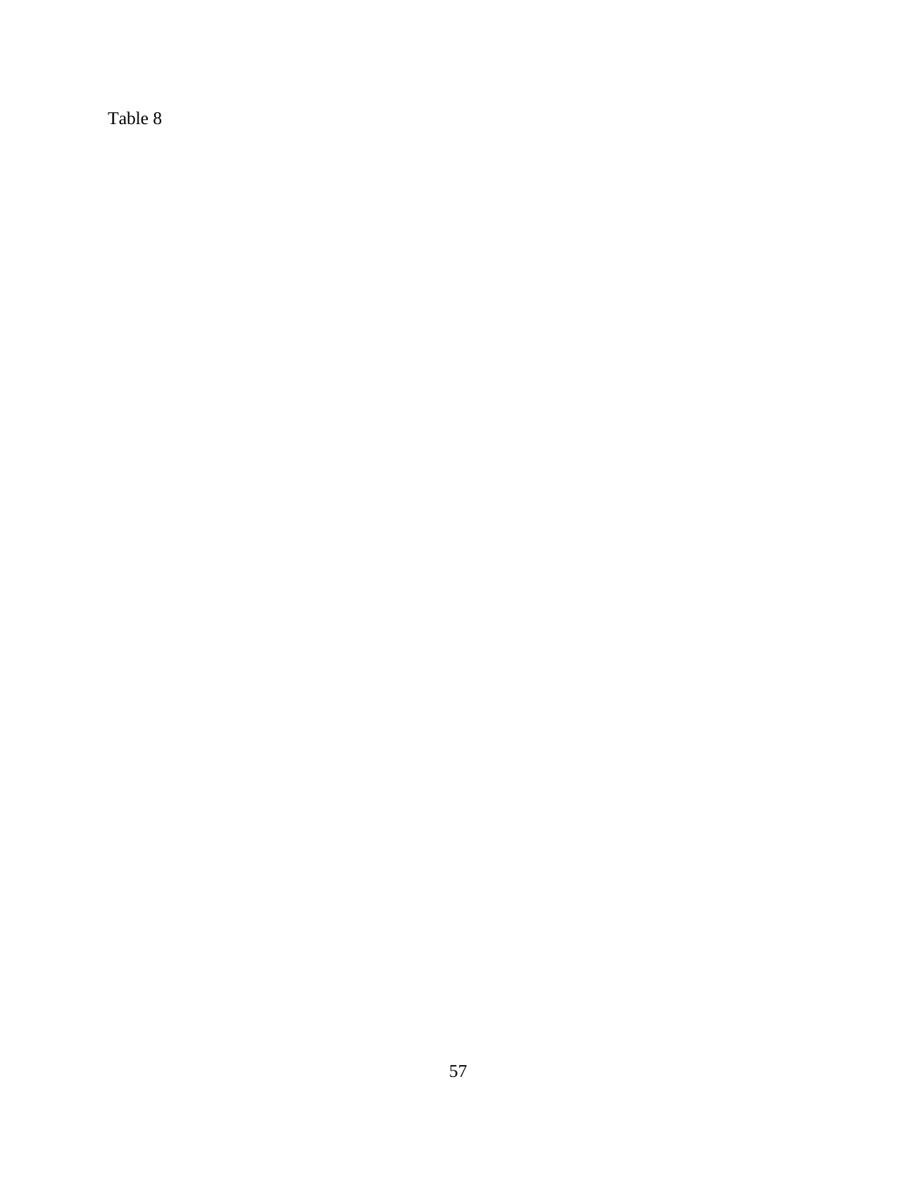Table 8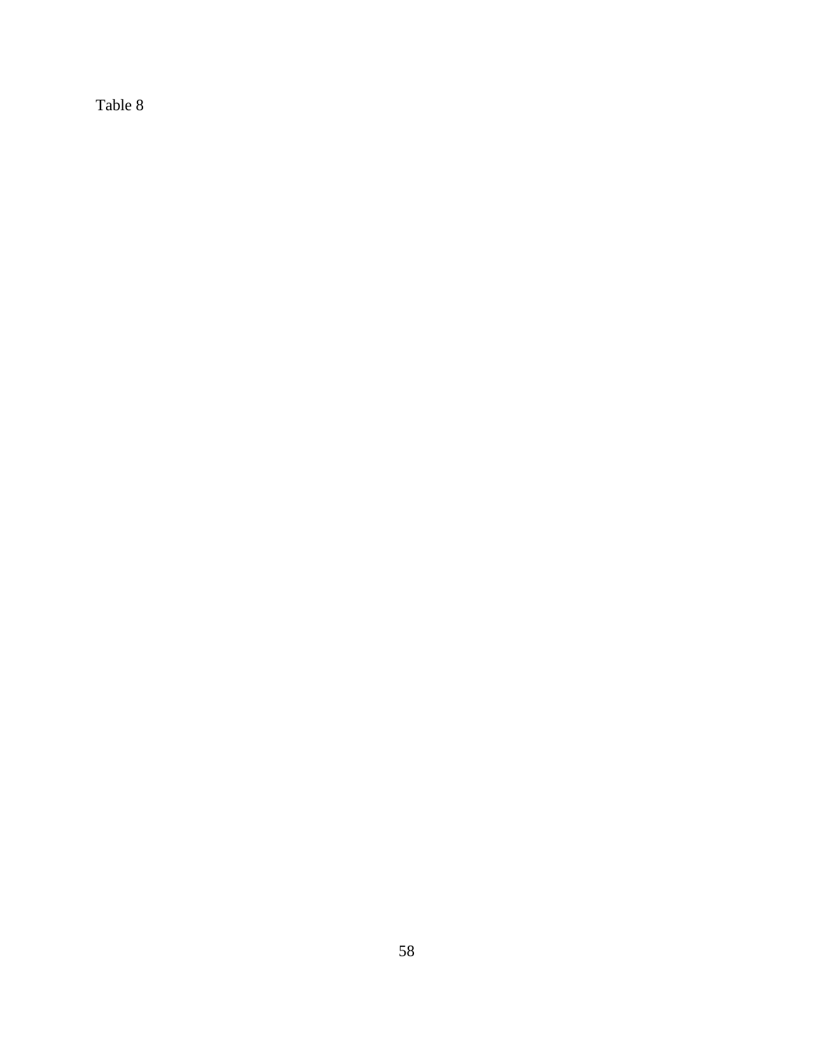Table 8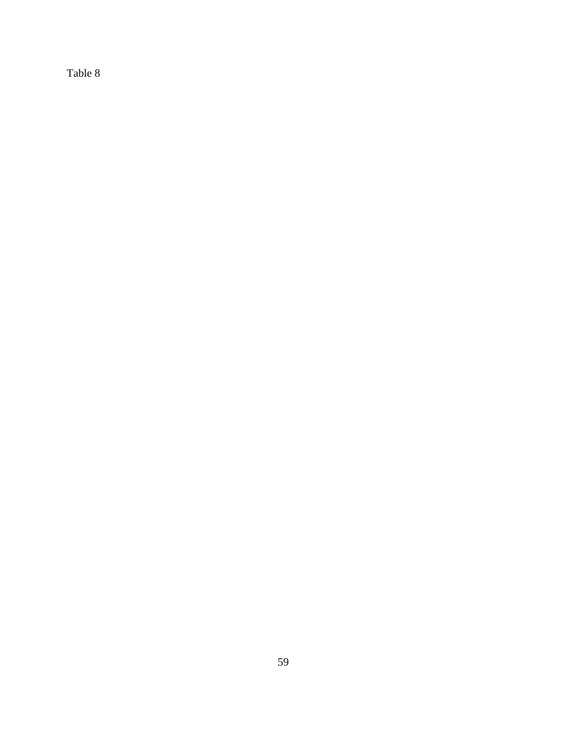Table 8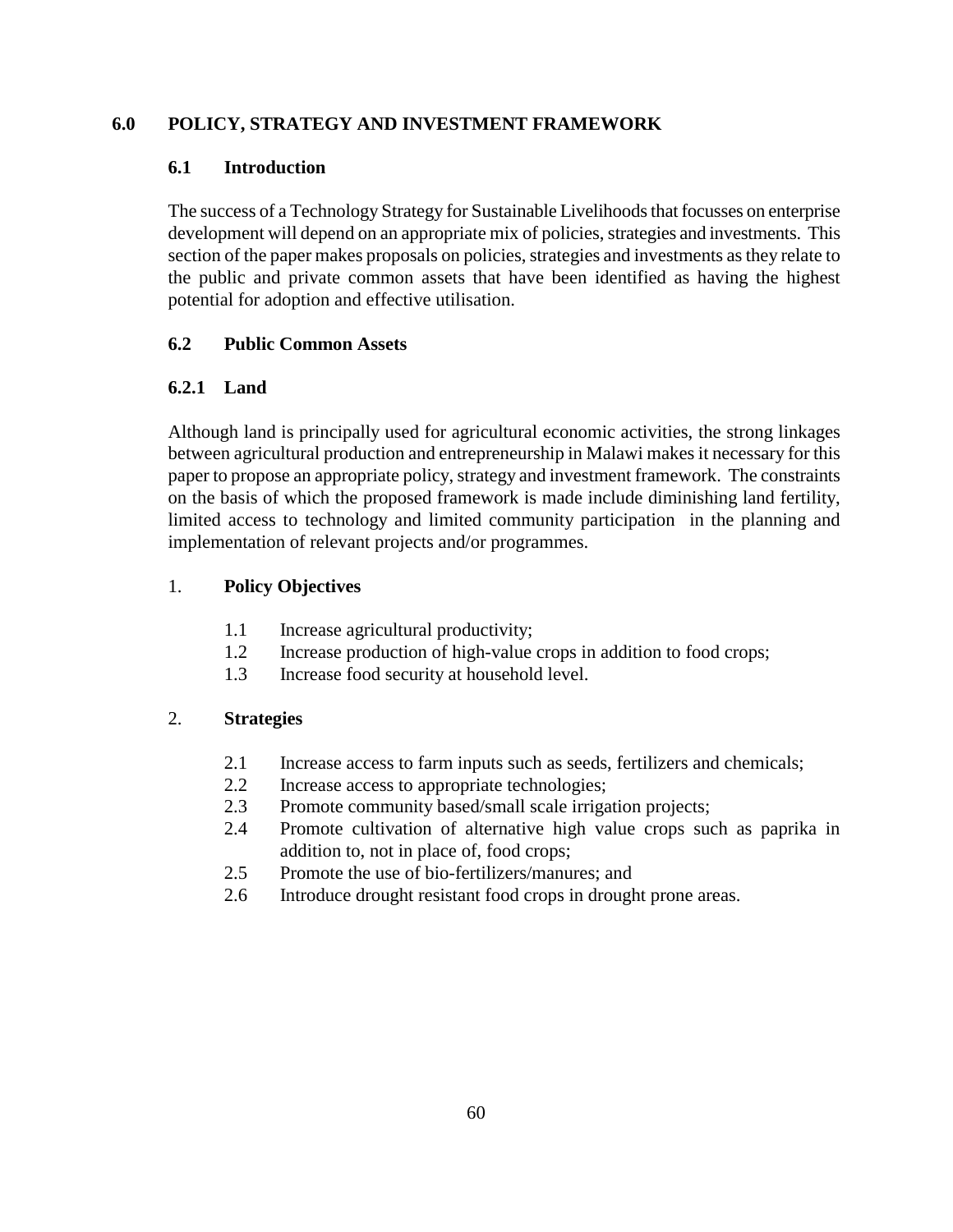# 6.0 POLICY, STRATEGY AND INVESTMENT FRAMEWORK

## 6.1 Introduction

The success of a Technology Strategy for Sustainable Livelihoods that focusses on enterprise development will depend on an appropriate mix of policies, strategies and investments. This section of the paper makes proposals on policies, strategies and investments as they relate to the public and private common assets that have been identified as having the highest potential for adoption and effective utilisation.

## 6.2 Public Common Assets

### 6.2.1 Land

Although land is principally used for agricultural economic activities, the strong linkages between agricultural production and entrepreneurship in Malawi makes it necessary for this paper to propose an appropriate policy, strategy and investment framework. The constraints on the basis of which the proposed framework is made include diminishing land fertility, limited access to technology and limited community participation in the planning and implementation of relevant projects and/or programmes.

1. **Policy Objectives**

   1.1 Increase agricultural productivity;
   1.2 Increase production of high-value crops in addition to food crops;
   1.3 Increase food security at household level.

2. **Strategies**

   2.1 Increase access to farm inputs such as seeds, fertilizers and chemicals;
   2.2 Increase access to appropriate technologies;
   2.3 Promote community based/small scale irrigation projects;
   2.4 Promote cultivation of alternative high value crops such as paprika in addition to, not in place of, food crops;
   2.5 Promote the use of bio-fertilizers/manures; and
   2.6 Introduce drought resistant food crops in drought prone areas.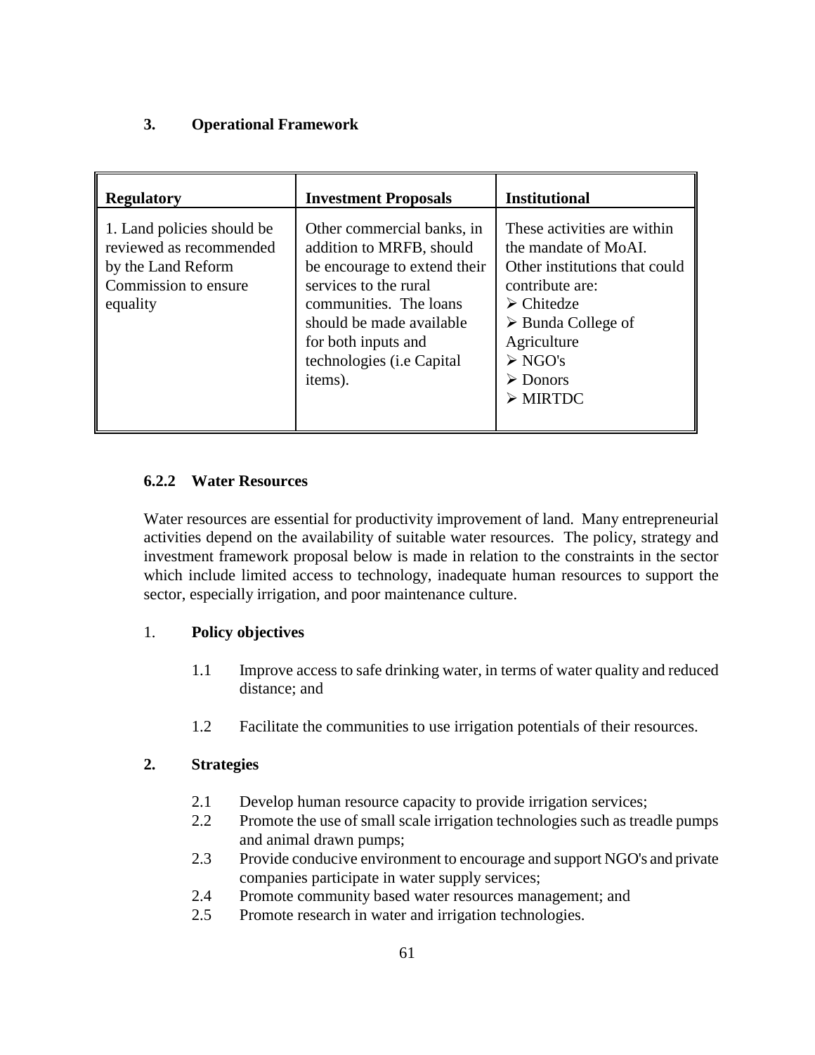**3. Operational Framework**

| Regulatory | Investment Proposals | Institutional |
|---|---|---|
| 1. Land policies should be reviewed as recommended by the Land Reform Commission to ensure equality | Other commercial banks, in addition to MRFB, should be encourage to extend their services to the rural communities. The loans should be made available for both inputs and technologies (i.e Capital items). | These activities are within the mandate of MoAI. Other institutions that could contribute are: <br>➢ Chitedze <br>➢ Bunda College of Agriculture <br>➢ NGO's <br>➢ Donors <br>➢ MIRTDC |

### 6.2.2 Water Resources

Water resources are essential for productivity improvement of land. Many entrepreneurial activities depend on the availability of suitable water resources. The policy, strategy and investment framework proposal below is made in relation to the constraints in the sector which include limited access to technology, inadequate human resources to support the sector, especially irrigation, and poor maintenance culture.

1. **Policy objectives**

   1.1 Improve access to safe drinking water, in terms of water quality and reduced distance; and

   1.2 Facilitate the communities to use irrigation potentials of their resources.

**2. Strategies**

   2.1 Develop human resource capacity to provide irrigation services;
   2.2 Promote the use of small scale irrigation technologies such as treadle pumps and animal drawn pumps;
   2.3 Provide conducive environment to encourage and support NGO's and private companies participate in water supply services;
   2.4 Promote community based water resources management; and
   2.5 Promote research in water and irrigation technologies.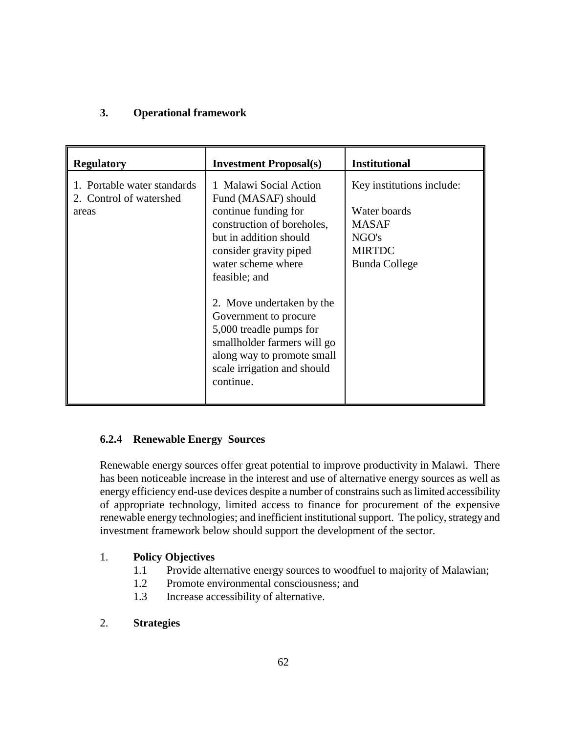### 3. Operational framework

| **Regulatory** | **Investment Proposal(s)** | **Institutional** |
|---|---|---|
| 1. Portable water standards<br>2. Control of watershed areas | 1 Malawi Social Action Fund (MASAF) should continue funding for construction of boreholes, but in addition should consider gravity piped water scheme where feasible; and<br><br>2. Move undertaken by the Government to procure 5,000 treadle pumps for smallholder farmers will go along way to promote small scale irrigation and should continue. | Key institutions include:<br><br>Water boards<br>MASAF<br>NGO's<br>MIRTDC<br>Bunda College |

### 6.2.4 Renewable Energy Sources

Renewable energy sources offer great potential to improve productivity in Malawi. There has been noticeable increase in the interest and use of alternative energy sources as well as energy efficiency end-use devices despite a number of constrains such as limited accessibility of appropriate technology, limited access to finance for procurement of the expensive renewable energy technologies; and inefficient institutional support. The policy, strategy and investment framework below should support the development of the sector.

1. **Policy Objectives**
   - 1.1 Provide alternative energy sources to woodfuel to majority of Malawian;
   - 1.2 Promote environmental consciousness; and
   - 1.3 Increase accessibility of alternative.

2. **Strategies**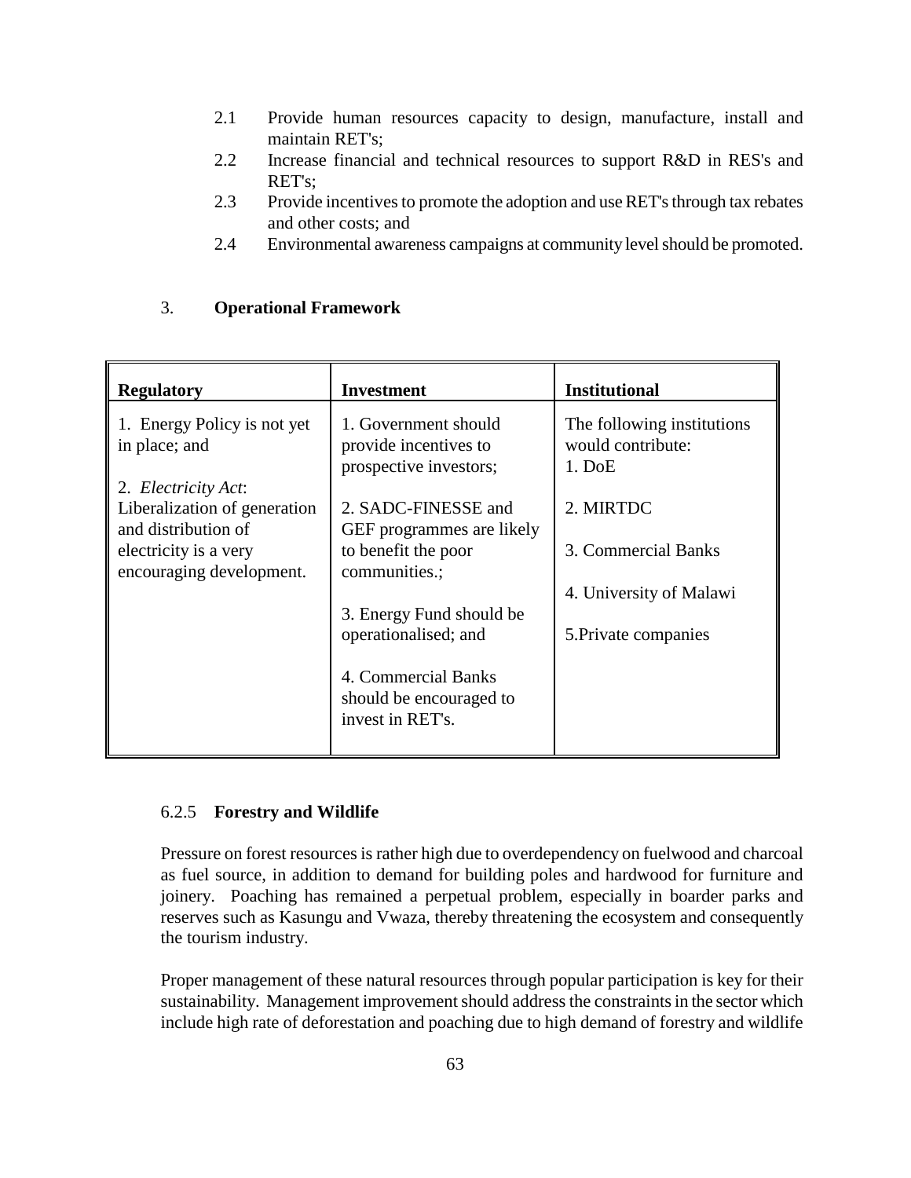2.1 Provide human resources capacity to design, manufacture, install and maintain RET's;
2.2 Increase financial and technical resources to support R&D in RES's and RET's;
2.3 Provide incentives to promote the adoption and use RET's through tax rebates and other costs; and
2.4 Environmental awareness campaigns at community level should be promoted.

3. **Operational Framework**

| **Regulatory** | **Investment** | **Institutional** |
|---|---|---|
| 1. Energy Policy is not yet in place; and<br><br>2. *Electricity Act*: Liberalization of generation and distribution of electricity is a very encouraging development. | 1. Government should provide incentives to prospective investors;<br><br>2. SADC-FINESSE and GEF programmes are likely to benefit the poor communities.;<br><br>3. Energy Fund should be operationalised; and<br><br>4. Commercial Banks should be encouraged to invest in RET's. | The following institutions would contribute:<br>1. DoE<br><br>2. MIRTDC<br><br>3. Commercial Banks<br><br>4. University of Malawi<br><br>5.Private companies |

### 6.2.5 Forestry and Wildlife

Pressure on forest resources is rather high due to overdependency on fuelwood and charcoal as fuel source, in addition to demand for building poles and hardwood for furniture and joinery. Poaching has remained a perpetual problem, especially in boarder parks and reserves such as Kasungu and Vwaza, thereby threatening the ecosystem and consequently the tourism industry.

Proper management of these natural resources through popular participation is key for their sustainability. Management improvement should address the constraints in the sector which include high rate of deforestation and poaching due to high demand of forestry and wildlife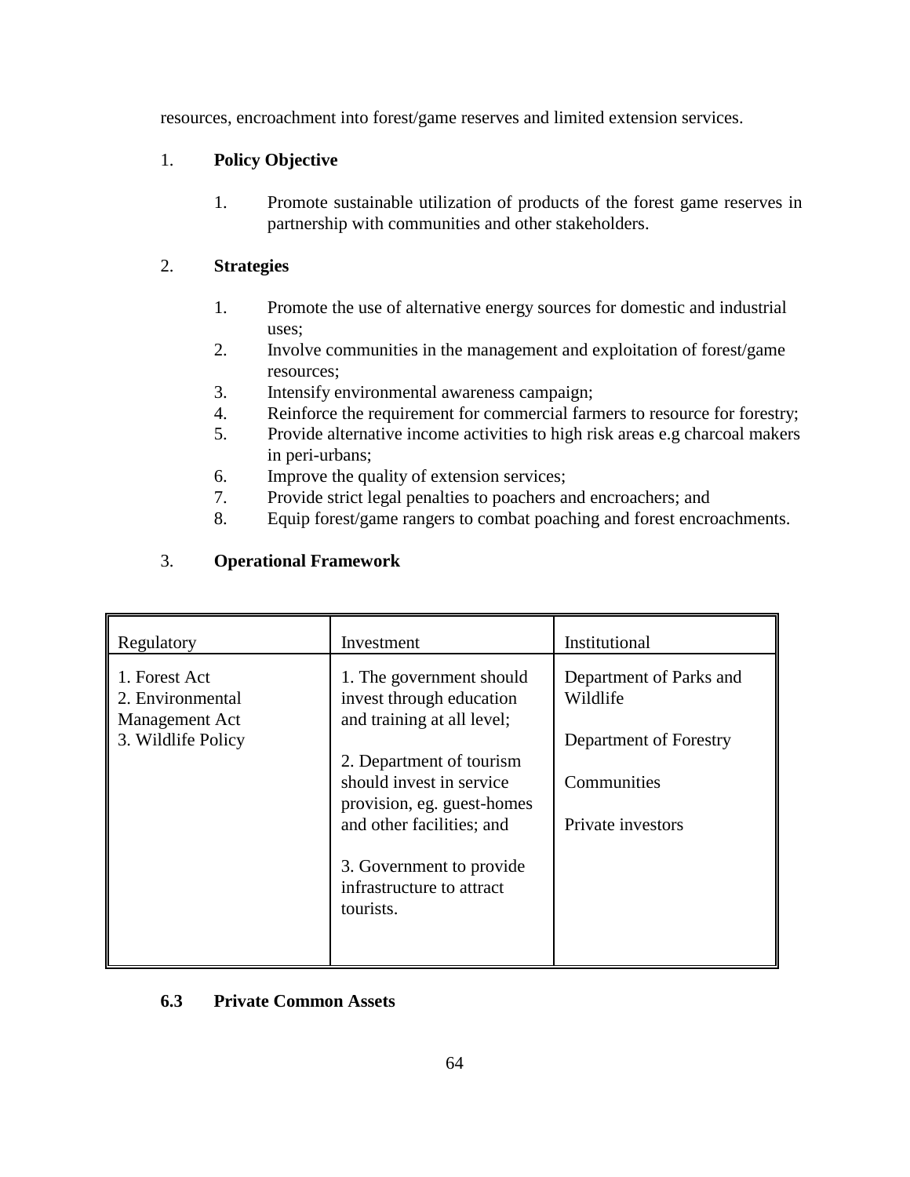resources, encroachment into forest/game reserves and limited extension services.

1. **Policy Objective**

    1. Promote sustainable utilization of products of the forest game reserves in partnership with communities and other stakeholders.

2. **Strategies**

    1. Promote the use of alternative energy sources for domestic and industrial uses;
    2. Involve communities in the management and exploitation of forest/game resources;
    3. Intensify environmental awareness campaign;
    4. Reinforce the requirement for commercial farmers to resource for forestry;
    5. Provide alternative income activities to high risk areas e.g charcoal makers in peri-urbans;
    6. Improve the quality of extension services;
    7. Provide strict legal penalties to poachers and encroachers; and
    8. Equip forest/game rangers to combat poaching and forest encroachments.

3. **Operational Framework**

| Regulatory | Investment | Institutional |
|---|---|---|
| 1. Forest Act<br>2. Environmental Management Act<br>3. Wildlife Policy | 1. The government should invest through education and training at all level;<br><br>2. Department of tourism should invest in service provision, eg. guest-homes and other facilities; and<br><br>3. Government to provide infrastructure to attract tourists. | Department of Parks and Wildlife<br><br>Department of Forestry<br><br>Communities<br><br>Private investors |

### 6.3 Private Common Assets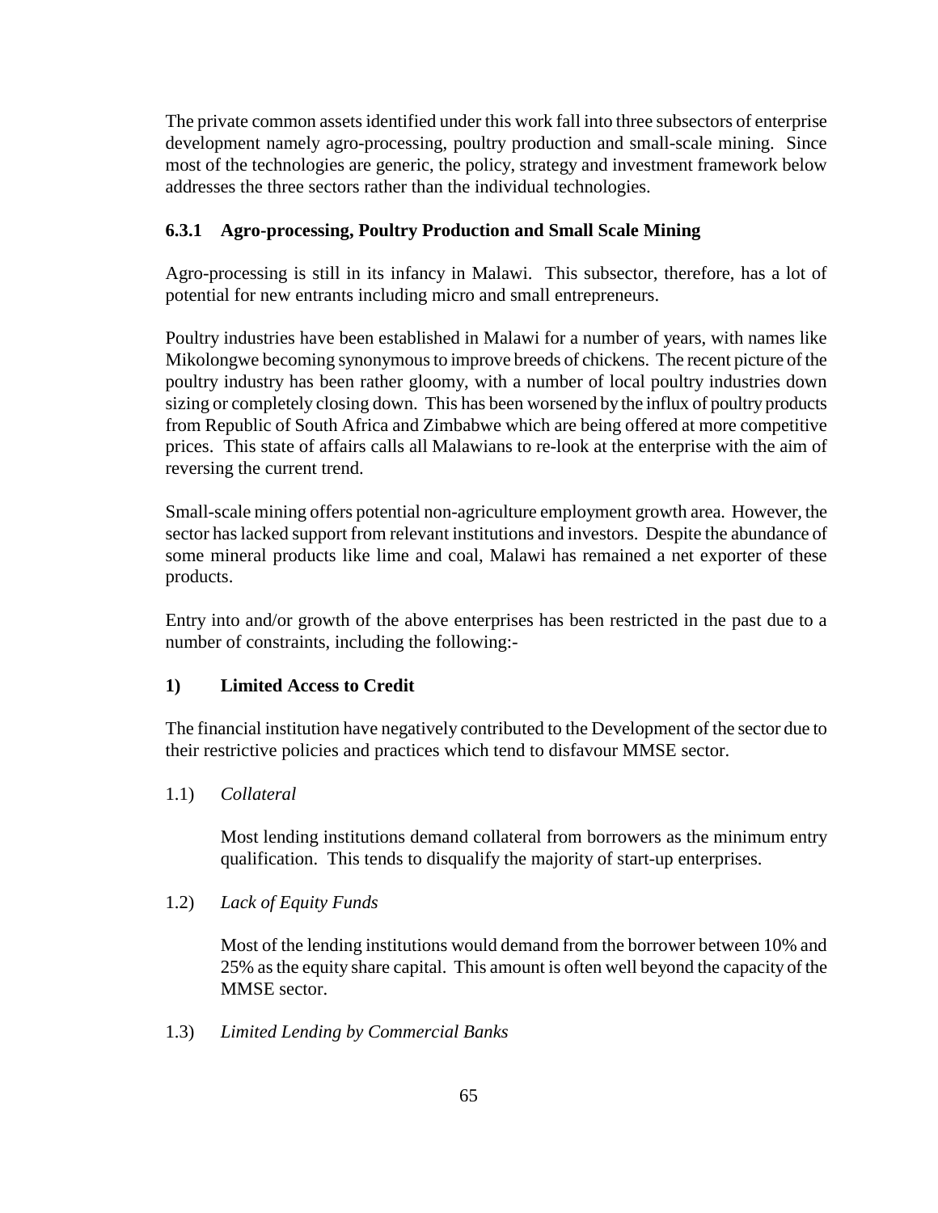The private common assets identified under this work fall into three subsectors of enterprise development namely agro-processing, poultry production and small-scale mining. Since most of the technologies are generic, the policy, strategy and investment framework below addresses the three sectors rather than the individual technologies.

### 6.3.1 Agro-processing, Poultry Production and Small Scale Mining

Agro-processing is still in its infancy in Malawi. This subsector, therefore, has a lot of potential for new entrants including micro and small entrepreneurs.

Poultry industries have been established in Malawi for a number of years, with names like Mikolongwe becoming synonymous to improve breeds of chickens. The recent picture of the poultry industry has been rather gloomy, with a number of local poultry industries down sizing or completely closing down. This has been worsened by the influx of poultry products from Republic of South Africa and Zimbabwe which are being offered at more competitive prices. This state of affairs calls all Malawians to re-look at the enterprise with the aim of reversing the current trend.

Small-scale mining offers potential non-agriculture employment growth area. However, the sector has lacked support from relevant institutions and investors. Despite the abundance of some mineral products like lime and coal, Malawi has remained a net exporter of these products.

Entry into and/or growth of the above enterprises has been restricted in the past due to a number of constraints, including the following:-

**1) Limited Access to Credit**

The financial institution have negatively contributed to the Development of the sector due to their restrictive policies and practices which tend to disfavour MMSE sector.

1.1) *Collateral*

Most lending institutions demand collateral from borrowers as the minimum entry qualification. This tends to disqualify the majority of start-up enterprises.

1.2) *Lack of Equity Funds*

Most of the lending institutions would demand from the borrower between 10% and 25% as the equity share capital. This amount is often well beyond the capacity of the MMSE sector.

1.3) *Limited Lending by Commercial Banks*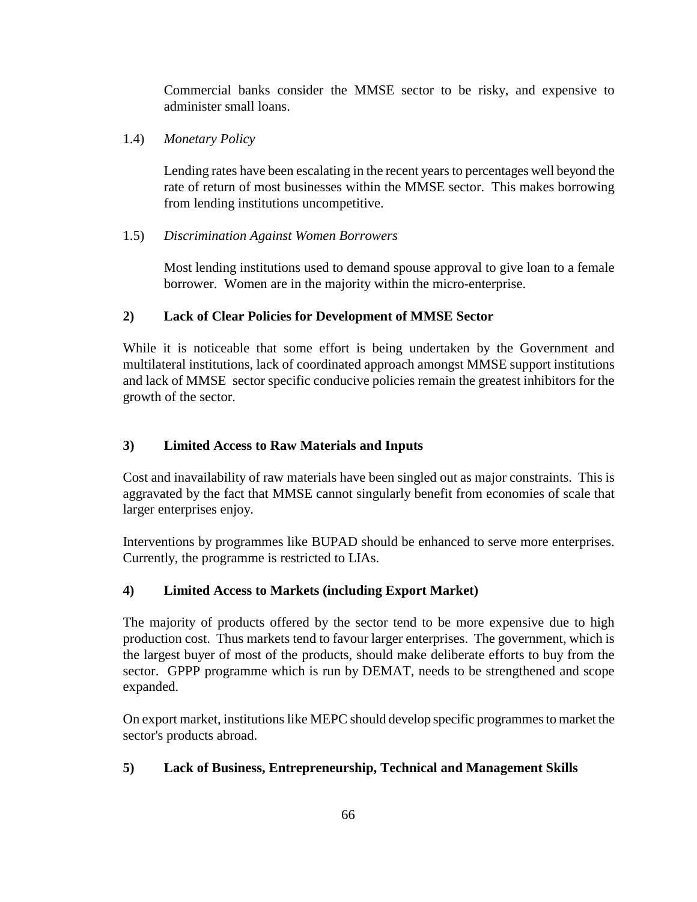Commercial banks consider the MMSE sector to be risky, and expensive to administer small loans.

1.4) *Monetary Policy*

Lending rates have been escalating in the recent years to percentages well beyond the rate of return of most businesses within the MMSE sector. This makes borrowing from lending institutions uncompetitive.

1.5) *Discrimination Against Women Borrowers*

Most lending institutions used to demand spouse approval to give loan to a female borrower. Women are in the majority within the micro-enterprise.

**2) Lack of Clear Policies for Development of MMSE Sector**

While it is noticeable that some effort is being undertaken by the Government and multilateral institutions, lack of coordinated approach amongst MMSE support institutions and lack of MMSE sector specific conducive policies remain the greatest inhibitors for the growth of the sector.

**3) Limited Access to Raw Materials and Inputs**

Cost and inavailability of raw materials have been singled out as major constraints. This is aggravated by the fact that MMSE cannot singularly benefit from economies of scale that larger enterprises enjoy.

Interventions by programmes like BUPAD should be enhanced to serve more enterprises. Currently, the programme is restricted to LIAs.

**4) Limited Access to Markets (including Export Market)**

The majority of products offered by the sector tend to be more expensive due to high production cost. Thus markets tend to favour larger enterprises. The government, which is the largest buyer of most of the products, should make deliberate efforts to buy from the sector. GPPP programme which is run by DEMAT, needs to be strengthened and scope expanded.

On export market, institutions like MEPC should develop specific programmes to market the sector's products abroad.

**5) Lack of Business, Entrepreneurship, Technical and Management Skills**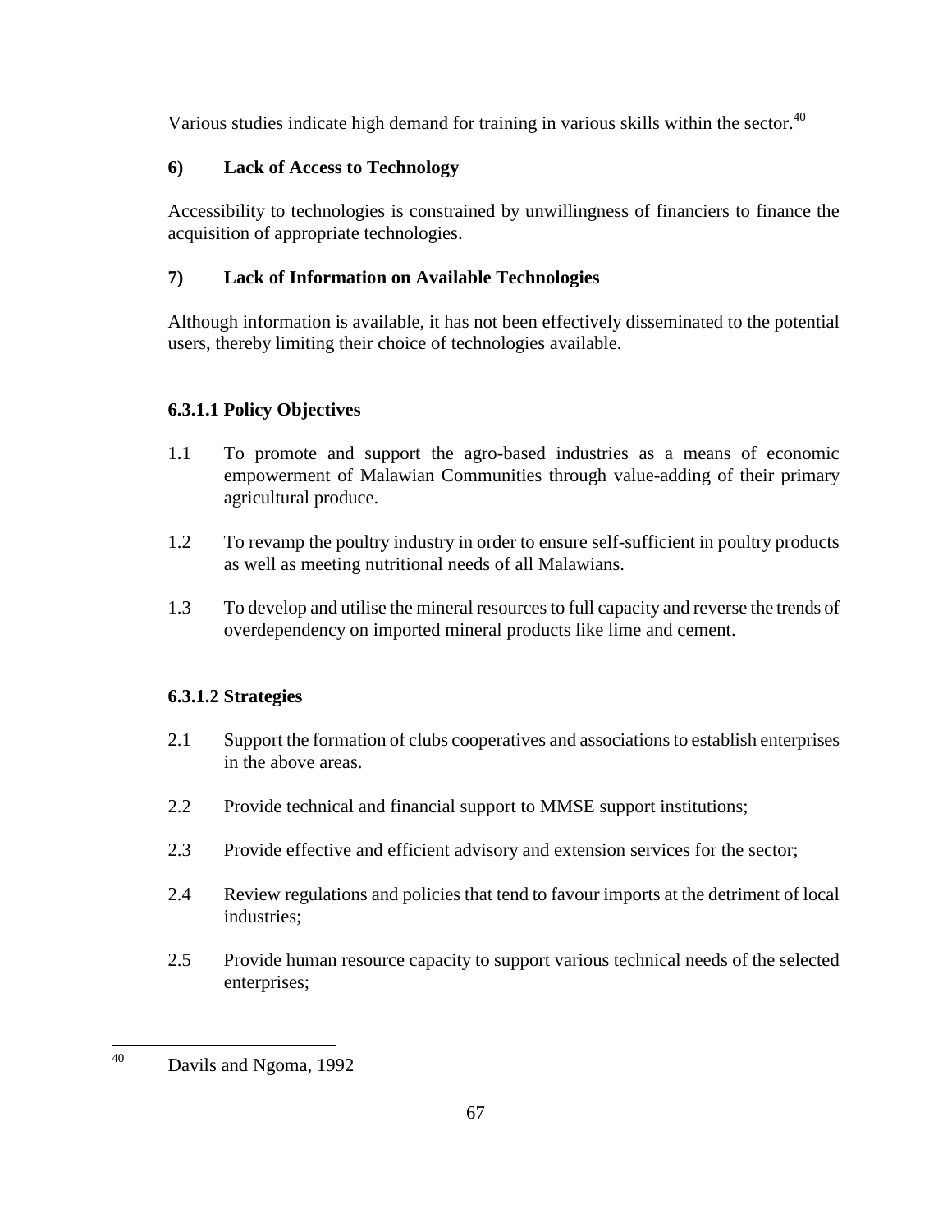Various studies indicate high demand for training in various skills within the sector.[40]

**6) Lack of Access to Technology**

Accessibility to technologies is constrained by unwillingness of financiers to finance the acquisition of appropriate technologies.

**7) Lack of Information on Available Technologies**

Although information is available, it has not been effectively disseminated to the potential users, thereby limiting their choice of technologies available.

#### 6.3.1.1 Policy Objectives

1.1 To promote and support the agro-based industries as a means of economic empowerment of Malawian Communities through value-adding of their primary agricultural produce.

1.2 To revamp the poultry industry in order to ensure self-sufficient in poultry products as well as meeting nutritional needs of all Malawians.

1.3 To develop and utilise the mineral resources to full capacity and reverse the trends of overdependency on imported mineral products like lime and cement.

#### 6.3.1.2 Strategies

2.1 Support the formation of clubs cooperatives and associations to establish enterprises in the above areas.

2.2 Provide technical and financial support to MMSE support institutions;

2.3 Provide effective and efficient advisory and extension services for the sector;

2.4 Review regulations and policies that tend to favour imports at the detriment of local industries;

2.5 Provide human resource capacity to support various technical needs of the selected enterprises;

---

[40] Davils and Ngoma, 1992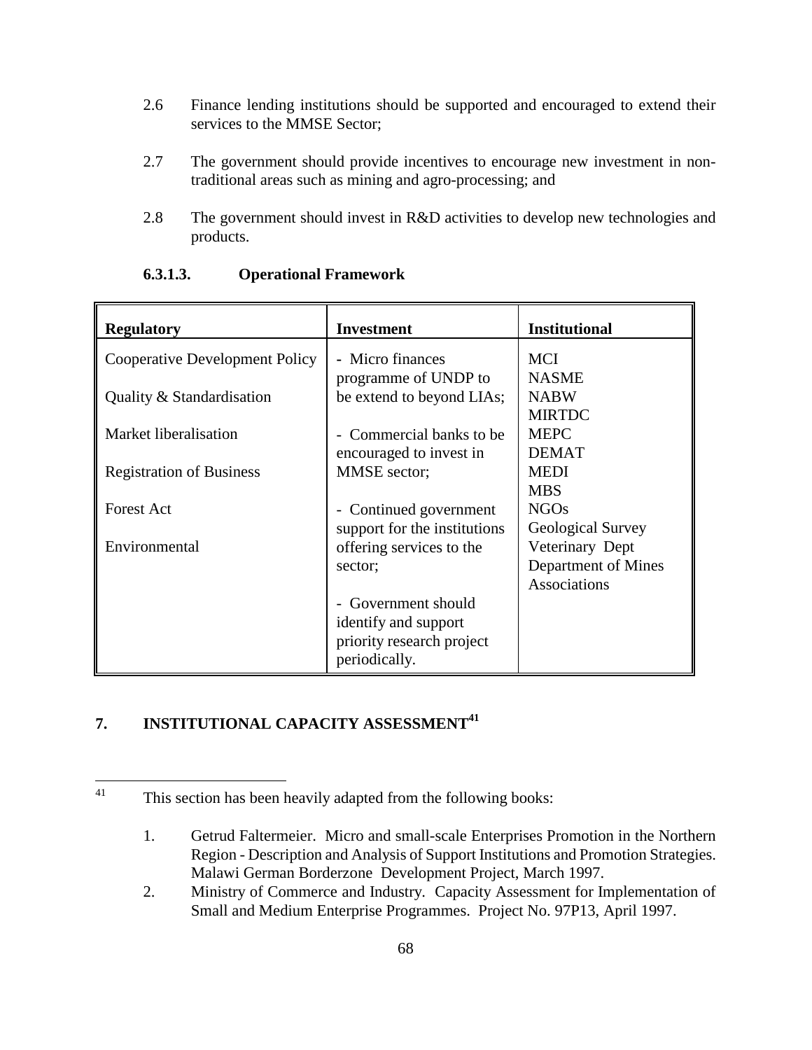2.6 Finance lending institutions should be supported and encouraged to extend their services to the MMSE Sector;

2.7 The government should provide incentives to encourage new investment in non-traditional areas such as mining and agro-processing; and

2.8 The government should invest in R&D activities to develop new technologies and products.

#### 6.3.1.3. Operational Framework

| Regulatory | Investment | Institutional |
|---|---|---|
| Cooperative Development Policy<br><br>Quality & Standardisation<br><br>Market liberalisation<br><br>Registration of Business<br><br>Forest Act<br><br>Environmental | - Micro finances programme of UNDP to be extend to beyond LIAs;<br><br>- Commercial banks to be encouraged to invest in MMSE sector;<br><br>- Continued government support for the institutions offering services to the sector;<br><br>- Government should identify and support priority research project periodically. | MCI<br>NASME<br>NABW<br>MIRTDC<br>MEPC<br>DEMAT<br>MEDI<br>MBS<br>NGOs<br>Geological Survey<br>Veterinary Dept<br>Department of Mines<br>Associations |

## 7. INSTITUTIONAL CAPACITY ASSESSMENT[41]

---

[41] This section has been heavily adapted from the following books:

1. Getrud Faltermeier. Micro and small-scale Enterprises Promotion in the Northern Region - Description and Analysis of Support Institutions and Promotion Strategies. Malawi German Borderzone Development Project, March 1997.
2. Ministry of Commerce and Industry. Capacity Assessment for Implementation of Small and Medium Enterprise Programmes. Project No. 97P13, April 1997.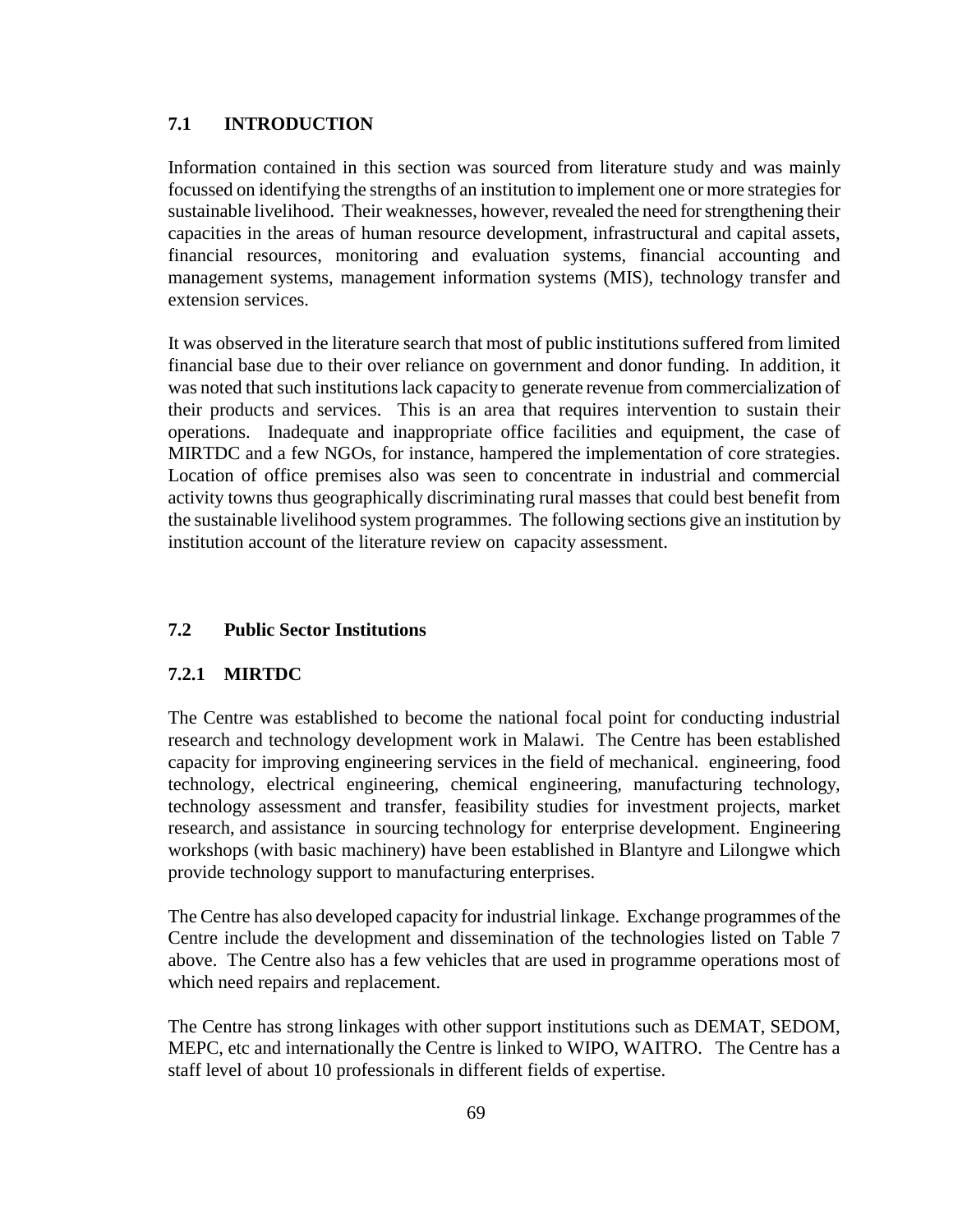## 7.1 INTRODUCTION

Information contained in this section was sourced from literature study and was mainly focussed on identifying the strengths of an institution to implement one or more strategies for sustainable livelihood. Their weaknesses, however, revealed the need for strengthening their capacities in the areas of human resource development, infrastructural and capital assets, financial resources, monitoring and evaluation systems, financial accounting and management systems, management information systems (MIS), technology transfer and extension services.

It was observed in the literature search that most of public institutions suffered from limited financial base due to their over reliance on government and donor funding. In addition, it was noted that such institutions lack capacity to generate revenue from commercialization of their products and services. This is an area that requires intervention to sustain their operations. Inadequate and inappropriate office facilities and equipment, the case of MIRTDC and a few NGOs, for instance, hampered the implementation of core strategies. Location of office premises also was seen to concentrate in industrial and commercial activity towns thus geographically discriminating rural masses that could best benefit from the sustainable livelihood system programmes. The following sections give an institution by institution account of the literature review on capacity assessment.

## 7.2 Public Sector Institutions

### 7.2.1 MIRTDC

The Centre was established to become the national focal point for conducting industrial research and technology development work in Malawi. The Centre has been established capacity for improving engineering services in the field of mechanical. engineering, food technology, electrical engineering, chemical engineering, manufacturing technology, technology assessment and transfer, feasibility studies for investment projects, market research, and assistance in sourcing technology for enterprise development. Engineering workshops (with basic machinery) have been established in Blantyre and Lilongwe which provide technology support to manufacturing enterprises.

The Centre has also developed capacity for industrial linkage. Exchange programmes of the Centre include the development and dissemination of the technologies listed on Table 7 above. The Centre also has a few vehicles that are used in programme operations most of which need repairs and replacement.

The Centre has strong linkages with other support institutions such as DEMAT, SEDOM, MEPC, etc and internationally the Centre is linked to WIPO, WAITRO. The Centre has a staff level of about 10 professionals in different fields of expertise.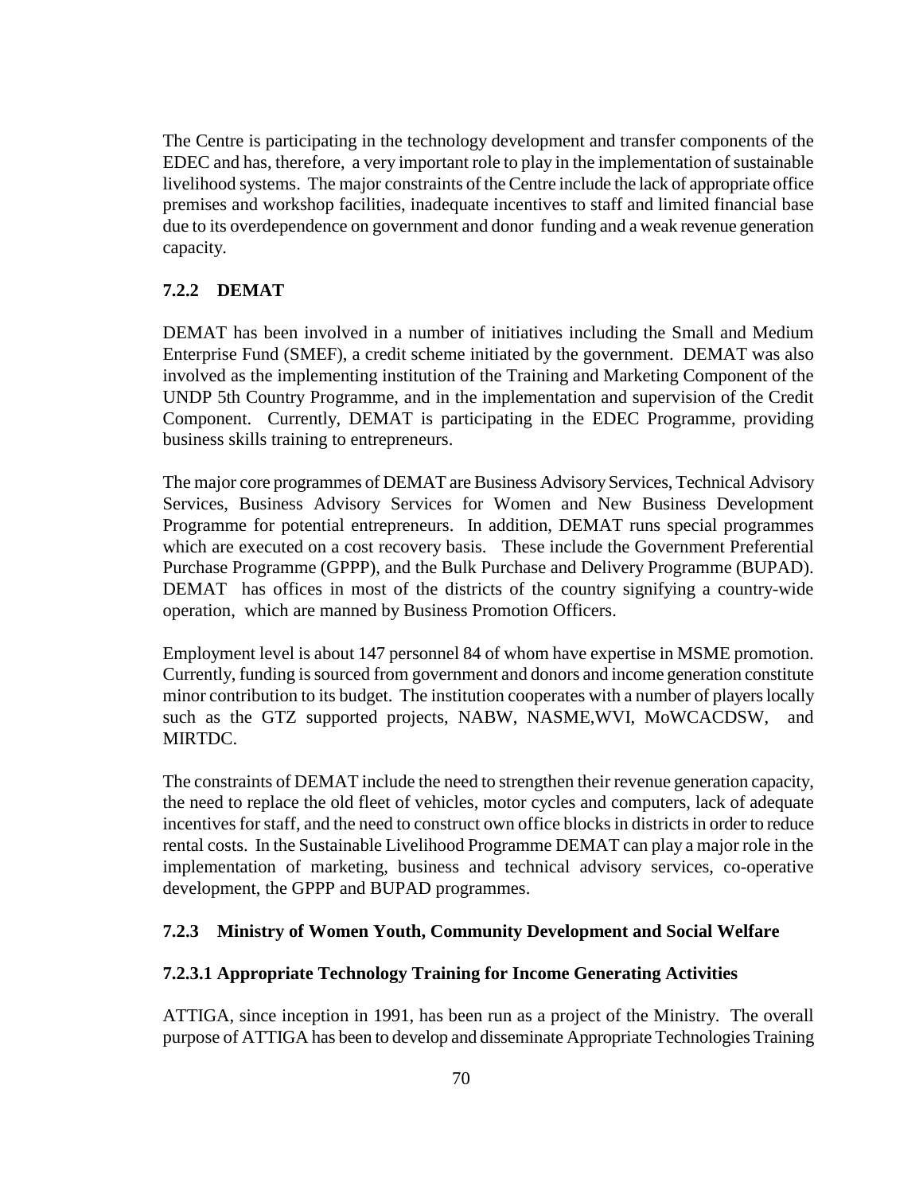The Centre is participating in the technology development and transfer components of the EDEC and has, therefore, a very important role to play in the implementation of sustainable livelihood systems. The major constraints of the Centre include the lack of appropriate office premises and workshop facilities, inadequate incentives to staff and limited financial base due to its overdependence on government and donor funding and a weak revenue generation capacity.

### 7.2.2 DEMAT

DEMAT has been involved in a number of initiatives including the Small and Medium Enterprise Fund (SMEF), a credit scheme initiated by the government. DEMAT was also involved as the implementing institution of the Training and Marketing Component of the UNDP 5th Country Programme, and in the implementation and supervision of the Credit Component. Currently, DEMAT is participating in the EDEC Programme, providing business skills training to entrepreneurs.

The major core programmes of DEMAT are Business Advisory Services, Technical Advisory Services, Business Advisory Services for Women and New Business Development Programme for potential entrepreneurs. In addition, DEMAT runs special programmes which are executed on a cost recovery basis. These include the Government Preferential Purchase Programme (GPPP), and the Bulk Purchase and Delivery Programme (BUPAD). DEMAT has offices in most of the districts of the country signifying a country-wide operation, which are manned by Business Promotion Officers.

Employment level is about 147 personnel 84 of whom have expertise in MSME promotion. Currently, funding is sourced from government and donors and income generation constitute minor contribution to its budget. The institution cooperates with a number of players locally such as the GTZ supported projects, NABW, NASME,WVI, MoWCACDSW, and MIRTDC.

The constraints of DEMAT include the need to strengthen their revenue generation capacity, the need to replace the old fleet of vehicles, motor cycles and computers, lack of adequate incentives for staff, and the need to construct own office blocks in districts in order to reduce rental costs. In the Sustainable Livelihood Programme DEMAT can play a major role in the implementation of marketing, business and technical advisory services, co-operative development, the GPPP and BUPAD programmes.

### 7.2.3 Ministry of Women Youth, Community Development and Social Welfare

#### 7.2.3.1 Appropriate Technology Training for Income Generating Activities

ATTIGA, since inception in 1991, has been run as a project of the Ministry. The overall purpose of ATTIGA has been to develop and disseminate Appropriate Technologies Training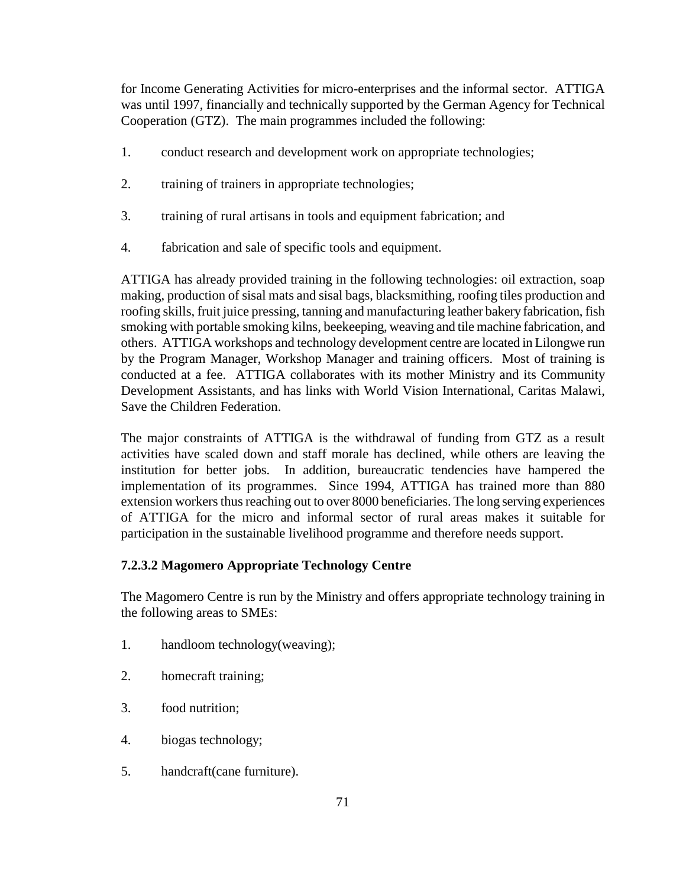for Income Generating Activities for micro-enterprises and the informal sector. ATTIGA was until 1997, financially and technically supported by the German Agency for Technical Cooperation (GTZ). The main programmes included the following:

1. conduct research and development work on appropriate technologies;

2. training of trainers in appropriate technologies;

3. training of rural artisans in tools and equipment fabrication; and

4. fabrication and sale of specific tools and equipment.

ATTIGA has already provided training in the following technologies: oil extraction, soap making, production of sisal mats and sisal bags, blacksmithing, roofing tiles production and roofing skills, fruit juice pressing, tanning and manufacturing leather bakery fabrication, fish smoking with portable smoking kilns, beekeeping, weaving and tile machine fabrication, and others. ATTIGA workshops and technology development centre are located in Lilongwe run by the Program Manager, Workshop Manager and training officers. Most of training is conducted at a fee. ATTIGA collaborates with its mother Ministry and its Community Development Assistants, and has links with World Vision International, Caritas Malawi, Save the Children Federation.

The major constraints of ATTIGA is the withdrawal of funding from GTZ as a result activities have scaled down and staff morale has declined, while others are leaving the institution for better jobs. In addition, bureaucratic tendencies have hampered the implementation of its programmes. Since 1994, ATTIGA has trained more than 880 extension workers thus reaching out to over 8000 beneficiaries. The long serving experiences of ATTIGA for the micro and informal sector of rural areas makes it suitable for participation in the sustainable livelihood programme and therefore needs support.

#### 7.2.3.2 Magomero Appropriate Technology Centre

The Magomero Centre is run by the Ministry and offers appropriate technology training in the following areas to SMEs:

1. handloom technology(weaving);

2. homecraft training;

3. food nutrition;

4. biogas technology;

5. handcraft(cane furniture).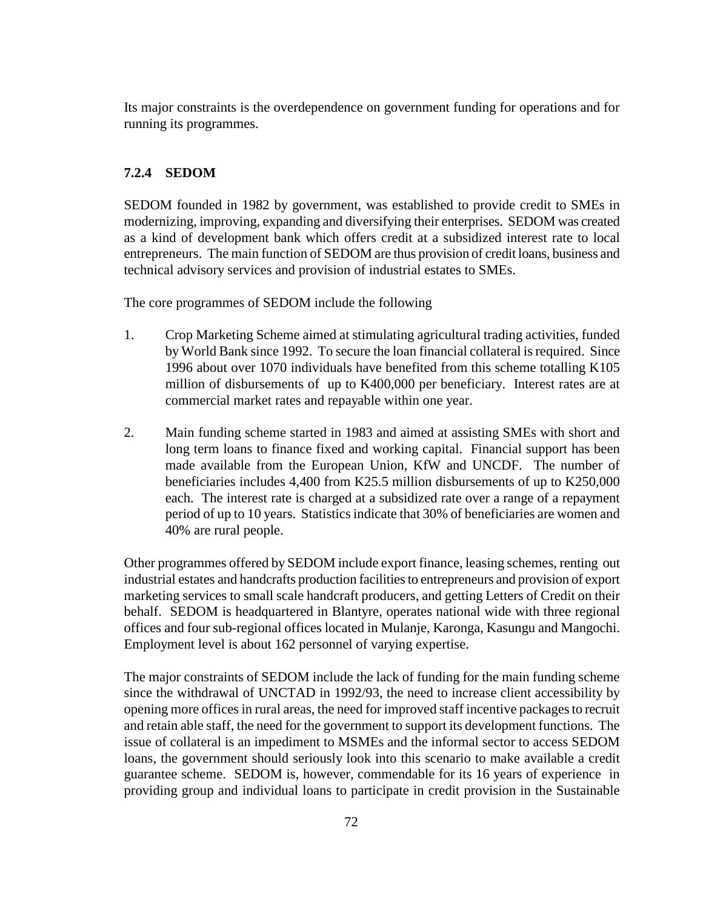Its major constraints is the overdependence on government funding for operations and for running its programmes.

### 7.2.4 SEDOM

SEDOM founded in 1982 by government, was established to provide credit to SMEs in modernizing, improving, expanding and diversifying their enterprises. SEDOM was created as a kind of development bank which offers credit at a subsidized interest rate to local entrepreneurs. The main function of SEDOM are thus provision of credit loans, business and technical advisory services and provision of industrial estates to SMEs.

The core programmes of SEDOM include the following

1. Crop Marketing Scheme aimed at stimulating agricultural trading activities, funded by World Bank since 1992. To secure the loan financial collateral is required. Since 1996 about over 1070 individuals have benefited from this scheme totalling K105 million of disbursements of up to K400,000 per beneficiary. Interest rates are at commercial market rates and repayable within one year.

2. Main funding scheme started in 1983 and aimed at assisting SMEs with short and long term loans to finance fixed and working capital. Financial support has been made available from the European Union, KfW and UNCDF. The number of beneficiaries includes 4,400 from K25.5 million disbursements of up to K250,000 each. The interest rate is charged at a subsidized rate over a range of a repayment period of up to 10 years. Statistics indicate that 30% of beneficiaries are women and 40% are rural people.

Other programmes offered by SEDOM include export finance, leasing schemes, renting out industrial estates and handcrafts production facilities to entrepreneurs and provision of export marketing services to small scale handcraft producers, and getting Letters of Credit on their behalf. SEDOM is headquartered in Blantyre, operates national wide with three regional offices and four sub-regional offices located in Mulanje, Karonga, Kasungu and Mangochi. Employment level is about 162 personnel of varying expertise.

The major constraints of SEDOM include the lack of funding for the main funding scheme since the withdrawal of UNCTAD in 1992/93, the need to increase client accessibility by opening more offices in rural areas, the need for improved staff incentive packages to recruit and retain able staff, the need for the government to support its development functions. The issue of collateral is an impediment to MSMEs and the informal sector to access SEDOM loans, the government should seriously look into this scenario to make available a credit guarantee scheme. SEDOM is, however, commendable for its 16 years of experience in providing group and individual loans to participate in credit provision in the Sustainable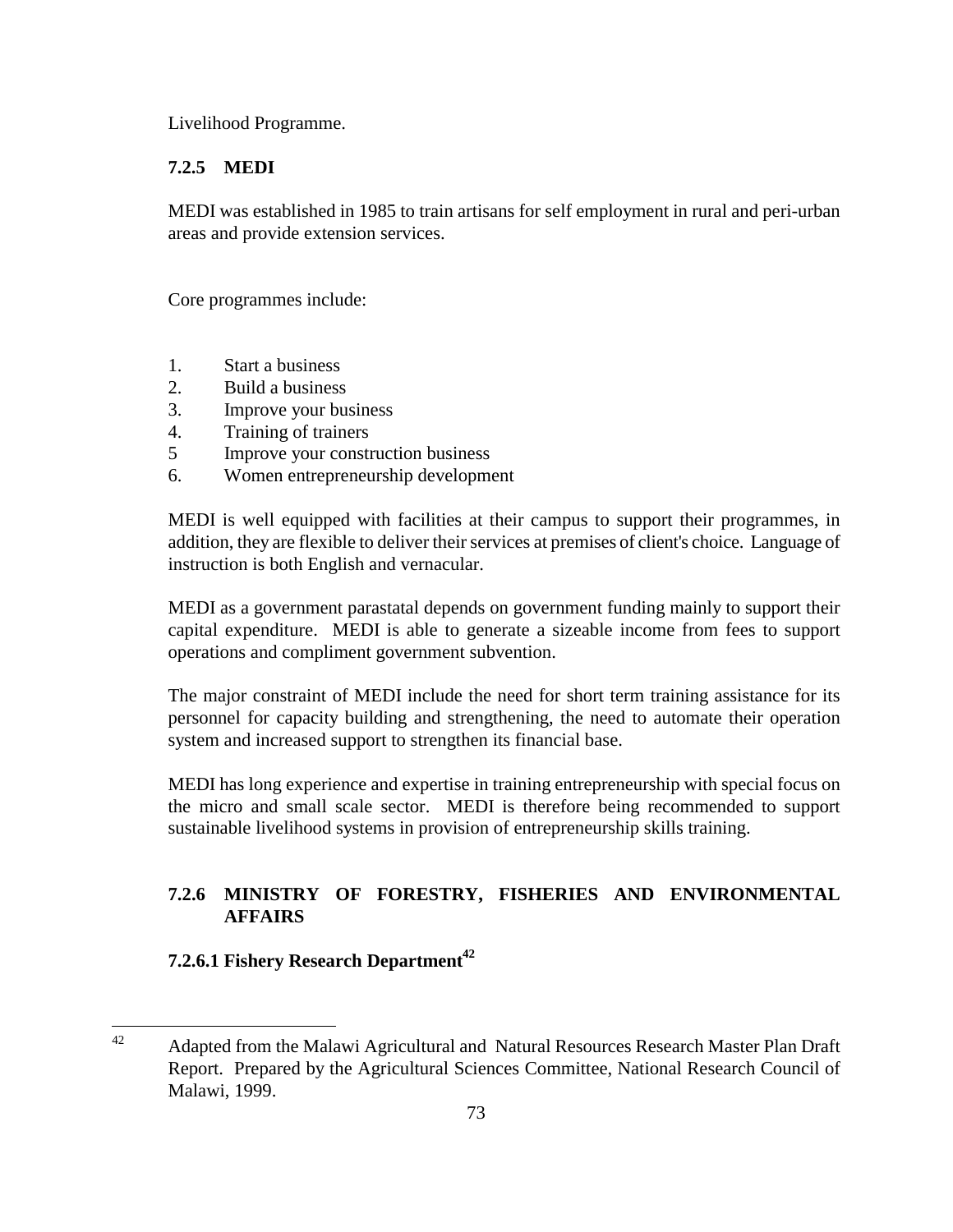Livelihood Programme.

### 7.2.5 MEDI

MEDI was established in 1985 to train artisans for self employment in rural and peri-urban areas and provide extension services.

Core programmes include:

1. Start a business
2. Build a business
3. Improve your business
4. Training of trainers
5 Improve your construction business
6. Women entrepreneurship development

MEDI is well equipped with facilities at their campus to support their programmes, in addition, they are flexible to deliver their services at premises of client's choice. Language of instruction is both English and vernacular.

MEDI as a government parastatal depends on government funding mainly to support their capital expenditure. MEDI is able to generate a sizeable income from fees to support operations and compliment government subvention.

The major constraint of MEDI include the need for short term training assistance for its personnel for capacity building and strengthening, the need to automate their operation system and increased support to strengthen its financial base.

MEDI has long experience and expertise in training entrepreneurship with special focus on the micro and small scale sector. MEDI is therefore being recommended to support sustainable livelihood systems in provision of entrepreneurship skills training.

### 7.2.6 MINISTRY OF FORESTRY, FISHERIES AND ENVIRONMENTAL AFFAIRS

#### 7.2.6.1 Fishery Research Department[42]

---

[42] Adapted from the Malawi Agricultural and Natural Resources Research Master Plan Draft Report. Prepared by the Agricultural Sciences Committee, National Research Council of Malawi, 1999.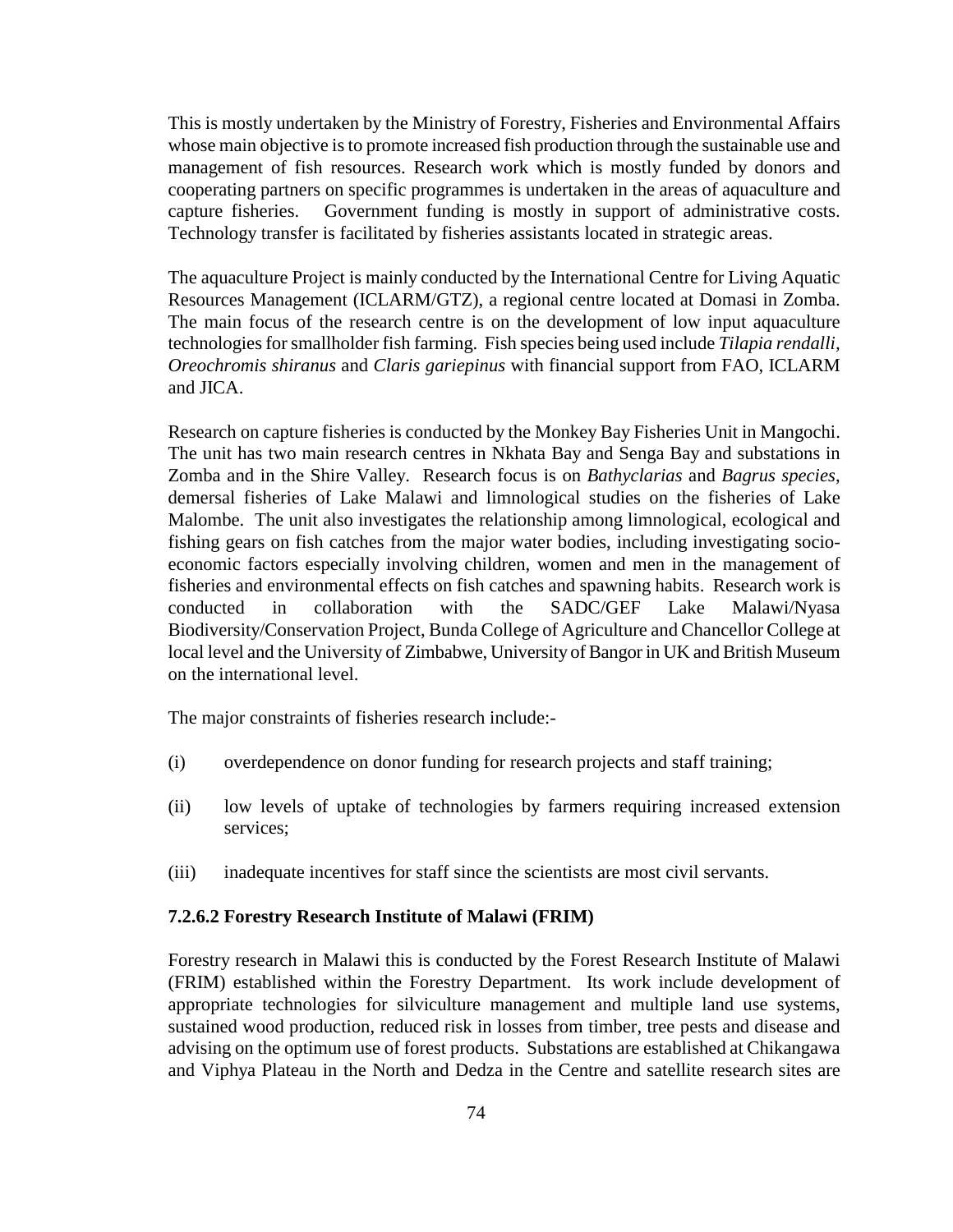This is mostly undertaken by the Ministry of Forestry, Fisheries and Environmental Affairs whose main objective is to promote increased fish production through the sustainable use and management of fish resources. Research work which is mostly funded by donors and cooperating partners on specific programmes is undertaken in the areas of aquaculture and capture fisheries. Government funding is mostly in support of administrative costs. Technology transfer is facilitated by fisheries assistants located in strategic areas.

The aquaculture Project is mainly conducted by the International Centre for Living Aquatic Resources Management (ICLARM/GTZ), a regional centre located at Domasi in Zomba. The main focus of the research centre is on the development of low input aquaculture technologies for smallholder fish farming. Fish species being used include *Tilapia rendalli*, *Oreochromis shiranus* and *Claris gariepinus* with financial support from FAO, ICLARM and JICA.

Research on capture fisheries is conducted by the Monkey Bay Fisheries Unit in Mangochi. The unit has two main research centres in Nkhata Bay and Senga Bay and substations in Zomba and in the Shire Valley. Research focus is on *Bathyclarias* and *Bagrus species*, demersal fisheries of Lake Malawi and limnological studies on the fisheries of Lake Malombe. The unit also investigates the relationship among limnological, ecological and fishing gears on fish catches from the major water bodies, including investigating socio-economic factors especially involving children, women and men in the management of fisheries and environmental effects on fish catches and spawning habits. Research work is conducted in collaboration with the SADC/GEF Lake Malawi/Nyasa Biodiversity/Conservation Project, Bunda College of Agriculture and Chancellor College at local level and the University of Zimbabwe, University of Bangor in UK and British Museum on the international level.

The major constraints of fisheries research include:-

(i) overdependence on donor funding for research projects and staff training;

(ii) low levels of uptake of technologies by farmers requiring increased extension services;

(iii) inadequate incentives for staff since the scientists are most civil servants.

#### 7.2.6.2 Forestry Research Institute of Malawi (FRIM)

Forestry research in Malawi this is conducted by the Forest Research Institute of Malawi (FRIM) established within the Forestry Department. Its work include development of appropriate technologies for silviculture management and multiple land use systems, sustained wood production, reduced risk in losses from timber, tree pests and disease and advising on the optimum use of forest products. Substations are established at Chikangawa and Viphya Plateau in the North and Dedza in the Centre and satellite research sites are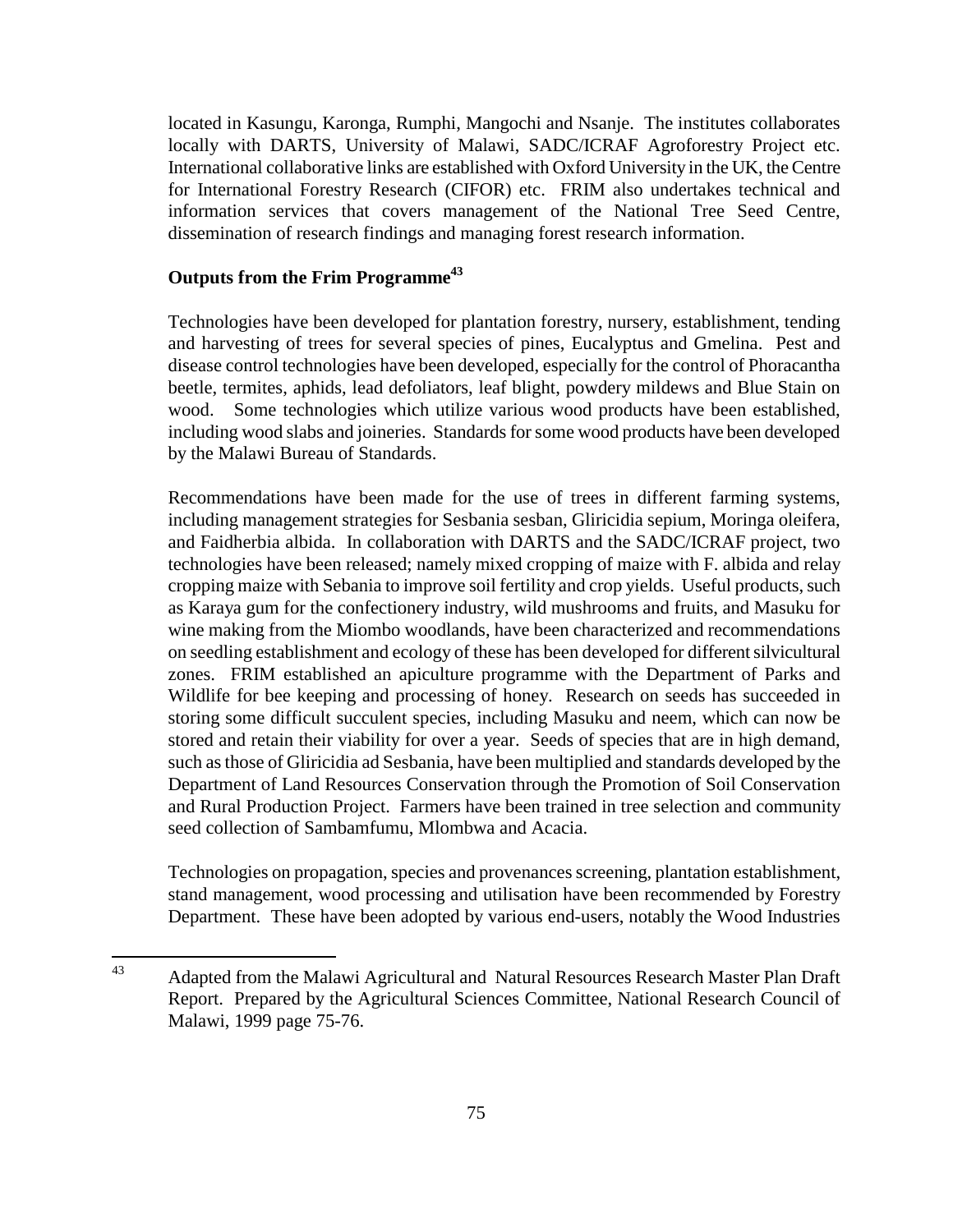located in Kasungu, Karonga, Rumphi, Mangochi and Nsanje. The institutes collaborates locally with DARTS, University of Malawi, SADC/ICRAF Agroforestry Project etc. International collaborative links are established with Oxford University in the UK, the Centre for International Forestry Research (CIFOR) etc. FRIM also undertakes technical and information services that covers management of the National Tree Seed Centre, dissemination of research findings and managing forest research information.

**Outputs from the Frim Programme[43]**

Technologies have been developed for plantation forestry, nursery, establishment, tending and harvesting of trees for several species of pines, Eucalyptus and Gmelina. Pest and disease control technologies have been developed, especially for the control of Phoracantha beetle, termites, aphids, lead defoliators, leaf blight, powdery mildews and Blue Stain on wood. Some technologies which utilize various wood products have been established, including wood slabs and joineries. Standards for some wood products have been developed by the Malawi Bureau of Standards.

Recommendations have been made for the use of trees in different farming systems, including management strategies for Sesbania sesban, Gliricidia sepium, Moringa oleifera, and Faidherbia albida. In collaboration with DARTS and the SADC/ICRAF project, two technologies have been released; namely mixed cropping of maize with F. albida and relay cropping maize with Sebania to improve soil fertility and crop yields. Useful products, such as Karaya gum for the confectionery industry, wild mushrooms and fruits, and Masuku for wine making from the Miombo woodlands, have been characterized and recommendations on seedling establishment and ecology of these has been developed for different silvicultural zones. FRIM established an apiculture programme with the Department of Parks and Wildlife for bee keeping and processing of honey. Research on seeds has succeeded in storing some difficult succulent species, including Masuku and neem, which can now be stored and retain their viability for over a year. Seeds of species that are in high demand, such as those of Gliricidia ad Sesbania, have been multiplied and standards developed by the Department of Land Resources Conservation through the Promotion of Soil Conservation and Rural Production Project. Farmers have been trained in tree selection and community seed collection of Sambamfumu, Mlombwa and Acacia.

Technologies on propagation, species and provenances screening, plantation establishment, stand management, wood processing and utilisation have been recommended by Forestry Department. These have been adopted by various end-users, notably the Wood Industries

[43] Adapted from the Malawi Agricultural and Natural Resources Research Master Plan Draft Report. Prepared by the Agricultural Sciences Committee, National Research Council of Malawi, 1999 page 75-76.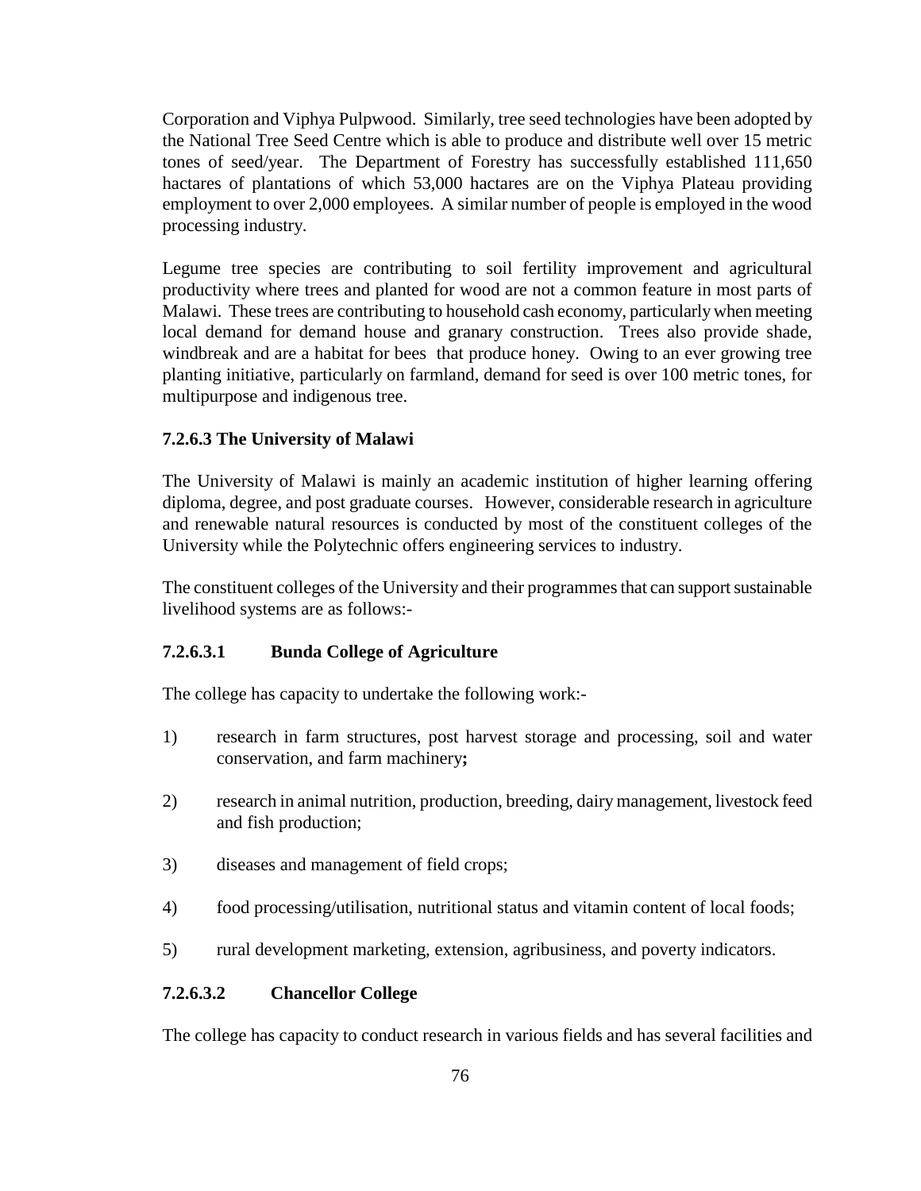Corporation and Viphya Pulpwood. Similarly, tree seed technologies have been adopted by the National Tree Seed Centre which is able to produce and distribute well over 15 metric tones of seed/year. The Department of Forestry has successfully established 111,650 hactares of plantations of which 53,000 hactares are on the Viphya Plateau providing employment to over 2,000 employees. A similar number of people is employed in the wood processing industry.

Legume tree species are contributing to soil fertility improvement and agricultural productivity where trees and planted for wood are not a common feature in most parts of Malawi. These trees are contributing to household cash economy, particularly when meeting local demand for demand house and granary construction. Trees also provide shade, windbreak and are a habitat for bees that produce honey. Owing to an ever growing tree planting initiative, particularly on farmland, demand for seed is over 100 metric tones, for multipurpose and indigenous tree.

#### 7.2.6.3 The University of Malawi

The University of Malawi is mainly an academic institution of higher learning offering diploma, degree, and post graduate courses. However, considerable research in agriculture and renewable natural resources is conducted by most of the constituent colleges of the University while the Polytechnic offers engineering services to industry.

The constituent colleges of the University and their programmes that can support sustainable livelihood systems are as follows:-

##### 7.2.6.3.1 Bunda College of Agriculture

The college has capacity to undertake the following work:-

1) research in farm structures, post harvest storage and processing, soil and water conservation, and farm machinery**;**

2) research in animal nutrition, production, breeding, dairy management, livestock feed and fish production;

3) diseases and management of field crops;

4) food processing/utilisation, nutritional status and vitamin content of local foods;

5) rural development marketing, extension, agribusiness, and poverty indicators.

##### 7.2.6.3.2 Chancellor College

The college has capacity to conduct research in various fields and has several facilities and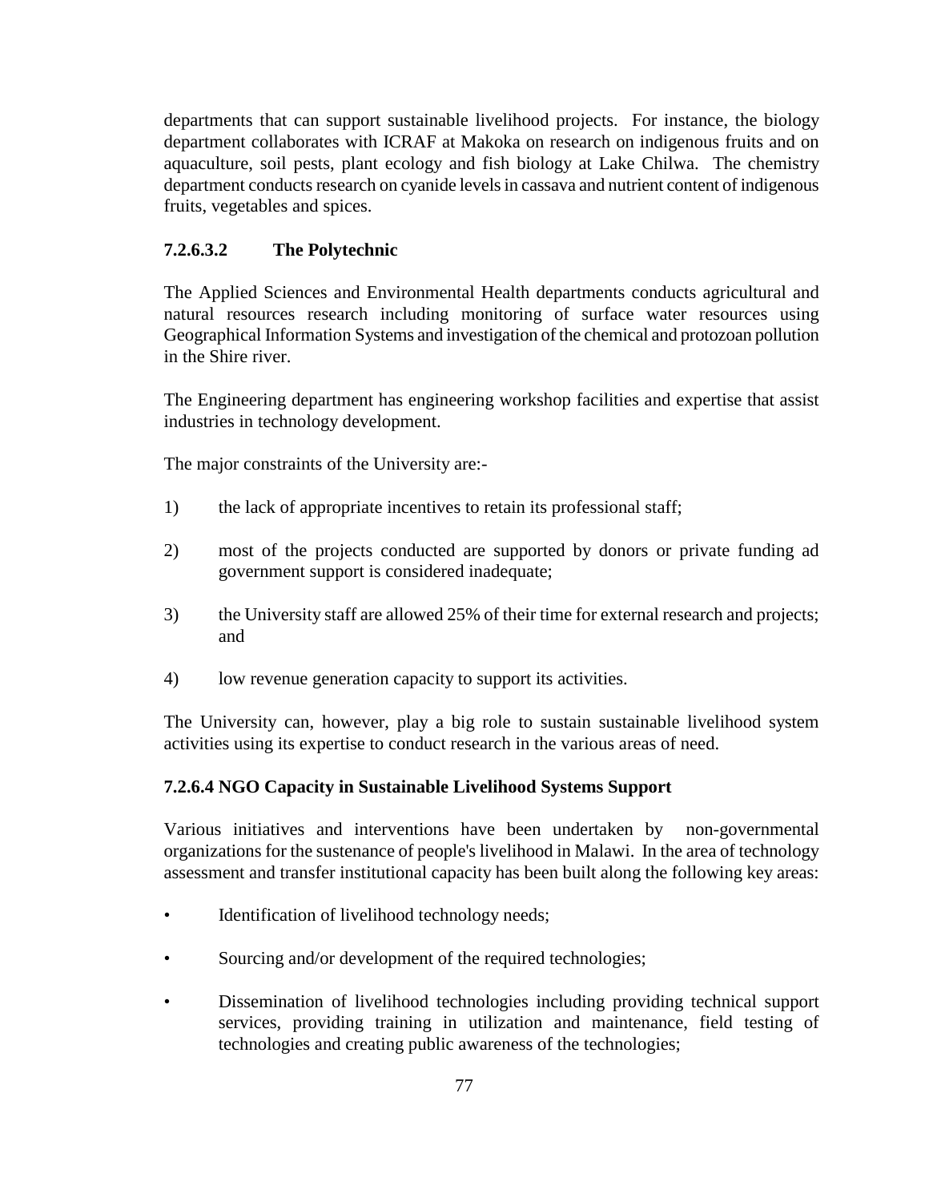departments that can support sustainable livelihood projects. For instance, the biology department collaborates with ICRAF at Makoka on research on indigenous fruits and on aquaculture, soil pests, plant ecology and fish biology at Lake Chilwa. The chemistry department conducts research on cyanide levels in cassava and nutrient content of indigenous fruits, vegetables and spices.

#### 7.2.6.3.2 The Polytechnic

The Applied Sciences and Environmental Health departments conducts agricultural and natural resources research including monitoring of surface water resources using Geographical Information Systems and investigation of the chemical and protozoan pollution in the Shire river.

The Engineering department has engineering workshop facilities and expertise that assist industries in technology development.

The major constraints of the University are:-

1) the lack of appropriate incentives to retain its professional staff;

2) most of the projects conducted are supported by donors or private funding ad government support is considered inadequate;

3) the University staff are allowed 25% of their time for external research and projects; and

4) low revenue generation capacity to support its activities.

The University can, however, play a big role to sustain sustainable livelihood system activities using its expertise to conduct research in the various areas of need.

#### 7.2.6.4 NGO Capacity in Sustainable Livelihood Systems Support

Various initiatives and interventions have been undertaken by non-governmental organizations for the sustenance of people's livelihood in Malawi. In the area of technology assessment and transfer institutional capacity has been built along the following key areas:

- Identification of livelihood technology needs;
- Sourcing and/or development of the required technologies;
- Dissemination of livelihood technologies including providing technical support services, providing training in utilization and maintenance, field testing of technologies and creating public awareness of the technologies;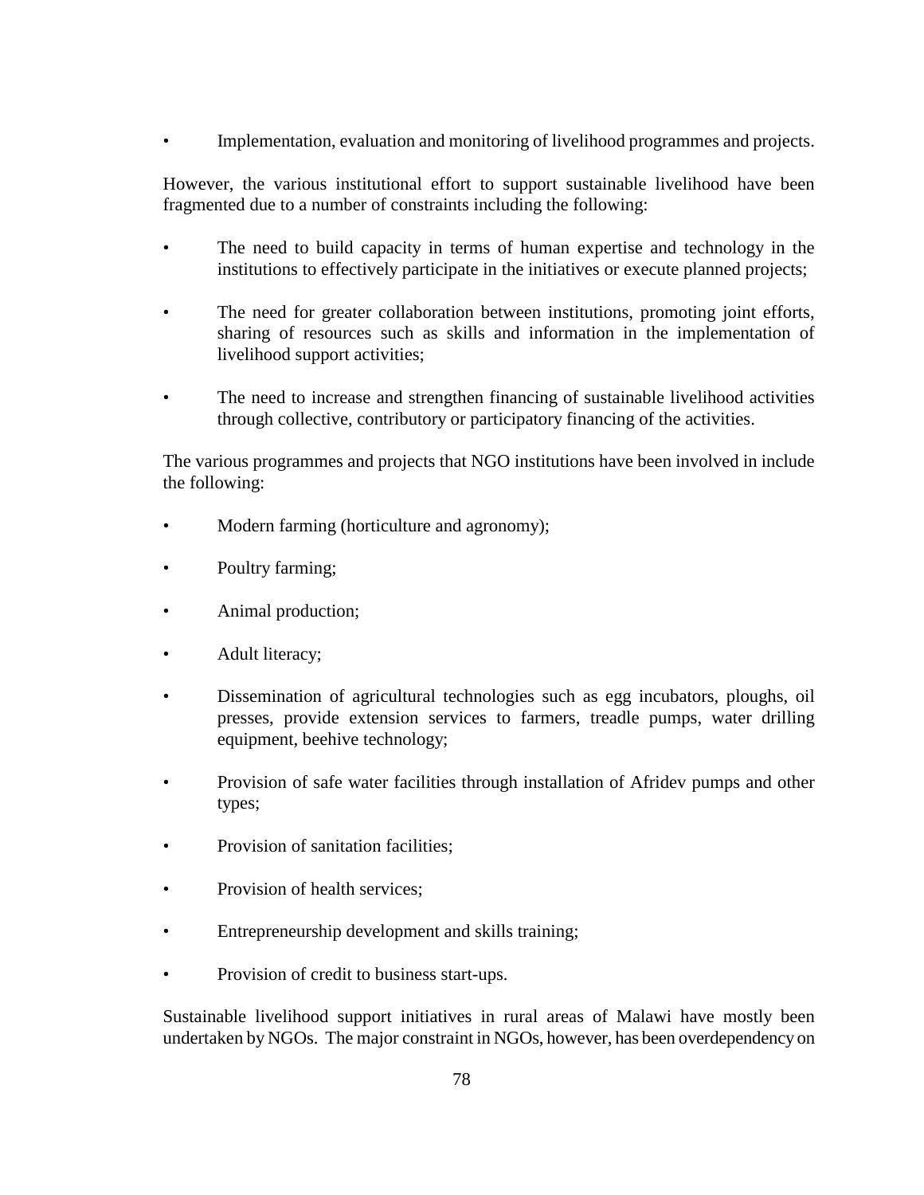- Implementation, evaluation and monitoring of livelihood programmes and projects.

However, the various institutional effort to support sustainable livelihood have been fragmented due to a number of constraints including the following:

- The need to build capacity in terms of human expertise and technology in the institutions to effectively participate in the initiatives or execute planned projects;
- The need for greater collaboration between institutions, promoting joint efforts, sharing of resources such as skills and information in the implementation of livelihood support activities;
- The need to increase and strengthen financing of sustainable livelihood activities through collective, contributory or participatory financing of the activities.

The various programmes and projects that NGO institutions have been involved in include the following:

- Modern farming (horticulture and agronomy);
- Poultry farming;
- Animal production;
- Adult literacy;
- Dissemination of agricultural technologies such as egg incubators, ploughs, oil presses, provide extension services to farmers, treadle pumps, water drilling equipment, beehive technology;
- Provision of safe water facilities through installation of Afridev pumps and other types;
- Provision of sanitation facilities;
- Provision of health services;
- Entrepreneurship development and skills training;
- Provision of credit to business start-ups.

Sustainable livelihood support initiatives in rural areas of Malawi have mostly been undertaken by NGOs. The major constraint in NGOs, however, has been overdependency on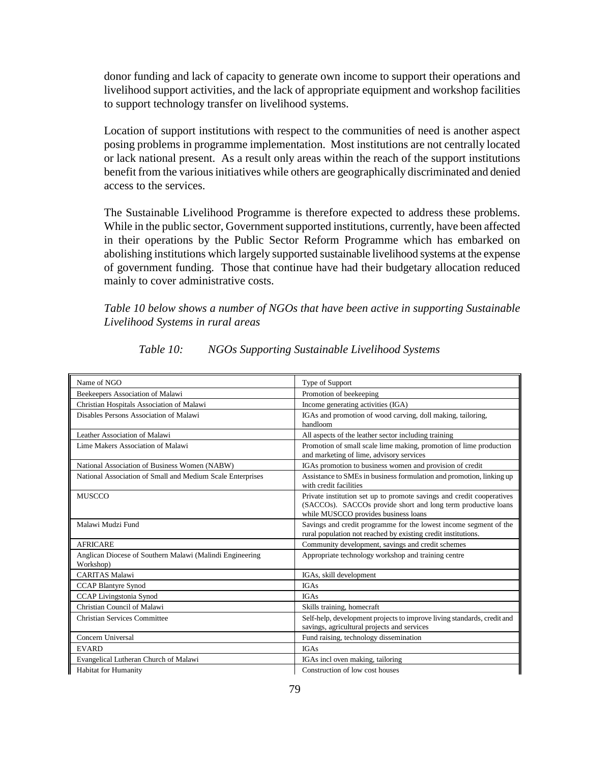donor funding and lack of capacity to generate own income to support their operations and livelihood support activities, and the lack of appropriate equipment and workshop facilities to support technology transfer on livelihood systems.

Location of support institutions with respect to the communities of need is another aspect posing problems in programme implementation. Most institutions are not centrally located or lack national present. As a result only areas within the reach of the support institutions benefit from the various initiatives while others are geographically discriminated and denied access to the services.

The Sustainable Livelihood Programme is therefore expected to address these problems. While in the public sector, Government supported institutions, currently, have been affected in their operations by the Public Sector Reform Programme which has embarked on abolishing institutions which largely supported sustainable livelihood systems at the expense of government funding. Those that continue have had their budgetary allocation reduced mainly to cover administrative costs.

*Table 10 below shows a number of NGOs that have been active in supporting Sustainable Livelihood Systems in rural areas*

*Table 10: NGOs Supporting Sustainable Livelihood Systems*

| Name of NGO | Type of Support |
|---|---|
| Beekeepers Association of Malawi | Promotion of beekeeping |
| Christian Hospitals Association of Malawi | Income generating activities (IGA) |
| Disables Persons Association of Malawi | IGAs and promotion of wood carving, doll making, tailoring, handloom |
| Leather Association of Malawi | All aspects of the leather sector including training |
| Lime Makers Association of Malawi | Promotion of small scale lime making, promotion of lime production and marketing of lime, advisory services |
| National Association of Business Women (NABW) | IGAs promotion to business women and provision of credit |
| National Association of Small and Medium Scale Enterprises | Assistance to SMEs in business formulation and promotion, linking up with credit facilities |
| MUSCCO | Private institution set up to promote savings and credit cooperatives (SACCOs). SACCOs provide short and long term productive loans while MUSCCO provides business loans |
| Malawi Mudzi Fund | Savings and credit programme for the lowest income segment of the rural population not reached by existing credit institutions. |
| AFRICARE | Community development, savings and credit schemes |
| Anglican Diocese of Southern Malawi (Malindi Engineering Workshop) | Appropriate technology workshop and training centre |
| CARITAS Malawi | IGAs, skill development |
| CCAP Blantyre Synod | IGAs |
| CCAP Livingstonia Synod | IGAs |
| Christian Council of Malawi | Skills training, homecraft |
| Christian Services Committee | Self-help, development projects to improve living standards, credit and savings, agricultural projects and services |
| Concern Universal | Fund raising, technology dissemination |
| EVARD | IGAs |
| Evangelical Lutheran Church of Malawi | IGAs incl oven making, tailoring |
| Habitat for Humanity | Construction of low cost houses |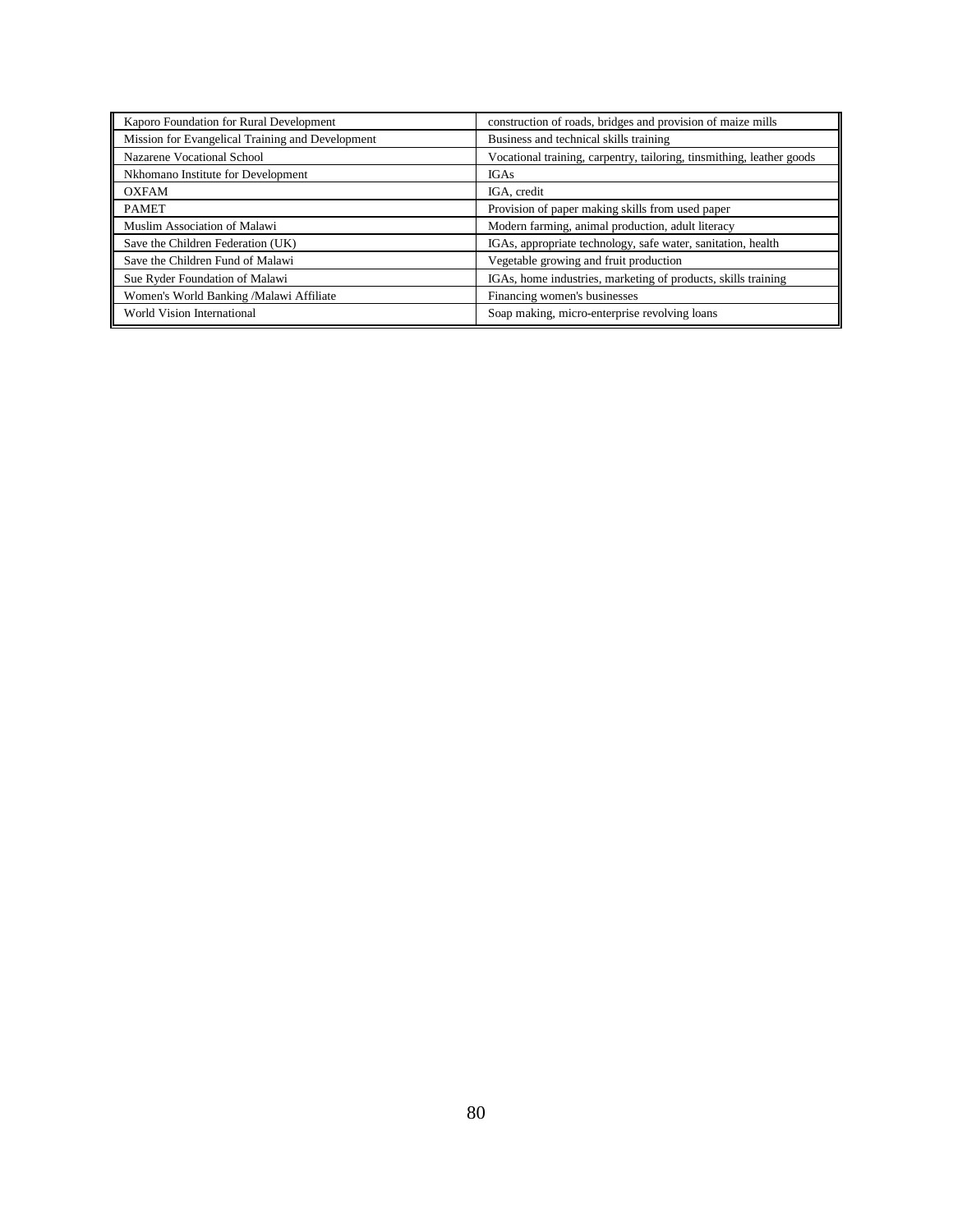| Kaporo Foundation for Rural Development | construction of roads, bridges and provision of maize mills |
|---|---|
| Mission for Evangelical Training and Development | Business and technical skills training |
| Nazarene Vocational School | Vocational training, carpentry, tailoring, tinsmithing, leather goods |
| Nkhomano Institute for Development | IGAs |
| OXFAM | IGA, credit |
| PAMET | Provision of paper making skills from used paper |
| Muslim Association of Malawi | Modern farming, animal production, adult literacy |
| Save the Children Federation (UK) | IGAs, appropriate technology, safe water, sanitation, health |
| Save the Children Fund of Malawi | Vegetable growing and fruit production |
| Sue Ryder Foundation of Malawi | IGAs, home industries, marketing of products, skills training |
| Women's World Banking /Malawi Affiliate | Financing women's businesses |
| World Vision International | Soap making, micro-enterprise revolving loans |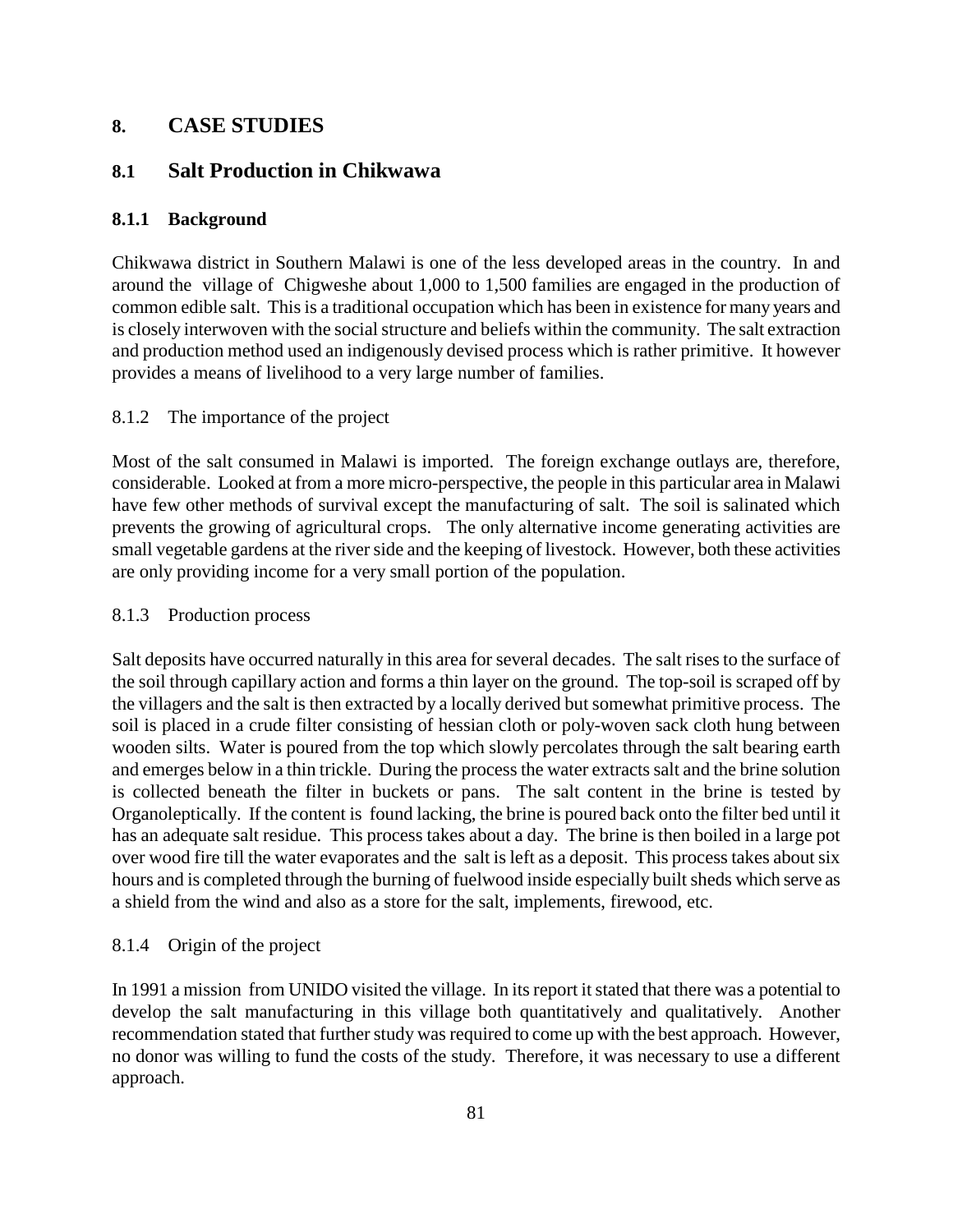## 8. CASE STUDIES

### 8.1 Salt Production in Chikwawa

#### 8.1.1 Background

Chikwawa district in Southern Malawi is one of the less developed areas in the country. In and around the village of Chigweshe about 1,000 to 1,500 families are engaged in the production of common edible salt. This is a traditional occupation which has been in existence for many years and is closely interwoven with the social structure and beliefs within the community. The salt extraction and production method used an indigenously devised process which is rather primitive. It however provides a means of livelihood to a very large number of families.

#### 8.1.2 The importance of the project

Most of the salt consumed in Malawi is imported. The foreign exchange outlays are, therefore, considerable. Looked at from a more micro-perspective, the people in this particular area in Malawi have few other methods of survival except the manufacturing of salt. The soil is salinated which prevents the growing of agricultural crops. The only alternative income generating activities are small vegetable gardens at the river side and the keeping of livestock. However, both these activities are only providing income for a very small portion of the population.

#### 8.1.3 Production process

Salt deposits have occurred naturally in this area for several decades. The salt rises to the surface of the soil through capillary action and forms a thin layer on the ground. The top-soil is scraped off by the villagers and the salt is then extracted by a locally derived but somewhat primitive process. The soil is placed in a crude filter consisting of hessian cloth or poly-woven sack cloth hung between wooden silts. Water is poured from the top which slowly percolates through the salt bearing earth and emerges below in a thin trickle. During the process the water extracts salt and the brine solution is collected beneath the filter in buckets or pans. The salt content in the brine is tested by Organoleptically. If the content is found lacking, the brine is poured back onto the filter bed until it has an adequate salt residue. This process takes about a day. The brine is then boiled in a large pot over wood fire till the water evaporates and the salt is left as a deposit. This process takes about six hours and is completed through the burning of fuelwood inside especially built sheds which serve as a shield from the wind and also as a store for the salt, implements, firewood, etc.

#### 8.1.4 Origin of the project

In 1991 a mission from UNIDO visited the village. In its report it stated that there was a potential to develop the salt manufacturing in this village both quantitatively and qualitatively. Another recommendation stated that further study was required to come up with the best approach. However, no donor was willing to fund the costs of the study. Therefore, it was necessary to use a different approach.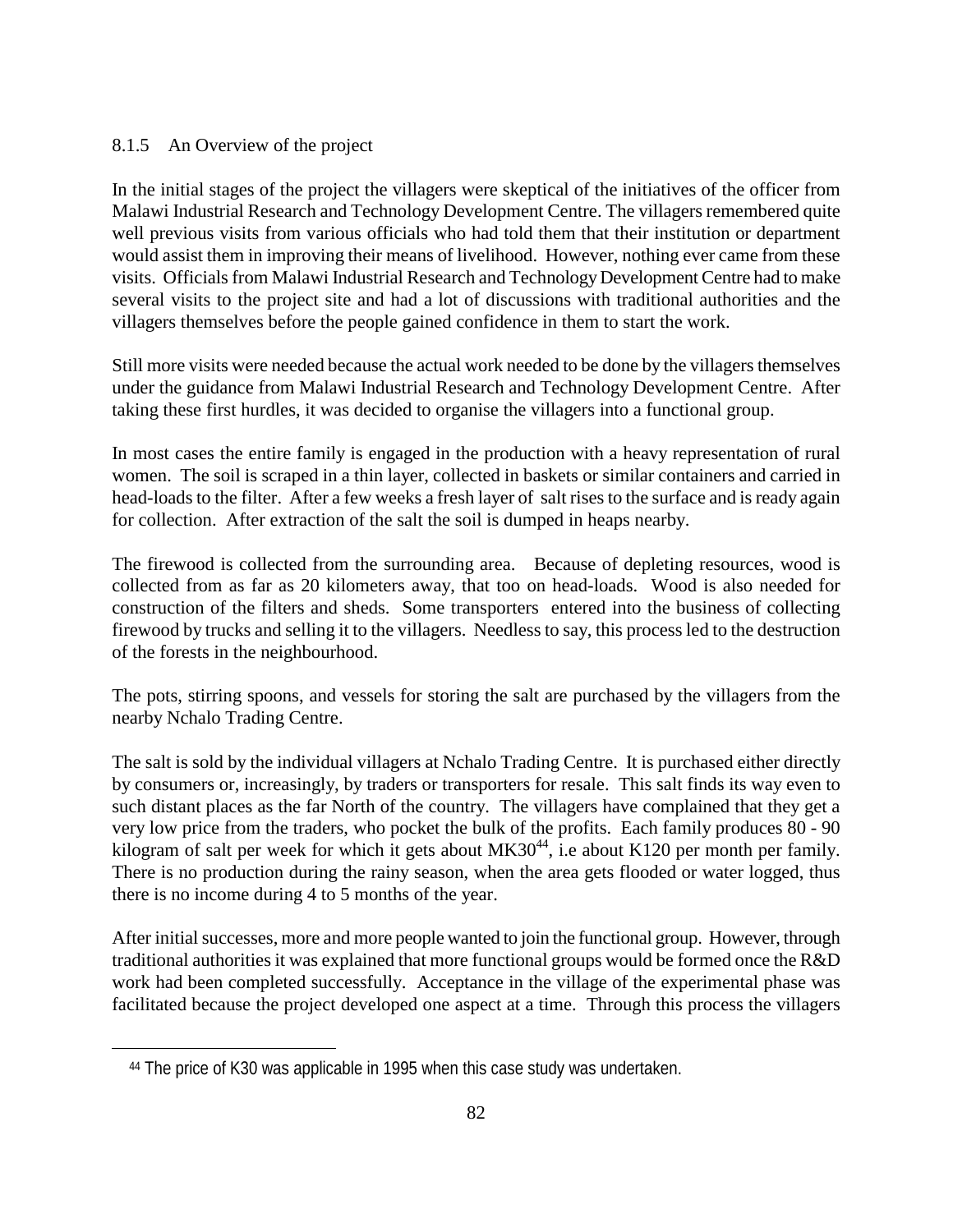### 8.1.5 An Overview of the project

In the initial stages of the project the villagers were skeptical of the initiatives of the officer from Malawi Industrial Research and Technology Development Centre. The villagers remembered quite well previous visits from various officials who had told them that their institution or department would assist them in improving their means of livelihood. However, nothing ever came from these visits. Officials from Malawi Industrial Research and Technology Development Centre had to make several visits to the project site and had a lot of discussions with traditional authorities and the villagers themselves before the people gained confidence in them to start the work.

Still more visits were needed because the actual work needed to be done by the villagers themselves under the guidance from Malawi Industrial Research and Technology Development Centre. After taking these first hurdles, it was decided to organise the villagers into a functional group.

In most cases the entire family is engaged in the production with a heavy representation of rural women. The soil is scraped in a thin layer, collected in baskets or similar containers and carried in head-loads to the filter. After a few weeks a fresh layer of salt rises to the surface and is ready again for collection. After extraction of the salt the soil is dumped in heaps nearby.

The firewood is collected from the surrounding area. Because of depleting resources, wood is collected from as far as 20 kilometers away, that too on head-loads. Wood is also needed for construction of the filters and sheds. Some transporters entered into the business of collecting firewood by trucks and selling it to the villagers. Needless to say, this process led to the destruction of the forests in the neighbourhood.

The pots, stirring spoons, and vessels for storing the salt are purchased by the villagers from the nearby Nchalo Trading Centre.

The salt is sold by the individual villagers at Nchalo Trading Centre. It is purchased either directly by consumers or, increasingly, by traders or transporters for resale. This salt finds its way even to such distant places as the far North of the country. The villagers have complained that they get a very low price from the traders, who pocket the bulk of the profits. Each family produces 80 - 90 kilogram of salt per week for which it gets about MK30[44], i.e about K120 per month per family. There is no production during the rainy season, when the area gets flooded or water logged, thus there is no income during 4 to 5 months of the year.

After initial successes, more and more people wanted to join the functional group. However, through traditional authorities it was explained that more functional groups would be formed once the R&D work had been completed successfully. Acceptance in the village of the experimental phase was facilitated because the project developed one aspect at a time. Through this process the villagers

---

[44] The price of K30 was applicable in 1995 when this case study was undertaken.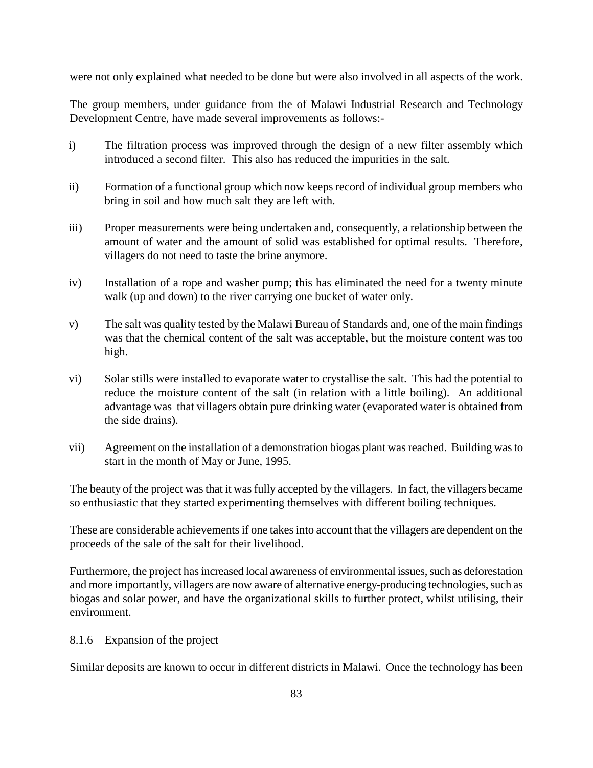were not only explained what needed to be done but were also involved in all aspects of the work.

The group members, under guidance from the of Malawi Industrial Research and Technology Development Centre, have made several improvements as follows:-

i) The filtration process was improved through the design of a new filter assembly which introduced a second filter. This also has reduced the impurities in the salt.

ii) Formation of a functional group which now keeps record of individual group members who bring in soil and how much salt they are left with.

iii) Proper measurements were being undertaken and, consequently, a relationship between the amount of water and the amount of solid was established for optimal results. Therefore, villagers do not need to taste the brine anymore.

iv) Installation of a rope and washer pump; this has eliminated the need for a twenty minute walk (up and down) to the river carrying one bucket of water only.

v) The salt was quality tested by the Malawi Bureau of Standards and, one of the main findings was that the chemical content of the salt was acceptable, but the moisture content was too high.

vi) Solar stills were installed to evaporate water to crystallise the salt. This had the potential to reduce the moisture content of the salt (in relation with a little boiling). An additional advantage was that villagers obtain pure drinking water (evaporated water is obtained from the side drains).

vii) Agreement on the installation of a demonstration biogas plant was reached. Building was to start in the month of May or June, 1995.

The beauty of the project was that it was fully accepted by the villagers. In fact, the villagers became so enthusiastic that they started experimenting themselves with different boiling techniques.

These are considerable achievements if one takes into account that the villagers are dependent on the proceeds of the sale of the salt for their livelihood.

Furthermore, the project has increased local awareness of environmental issues, such as deforestation and more importantly, villagers are now aware of alternative energy-producing technologies, such as biogas and solar power, and have the organizational skills to further protect, whilst utilising, their environment.

8.1.6 Expansion of the project

Similar deposits are known to occur in different districts in Malawi. Once the technology has been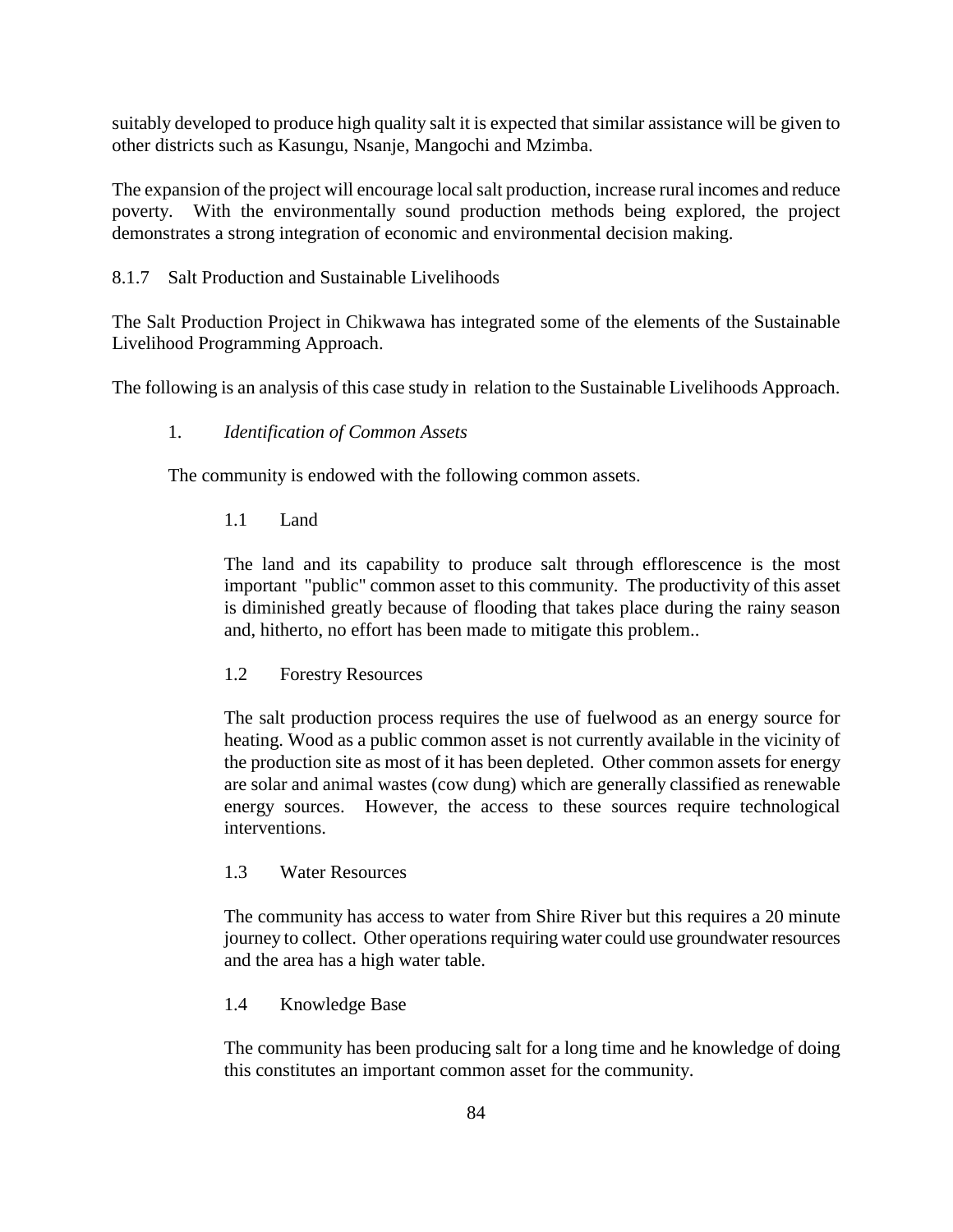suitably developed to produce high quality salt it is expected that similar assistance will be given to other districts such as Kasungu, Nsanje, Mangochi and Mzimba.

The expansion of the project will encourage local salt production, increase rural incomes and reduce poverty. With the environmentally sound production methods being explored, the project demonstrates a strong integration of economic and environmental decision making.

### 8.1.7 Salt Production and Sustainable Livelihoods

The Salt Production Project in Chikwawa has integrated some of the elements of the Sustainable Livelihood Programming Approach.

The following is an analysis of this case study in relation to the Sustainable Livelihoods Approach.

1. *Identification of Common Assets*

The community is endowed with the following common assets.

1.1 Land

The land and its capability to produce salt through efflorescence is the most important "public" common asset to this community. The productivity of this asset is diminished greatly because of flooding that takes place during the rainy season and, hitherto, no effort has been made to mitigate this problem..

1.2 Forestry Resources

The salt production process requires the use of fuelwood as an energy source for heating. Wood as a public common asset is not currently available in the vicinity of the production site as most of it has been depleted. Other common assets for energy are solar and animal wastes (cow dung) which are generally classified as renewable energy sources. However, the access to these sources require technological interventions.

1.3 Water Resources

The community has access to water from Shire River but this requires a 20 minute journey to collect. Other operations requiring water could use groundwater resources and the area has a high water table.

1.4 Knowledge Base

The community has been producing salt for a long time and he knowledge of doing this constitutes an important common asset for the community.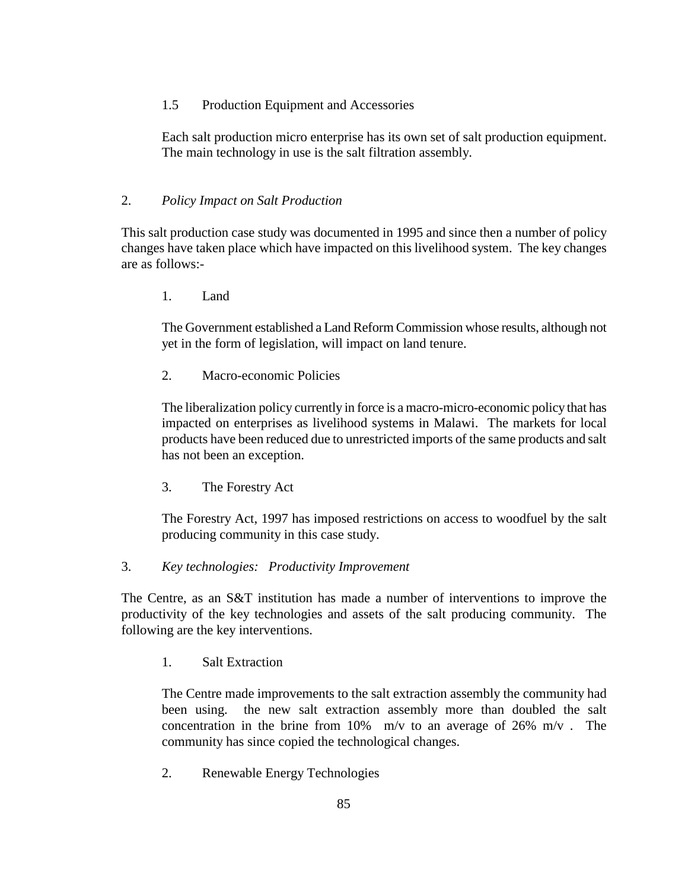### 1.5 Production Equipment and Accessories

Each salt production micro enterprise has its own set of salt production equipment. The main technology in use is the salt filtration assembly.

## 2. *Policy Impact on Salt Production*

This salt production case study was documented in 1995 and since then a number of policy changes have taken place which have impacted on this livelihood system. The key changes are as follows:-

### 1. Land

The Government established a Land Reform Commission whose results, although not yet in the form of legislation, will impact on land tenure.

### 2. Macro-economic Policies

The liberalization policy currently in force is a macro-micro-economic policy that has impacted on enterprises as livelihood systems in Malawi. The markets for local products have been reduced due to unrestricted imports of the same products and salt has not been an exception.

### 3. The Forestry Act

The Forestry Act, 1997 has imposed restrictions on access to woodfuel by the salt producing community in this case study.

## 3. *Key technologies: Productivity Improvement*

The Centre, as an S&T institution has made a number of interventions to improve the productivity of the key technologies and assets of the salt producing community. The following are the key interventions.

### 1. Salt Extraction

The Centre made improvements to the salt extraction assembly the community had been using. the new salt extraction assembly more than doubled the salt concentration in the brine from 10% m/v to an average of 26% m/v . The community has since copied the technological changes.

### 2. Renewable Energy Technologies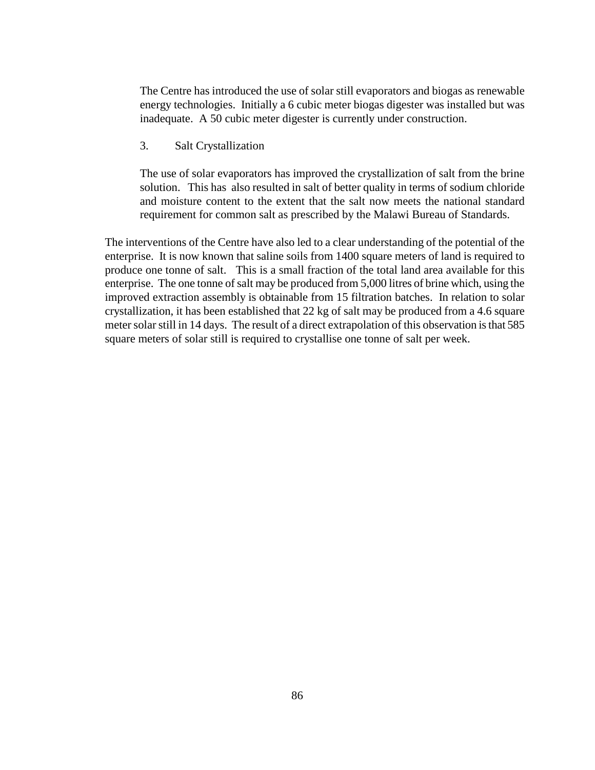The Centre has introduced the use of solar still evaporators and biogas as renewable energy technologies. Initially a 6 cubic meter biogas digester was installed but was inadequate. A 50 cubic meter digester is currently under construction.

3. Salt Crystallization

The use of solar evaporators has improved the crystallization of salt from the brine solution. This has also resulted in salt of better quality in terms of sodium chloride and moisture content to the extent that the salt now meets the national standard requirement for common salt as prescribed by the Malawi Bureau of Standards.

The interventions of the Centre have also led to a clear understanding of the potential of the enterprise. It is now known that saline soils from 1400 square meters of land is required to produce one tonne of salt. This is a small fraction of the total land area available for this enterprise. The one tonne of salt may be produced from 5,000 litres of brine which, using the improved extraction assembly is obtainable from 15 filtration batches. In relation to solar crystallization, it has been established that 22 kg of salt may be produced from a 4.6 square meter solar still in 14 days. The result of a direct extrapolation of this observation is that 585 square meters of solar still is required to crystallise one tonne of salt per week.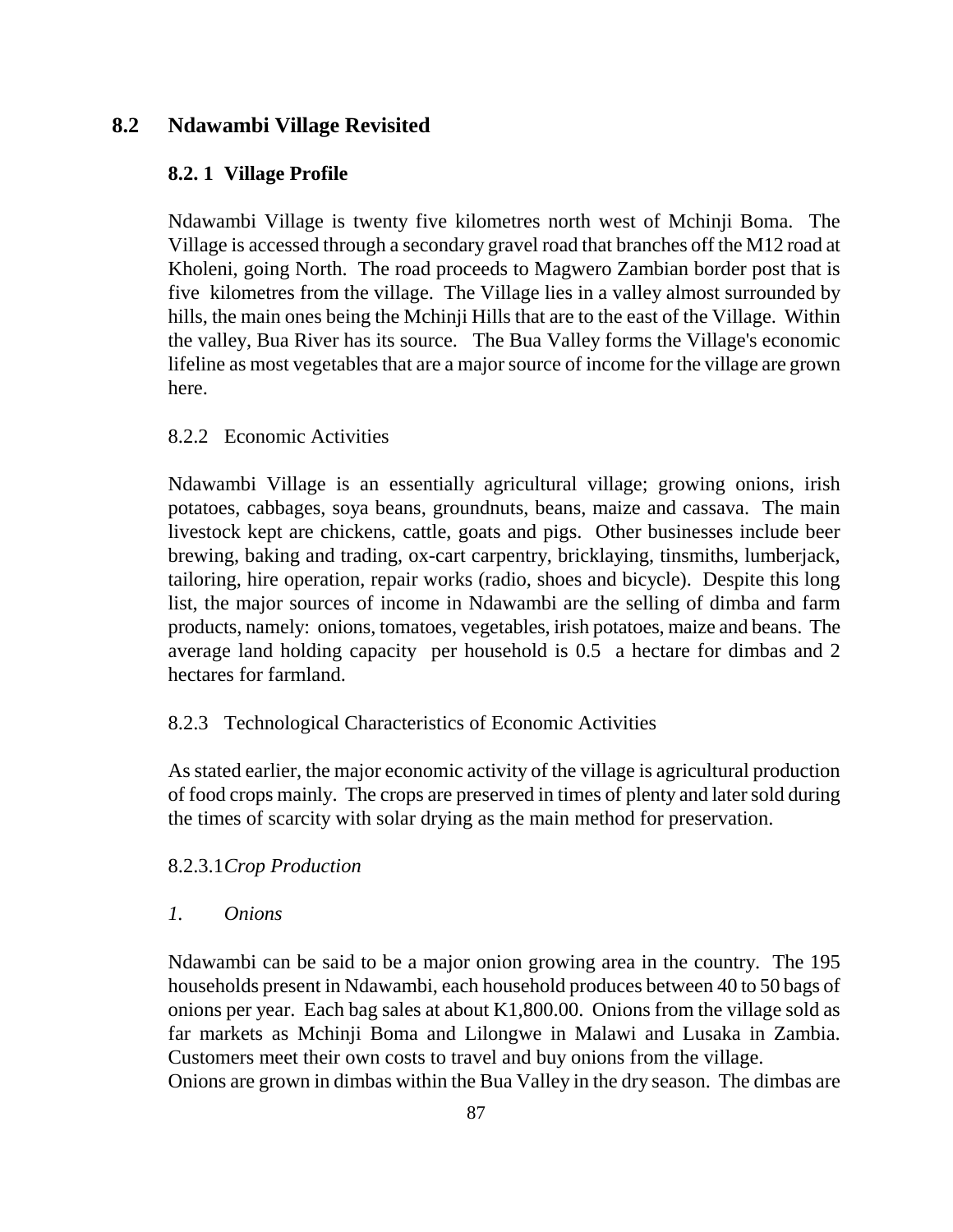## 8.2 Ndawambi Village Revisited

### 8.2. 1 Village Profile

Ndawambi Village is twenty five kilometres north west of Mchinji Boma. The Village is accessed through a secondary gravel road that branches off the M12 road at Kholeni, going North. The road proceeds to Magwero Zambian border post that is five kilometres from the village. The Village lies in a valley almost surrounded by hills, the main ones being the Mchinji Hills that are to the east of the Village. Within the valley, Bua River has its source. The Bua Valley forms the Village's economic lifeline as most vegetables that are a major source of income for the village are grown here.

### 8.2.2 Economic Activities

Ndawambi Village is an essentially agricultural village; growing onions, irish potatoes, cabbages, soya beans, groundnuts, beans, maize and cassava. The main livestock kept are chickens, cattle, goats and pigs. Other businesses include beer brewing, baking and trading, ox-cart carpentry, bricklaying, tinsmiths, lumberjack, tailoring, hire operation, repair works (radio, shoes and bicycle). Despite this long list, the major sources of income in Ndawambi are the selling of dimba and farm products, namely: onions, tomatoes, vegetables, irish potatoes, maize and beans. The average land holding capacity per household is 0.5 a hectare for dimbas and 2 hectares for farmland.

### 8.2.3 Technological Characteristics of Economic Activities

As stated earlier, the major economic activity of the village is agricultural production of food crops mainly. The crops are preserved in times of plenty and later sold during the times of scarcity with solar drying as the main method for preservation.

#### 8.2.3.1 *Crop Production*

*1. Onions*

Ndawambi can be said to be a major onion growing area in the country. The 195 households present in Ndawambi, each household produces between 40 to 50 bags of onions per year. Each bag sales at about K1,800.00. Onions from the village sold as far markets as Mchinji Boma and Lilongwe in Malawi and Lusaka in Zambia. Customers meet their own costs to travel and buy onions from the village.
Onions are grown in dimbas within the Bua Valley in the dry season. The dimbas are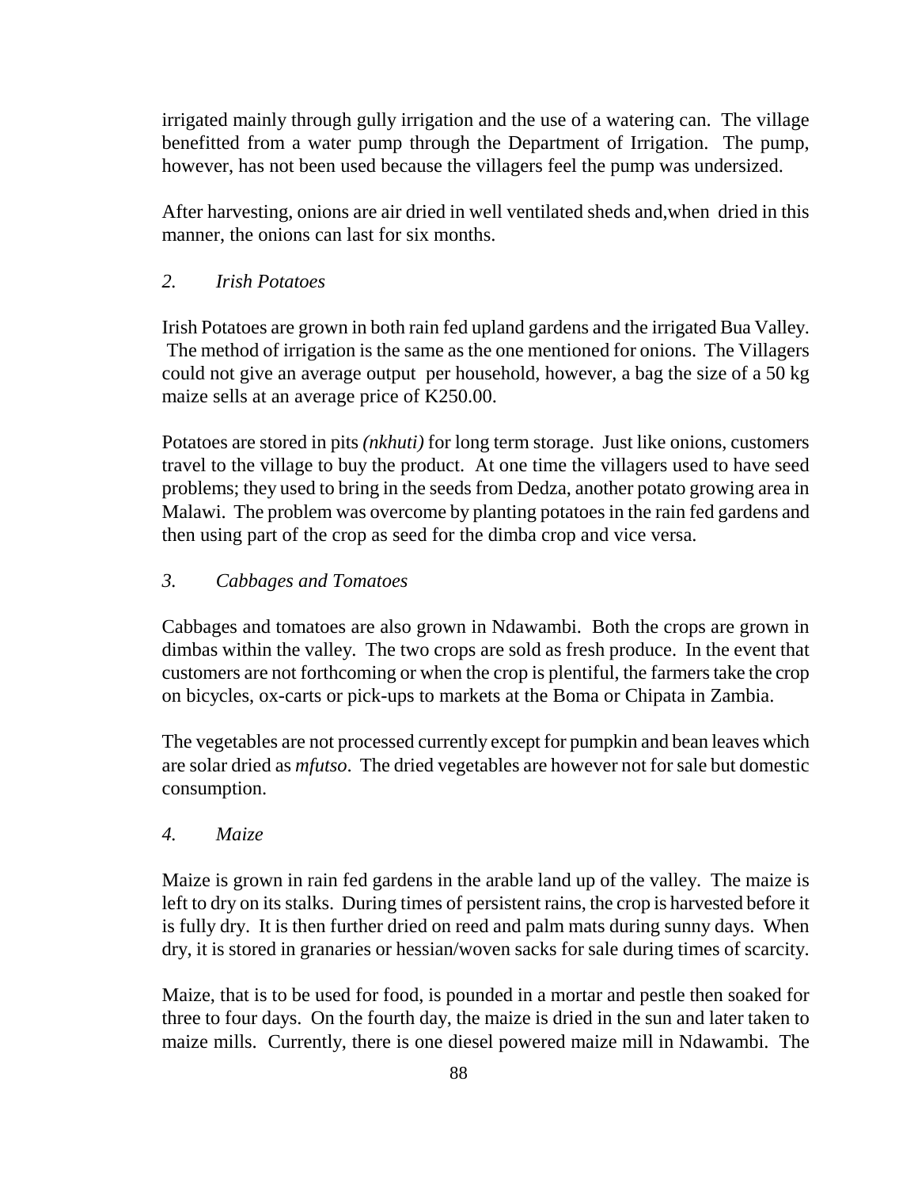irrigated mainly through gully irrigation and the use of a watering can. The village benefitted from a water pump through the Department of Irrigation. The pump, however, has not been used because the villagers feel the pump was undersized.

After harvesting, onions are air dried in well ventilated sheds and,when dried in this manner, the onions can last for six months.

### *2. Irish Potatoes*

Irish Potatoes are grown in both rain fed upland gardens and the irrigated Bua Valley. The method of irrigation is the same as the one mentioned for onions. The Villagers could not give an average output per household, however, a bag the size of a 50 kg maize sells at an average price of K250.00.

Potatoes are stored in pits *(nkhuti)* for long term storage. Just like onions, customers travel to the village to buy the product. At one time the villagers used to have seed problems; they used to bring in the seeds from Dedza, another potato growing area in Malawi. The problem was overcome by planting potatoes in the rain fed gardens and then using part of the crop as seed for the dimba crop and vice versa.

### *3. Cabbages and Tomatoes*

Cabbages and tomatoes are also grown in Ndawambi. Both the crops are grown in dimbas within the valley. The two crops are sold as fresh produce. In the event that customers are not forthcoming or when the crop is plentiful, the farmers take the crop on bicycles, ox-carts or pick-ups to markets at the Boma or Chipata in Zambia.

The vegetables are not processed currently except for pumpkin and bean leaves which are solar dried as *mfutso*. The dried vegetables are however not for sale but domestic consumption.

### *4. Maize*

Maize is grown in rain fed gardens in the arable land up of the valley. The maize is left to dry on its stalks. During times of persistent rains, the crop is harvested before it is fully dry. It is then further dried on reed and palm mats during sunny days. When dry, it is stored in granaries or hessian/woven sacks for sale during times of scarcity.

Maize, that is to be used for food, is pounded in a mortar and pestle then soaked for three to four days. On the fourth day, the maize is dried in the sun and later taken to maize mills. Currently, there is one diesel powered maize mill in Ndawambi. The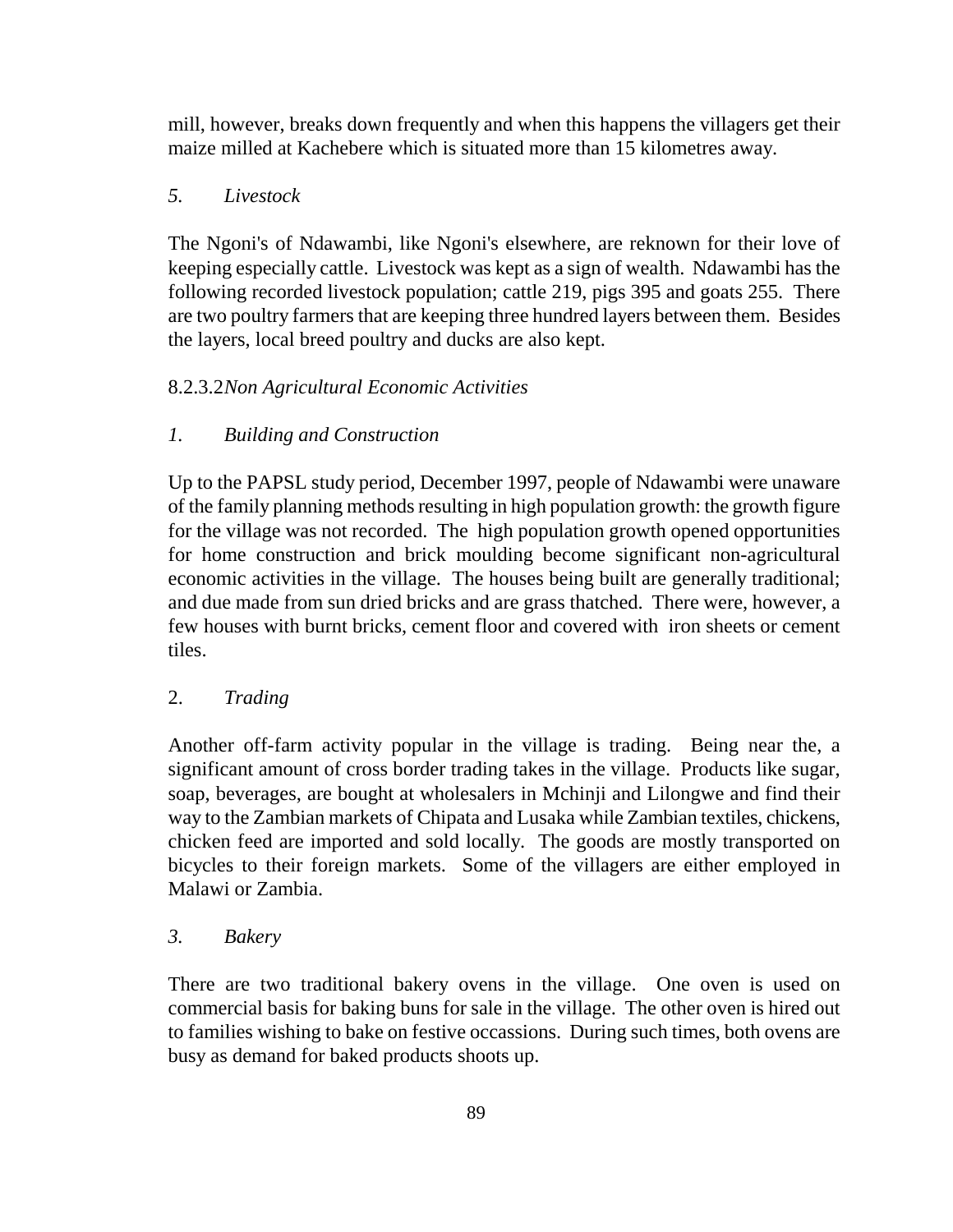mill, however, breaks down frequently and when this happens the villagers get their maize milled at Kachebere which is situated more than 15 kilometres away.

*5. Livestock*

The Ngoni's of Ndawambi, like Ngoni's elsewhere, are reknown for their love of keeping especially cattle. Livestock was kept as a sign of wealth. Ndawambi has the following recorded livestock population; cattle 219, pigs 395 and goats 255. There are two poultry farmers that are keeping three hundred layers between them. Besides the layers, local breed poultry and ducks are also kept.

#### 8.2.3.2*Non Agricultural Economic Activities*

*1. Building and Construction*

Up to the PAPSL study period, December 1997, people of Ndawambi were unaware of the family planning methods resulting in high population growth: the growth figure for the village was not recorded. The high population growth opened opportunities for home construction and brick moulding become significant non-agricultural economic activities in the village. The houses being built are generally traditional; and due made from sun dried bricks and are grass thatched. There were, however, a few houses with burnt bricks, cement floor and covered with iron sheets or cement tiles.

2. *Trading*

Another off-farm activity popular in the village is trading. Being near the, a significant amount of cross border trading takes in the village. Products like sugar, soap, beverages, are bought at wholesalers in Mchinji and Lilongwe and find their way to the Zambian markets of Chipata and Lusaka while Zambian textiles, chickens, chicken feed are imported and sold locally. The goods are mostly transported on bicycles to their foreign markets. Some of the villagers are either employed in Malawi or Zambia.

*3. Bakery*

There are two traditional bakery ovens in the village. One oven is used on commercial basis for baking buns for sale in the village. The other oven is hired out to families wishing to bake on festive occassions. During such times, both ovens are busy as demand for baked products shoots up.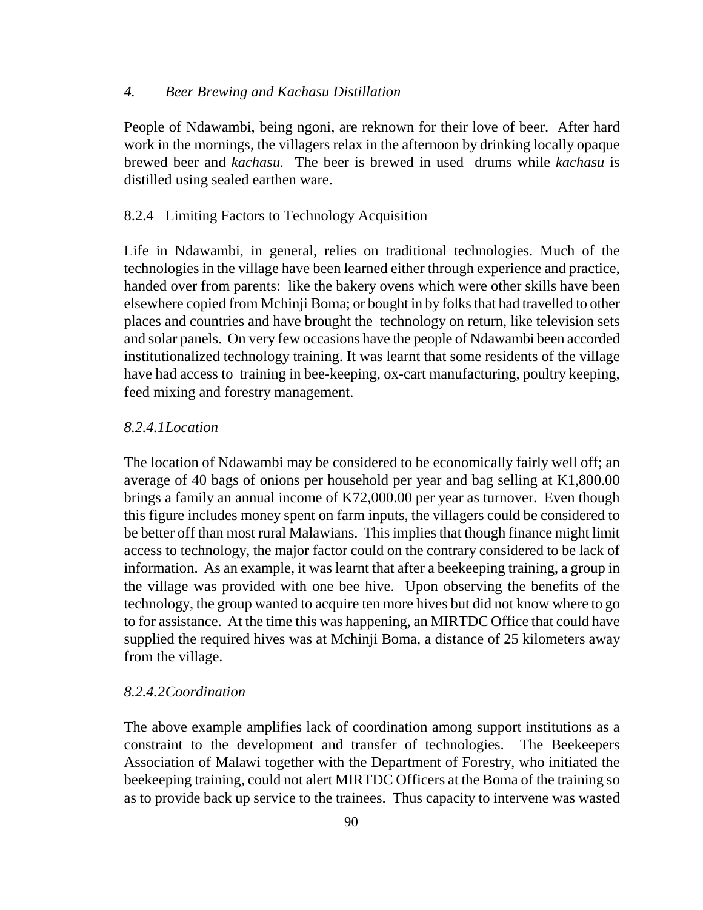*4. Beer Brewing and Kachasu Distillation*

People of Ndawambi, being ngoni, are reknown for their love of beer. After hard work in the mornings, the villagers relax in the afternoon by drinking locally opaque brewed beer and *kachasu.* The beer is brewed in used drums while *kachasu* is distilled using sealed earthen ware.

### 8.2.4 Limiting Factors to Technology Acquisition

Life in Ndawambi, in general, relies on traditional technologies. Much of the technologies in the village have been learned either through experience and practice, handed over from parents: like the bakery ovens which were other skills have been elsewhere copied from Mchinji Boma; or bought in by folks that had travelled to other places and countries and have brought the technology on return, like television sets and solar panels. On very few occasions have the people of Ndawambi been accorded institutionalized technology training. It was learnt that some residents of the village have had access to training in bee-keeping, ox-cart manufacturing, poultry keeping, feed mixing and forestry management.

#### *8.2.4.1Location*

The location of Ndawambi may be considered to be economically fairly well off; an average of 40 bags of onions per household per year and bag selling at K1,800.00 brings a family an annual income of K72,000.00 per year as turnover. Even though this figure includes money spent on farm inputs, the villagers could be considered to be better off than most rural Malawians. This implies that though finance might limit access to technology, the major factor could on the contrary considered to be lack of information. As an example, it was learnt that after a beekeeping training, a group in the village was provided with one bee hive. Upon observing the benefits of the technology, the group wanted to acquire ten more hives but did not know where to go to for assistance. At the time this was happening, an MIRTDC Office that could have supplied the required hives was at Mchinji Boma, a distance of 25 kilometers away from the village.

#### *8.2.4.2Coordination*

The above example amplifies lack of coordination among support institutions as a constraint to the development and transfer of technologies. The Beekeepers Association of Malawi together with the Department of Forestry, who initiated the beekeeping training, could not alert MIRTDC Officers at the Boma of the training so as to provide back up service to the trainees. Thus capacity to intervene was wasted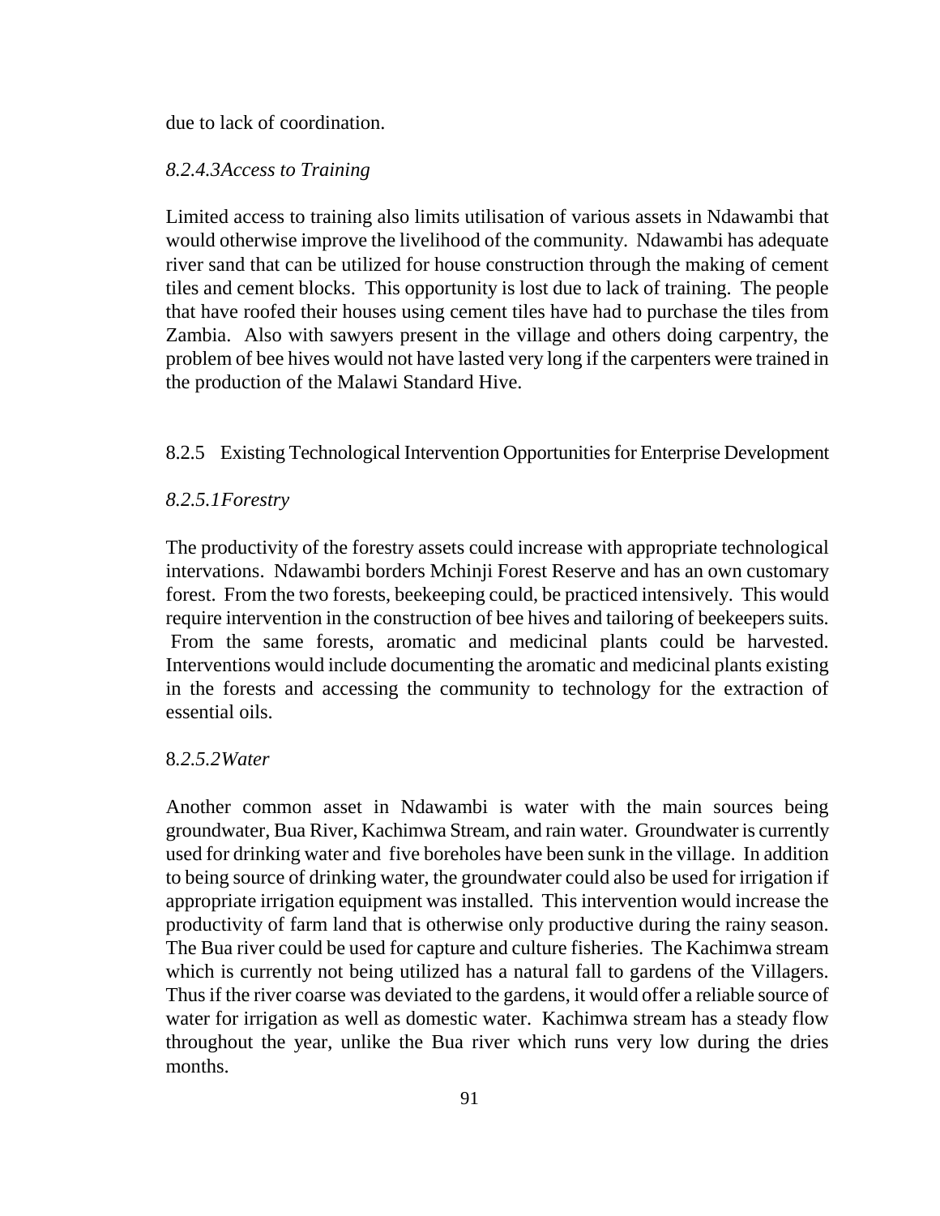due to lack of coordination.

### *8.2.4.3Access to Training*

Limited access to training also limits utilisation of various assets in Ndawambi that would otherwise improve the livelihood of the community. Ndawambi has adequate river sand that can be utilized for house construction through the making of cement tiles and cement blocks. This opportunity is lost due to lack of training. The people that have roofed their houses using cement tiles have had to purchase the tiles from Zambia. Also with sawyers present in the village and others doing carpentry, the problem of bee hives would not have lasted very long if the carpenters were trained in the production of the Malawi Standard Hive.

## 8.2.5 Existing Technological Intervention Opportunities for Enterprise Development

### *8.2.5.1Forestry*

The productivity of the forestry assets could increase with appropriate technological intervations. Ndawambi borders Mchinji Forest Reserve and has an own customary forest. From the two forests, beekeeping could, be practiced intensively. This would require intervention in the construction of bee hives and tailoring of beekeepers suits. From the same forests, aromatic and medicinal plants could be harvested. Interventions would include documenting the aromatic and medicinal plants existing in the forests and accessing the community to technology for the extraction of essential oils.

### 8*.2.5.2Water*

Another common asset in Ndawambi is water with the main sources being groundwater, Bua River, Kachimwa Stream, and rain water. Groundwater is currently used for drinking water and five boreholes have been sunk in the village. In addition to being source of drinking water, the groundwater could also be used for irrigation if appropriate irrigation equipment was installed. This intervention would increase the productivity of farm land that is otherwise only productive during the rainy season. The Bua river could be used for capture and culture fisheries. The Kachimwa stream which is currently not being utilized has a natural fall to gardens of the Villagers. Thus if the river coarse was deviated to the gardens, it would offer a reliable source of water for irrigation as well as domestic water. Kachimwa stream has a steady flow throughout the year, unlike the Bua river which runs very low during the dries months.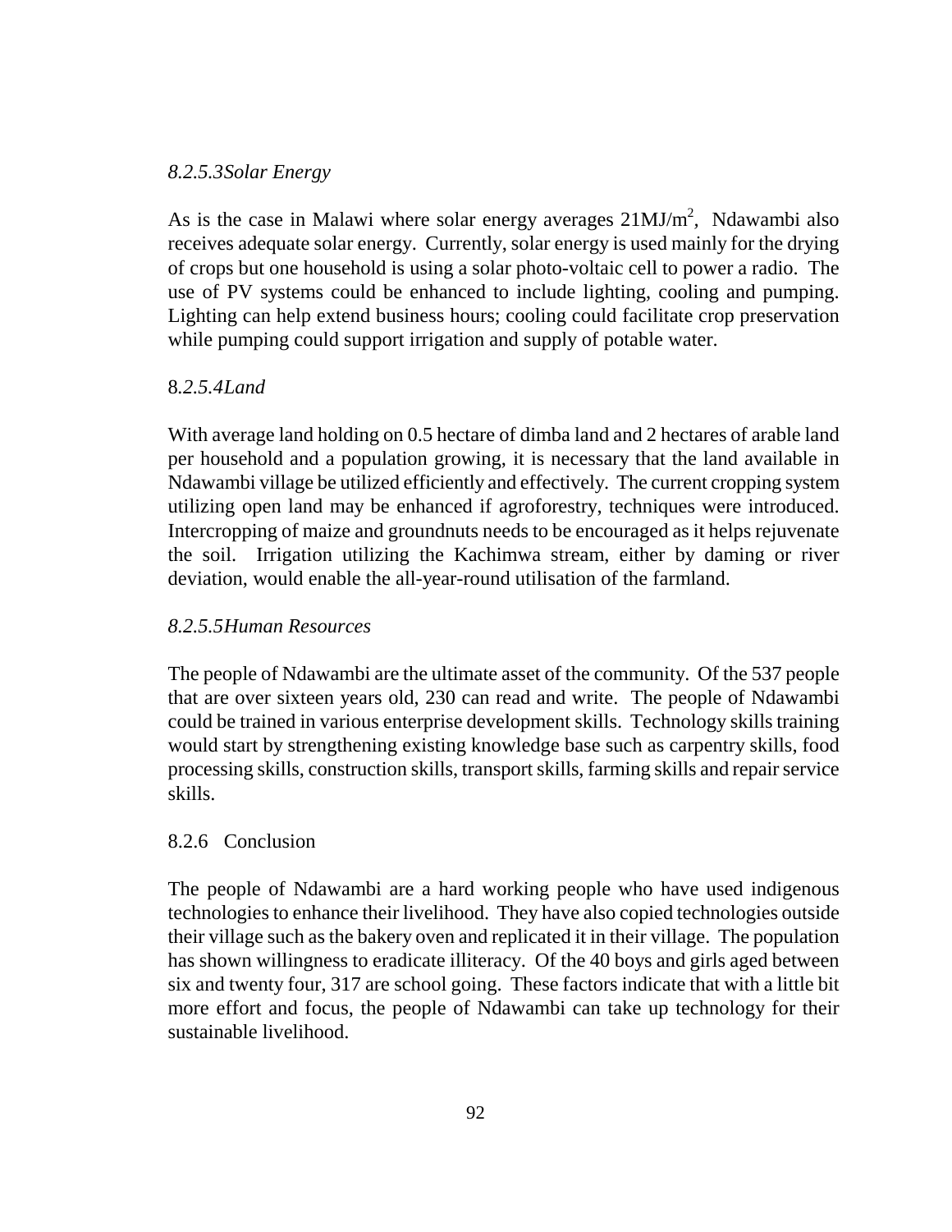#### *8.2.5.3Solar Energy*

As is the case in Malawi where solar energy averages 21MJ/$m^2$, Ndawambi also receives adequate solar energy. Currently, solar energy is used mainly for the drying of crops but one household is using a solar photo-voltaic cell to power a radio. The use of PV systems could be enhanced to include lighting, cooling and pumping. Lighting can help extend business hours; cooling could facilitate crop preservation while pumping could support irrigation and supply of potable water.

#### 8*.2.5.4Land*

With average land holding on 0.5 hectare of dimba land and 2 hectares of arable land per household and a population growing, it is necessary that the land available in Ndawambi village be utilized efficiently and effectively. The current cropping system utilizing open land may be enhanced if agroforestry, techniques were introduced. Intercropping of maize and groundnuts needs to be encouraged as it helps rejuvenate the soil. Irrigation utilizing the Kachimwa stream, either by daming or river deviation, would enable the all-year-round utilisation of the farmland.

#### *8.2.5.5Human Resources*

The people of Ndawambi are the ultimate asset of the community. Of the 537 people that are over sixteen years old, 230 can read and write. The people of Ndawambi could be trained in various enterprise development skills. Technology skills training would start by strengthening existing knowledge base such as carpentry skills, food processing skills, construction skills, transport skills, farming skills and repair service skills.

### 8.2.6 Conclusion

The people of Ndawambi are a hard working people who have used indigenous technologies to enhance their livelihood. They have also copied technologies outside their village such as the bakery oven and replicated it in their village. The population has shown willingness to eradicate illiteracy. Of the 40 boys and girls aged between six and twenty four, 317 are school going. These factors indicate that with a little bit more effort and focus, the people of Ndawambi can take up technology for their sustainable livelihood.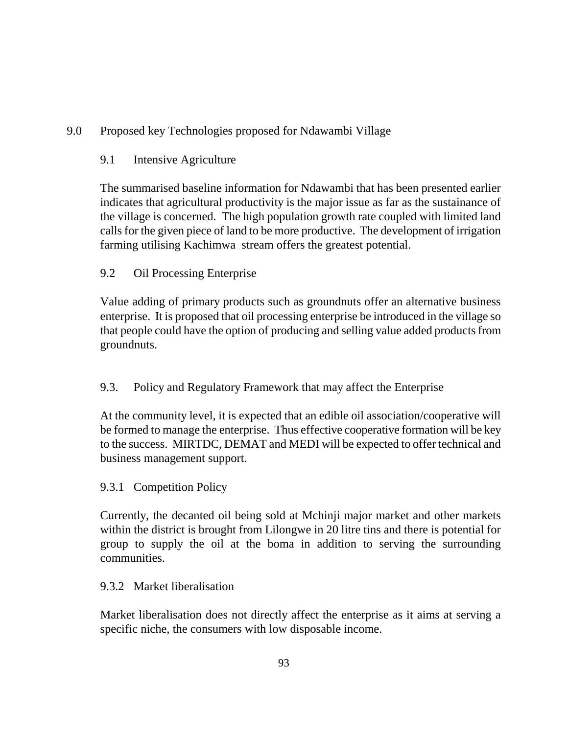# 9.0 Proposed key Technologies proposed for Ndawambi Village

## 9.1 Intensive Agriculture

The summarised baseline information for Ndawambi that has been presented earlier indicates that agricultural productivity is the major issue as far as the sustainance of the village is concerned. The high population growth rate coupled with limited land calls for the given piece of land to be more productive. The development of irrigation farming utilising Kachimwa stream offers the greatest potential.

## 9.2 Oil Processing Enterprise

Value adding of primary products such as groundnuts offer an alternative business enterprise. It is proposed that oil processing enterprise be introduced in the village so that people could have the option of producing and selling value added products from groundnuts.

## 9.3. Policy and Regulatory Framework that may affect the Enterprise

At the community level, it is expected that an edible oil association/cooperative will be formed to manage the enterprise. Thus effective cooperative formation will be key to the success. MIRTDC, DEMAT and MEDI will be expected to offer technical and business management support.

### 9.3.1 Competition Policy

Currently, the decanted oil being sold at Mchinji major market and other markets within the district is brought from Lilongwe in 20 litre tins and there is potential for group to supply the oil at the boma in addition to serving the surrounding communities.

### 9.3.2 Market liberalisation

Market liberalisation does not directly affect the enterprise as it aims at serving a specific niche, the consumers with low disposable income.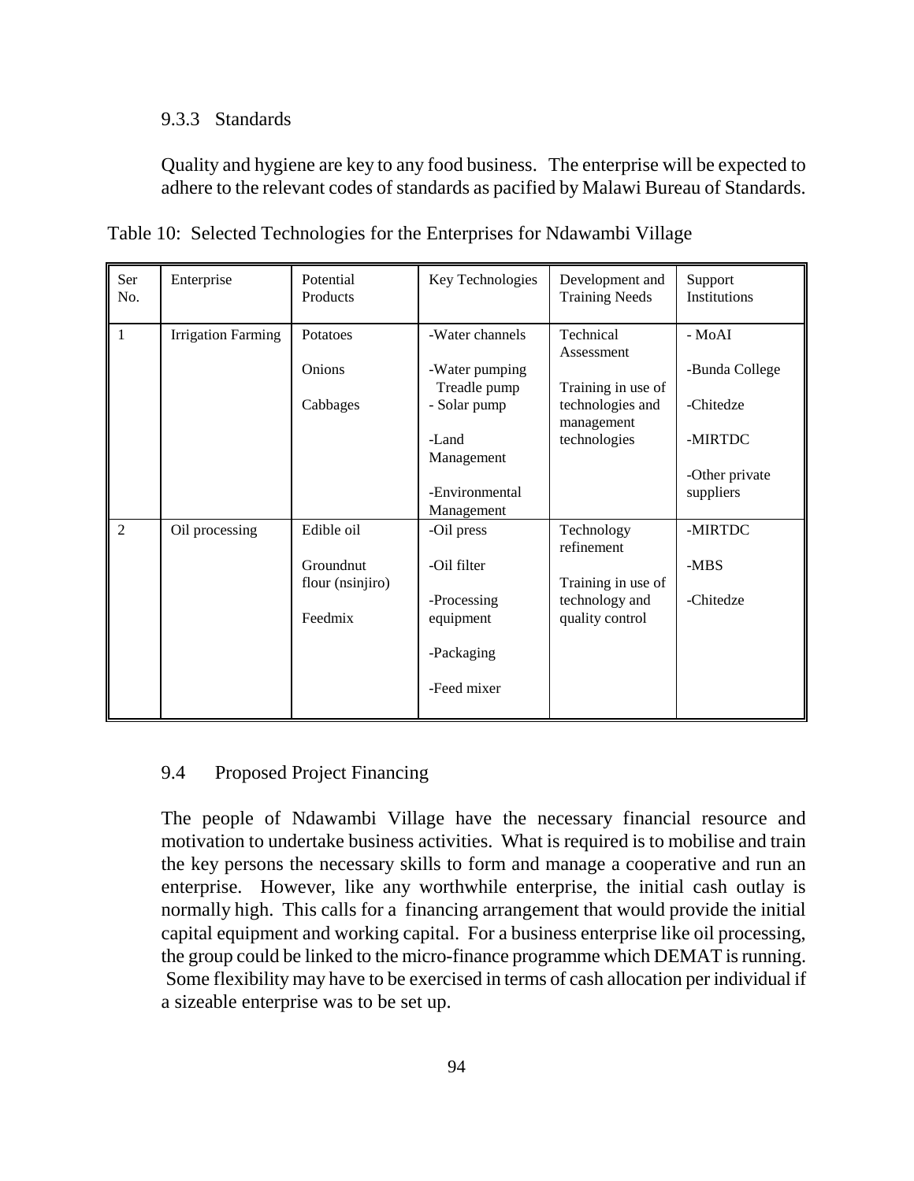### 9.3.3 Standards

Quality and hygiene are key to any food business. The enterprise will be expected to adhere to the relevant codes of standards as pacified by Malawi Bureau of Standards.

Table 10: Selected Technologies for the Enterprises for Ndawambi Village

| Ser No. | Enterprise | Potential Products | Key Technologies | Development and Training Needs | Support Institutions |
|---|---|---|---|---|---|
| 1 | Irrigation Farming | Potatoes<br><br>Onions<br><br>Cabbages | -Water channels<br><br>-Water pumping Treadle pump<br>- Solar pump<br><br>-Land Management<br><br>-Environmental Management | Technical Assessment<br><br>Training in use of technologies and management technologies | - MoAI<br><br>-Bunda College<br><br>-Chitedze<br><br>-MIRTDC<br><br>-Other private suppliers |
| 2 | Oil processing | Edible oil<br><br>Groundnut flour (nsinjiro)<br><br>Feedmix | -Oil press<br><br>-Oil filter<br><br>-Processing equipment<br><br>-Packaging<br><br>-Feed mixer | Technology refinement<br><br>Training in use of technology and quality control | -MIRTDC<br><br>-MBS<br><br>-Chitedze |

## 9.4 Proposed Project Financing

The people of Ndawambi Village have the necessary financial resource and motivation to undertake business activities. What is required is to mobilise and train the key persons the necessary skills to form and manage a cooperative and run an enterprise. However, like any worthwhile enterprise, the initial cash outlay is normally high. This calls for a financing arrangement that would provide the initial capital equipment and working capital. For a business enterprise like oil processing, the group could be linked to the micro-finance programme which DEMAT is running. Some flexibility may have to be exercised in terms of cash allocation per individual if a sizeable enterprise was to be set up.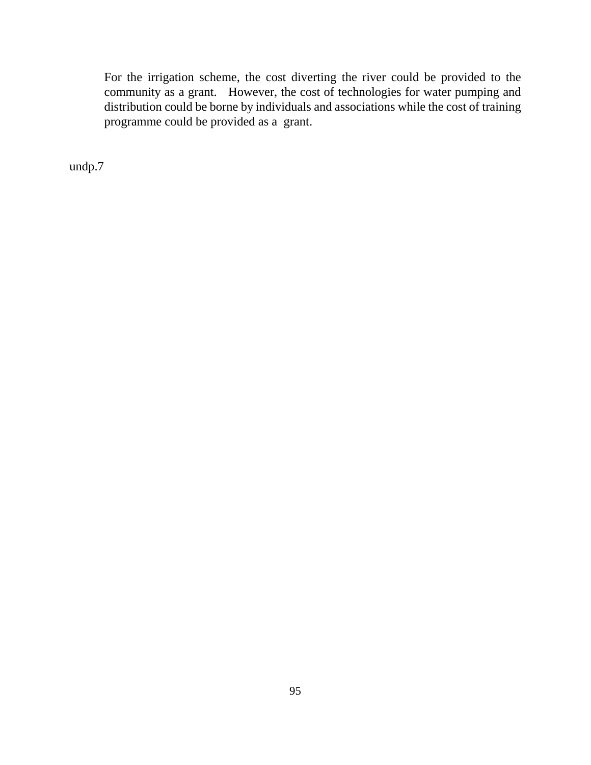For the irrigation scheme, the cost diverting the river could be provided to the community as a grant. However, the cost of technologies for water pumping and distribution could be borne by individuals and associations while the cost of training programme could be provided as a grant.

undp.7